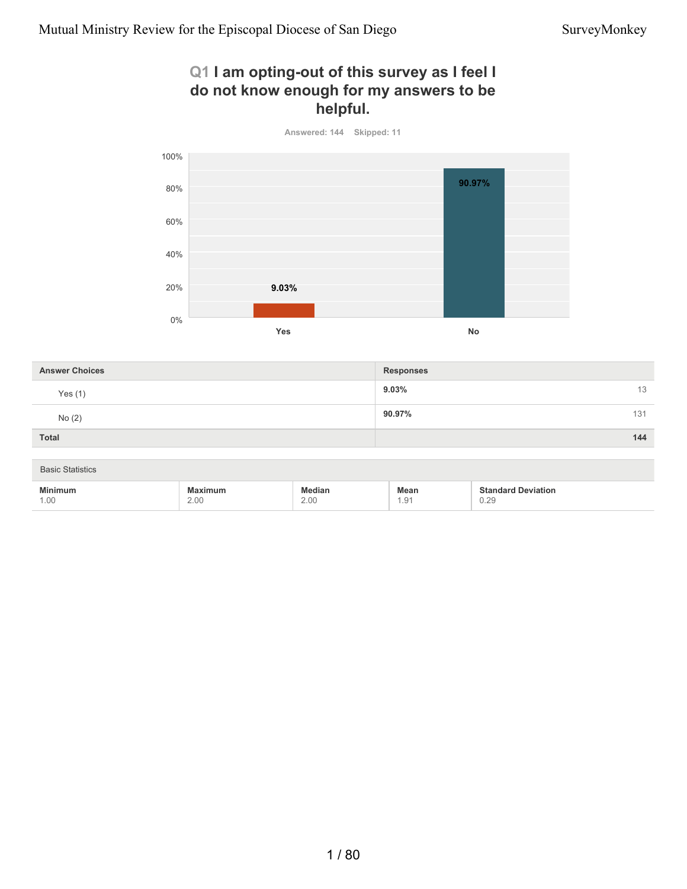## Q1 I am opting-out of this survey as I feel I do not know enough for my answers to be helpful.

Answered: 144 Skipped: 11

| Answer Choices | Responses | |
|---|---|---|
| Yes (1) | 9.03% | 13 |
| No (2) | 90.97% | 131 |
| **Total** | | **144** |

Basic Statistics

| Minimum | Maximum | Median | Mean | Standard Deviation |
|---|---|---|---|---|
| 1.00 | 2.00 | 2.00 | 1.91 | 0.29 |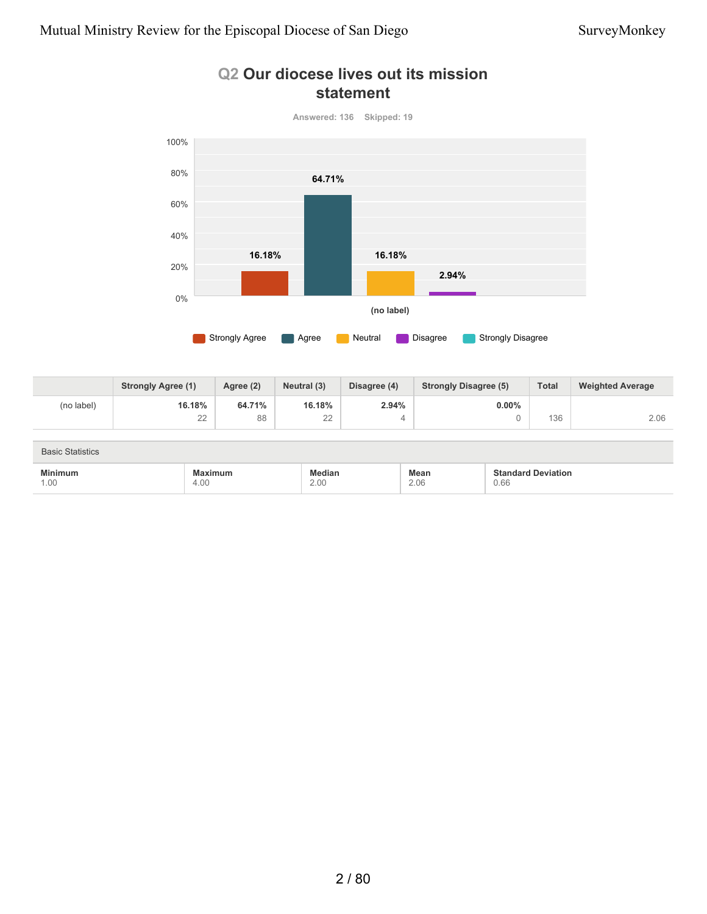## Q2 Our diocese lives out its mission statement

Answered: 136 Skipped: 19

| | Strongly Agree (1) | Agree (2) | Neutral (3) | Disagree (4) | Strongly Disagree (5) | Total | Weighted Average |
|---|---|---|---|---|---|---|---|
| (no label) | 16.18% 22 | 64.71% 88 | 16.18% 22 | 2.94% 4 | 0.00% 0 | 136 | 2.06 |

Basic Statistics

| Minimum | Maximum | Median | Mean | Standard Deviation |
|---|---|---|---|---|
| 1.00 | 4.00 | 2.00 | 2.06 | 0.66 |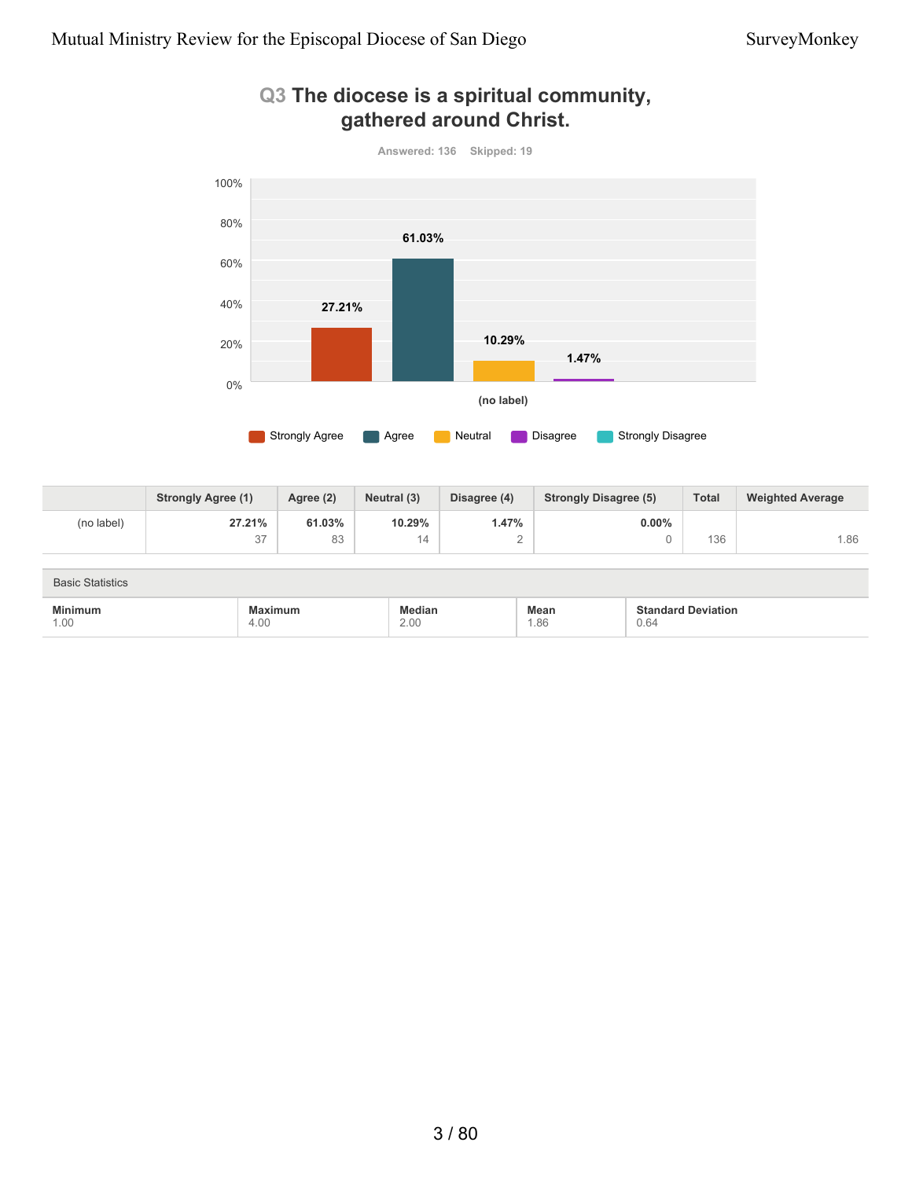## Q3 The diocese is a spiritual community, gathered around Christ.

Answered: 136 Skipped: 19

| | Strongly Agree (1) | Agree (2) | Neutral (3) | Disagree (4) | Strongly Disagree (5) | Total | Weighted Average |
|---|---|---|---|---|---|---|---|
| (no label) | 27.21% 37 | 61.03% 83 | 10.29% 14 | 1.47% 2 | 0.00% 0 | 136 | 1.86 |

Basic Statistics

| Minimum | Maximum | Median | Mean | Standard Deviation |
|---|---|---|---|---|
| 1.00 | 4.00 | 2.00 | 1.86 | 0.64 |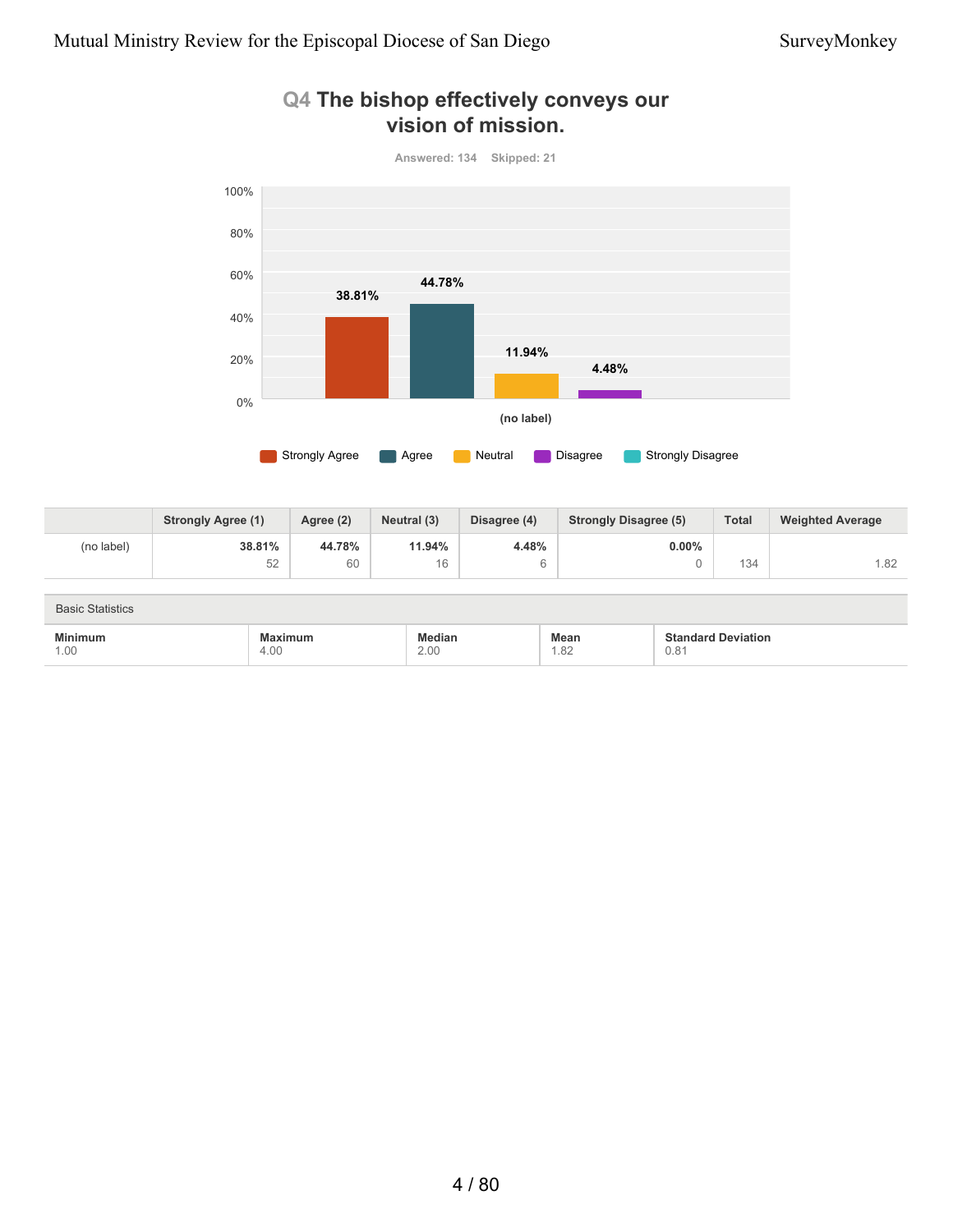# Q4 The bishop effectively conveys our vision of mission.

Answered: 134 Skipped: 21

| | Strongly Agree (1) | Agree (2) | Neutral (3) | Disagree (4) | Strongly Disagree (5) | Total | Weighted Average |
|---|---|---|---|---|---|---|---|
| (no label) | **38.81%** 52 | **44.78%** 60 | **11.94%** 16 | **4.48%** 6 | **0.00%** 0 | 134 | 1.82 |

Basic Statistics

| Minimum | Maximum | Median | Mean | Standard Deviation |
|---|---|---|---|---|
| 1.00 | 4.00 | 2.00 | 1.82 | 0.81 |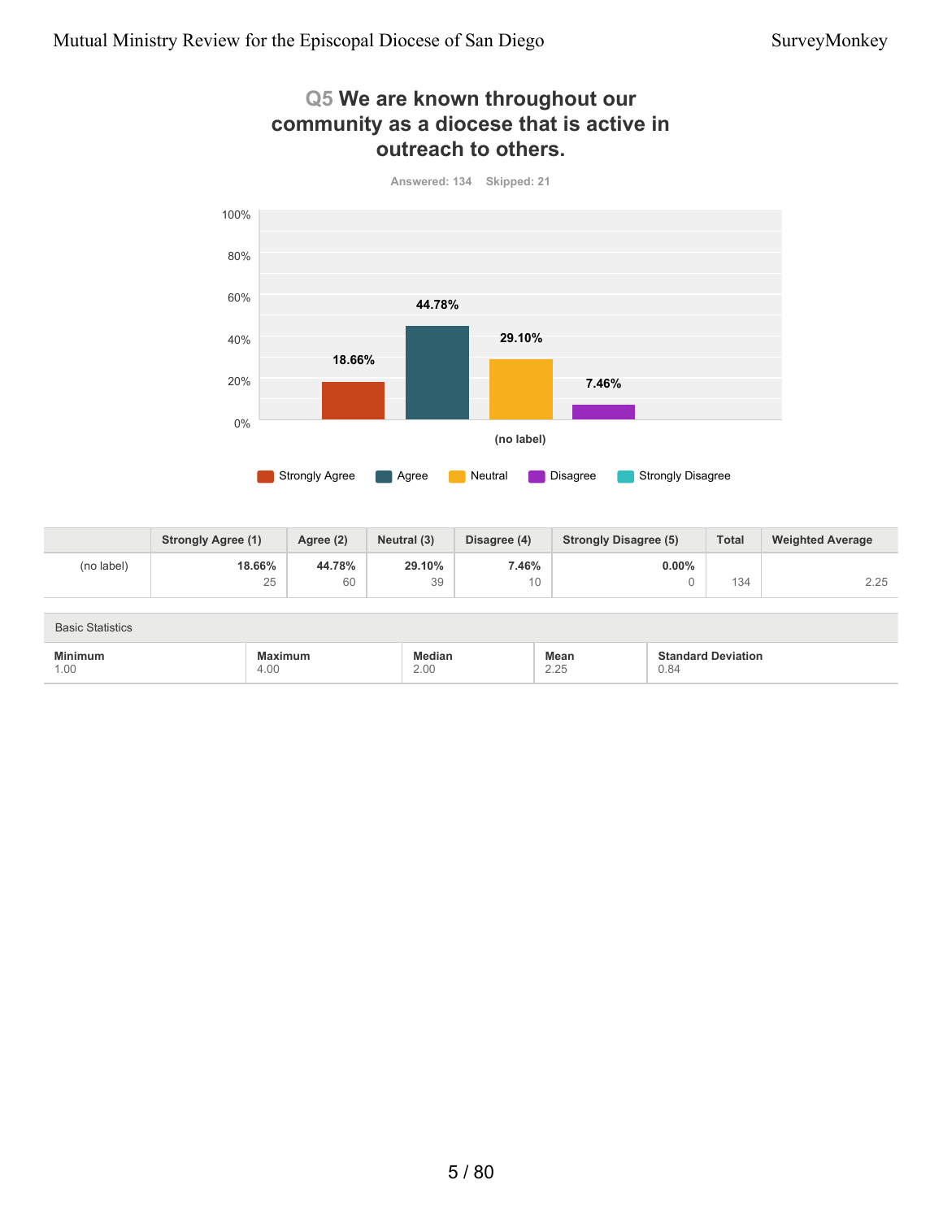## Q5 We are known throughout our community as a diocese that is active in outreach to others.

Answered: 134 Skipped: 21

| | Strongly Agree (1) | Agree (2) | Neutral (3) | Disagree (4) | Strongly Disagree (5) | Total | Weighted Average |
|---|---|---|---|---|---|---|---|
| (no label) | **18.66%** 25 | **44.78%** 60 | **29.10%** 39 | **7.46%** 10 | **0.00%** 0 | 134 | 2.25 |

Basic Statistics

| Minimum | Maximum | Median | Mean | Standard Deviation |
|---|---|---|---|---|
| 1.00 | 4.00 | 2.00 | 2.25 | 0.84 |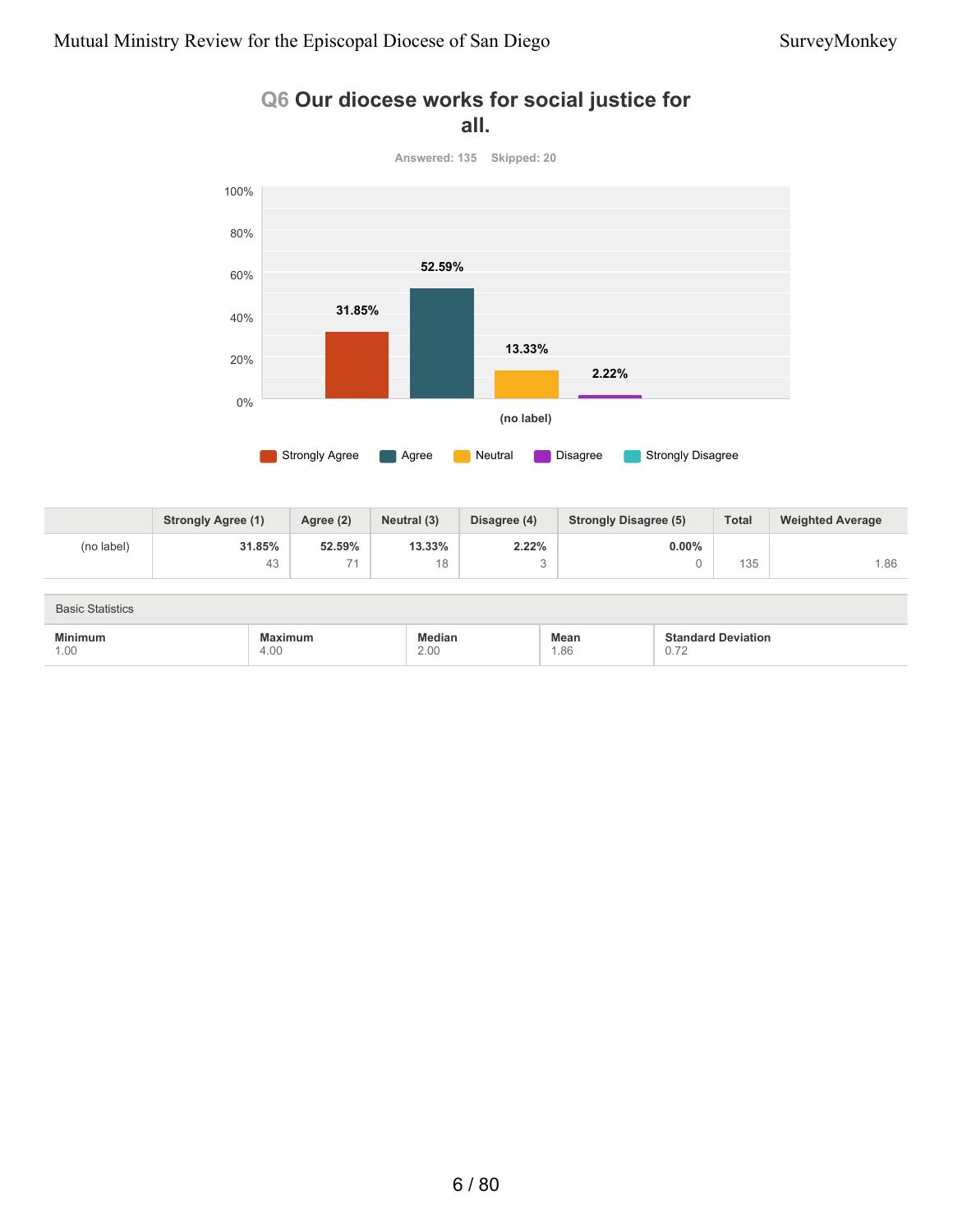## Q6 Our diocese works for social justice for all.

Answered: 135 Skipped: 20

| | Strongly Agree (1) | Agree (2) | Neutral (3) | Disagree (4) | Strongly Disagree (5) | Total | Weighted Average |
|---|---|---|---|---|---|---|---|
| (no label) | 31.85% 43 | 52.59% 71 | 13.33% 18 | 2.22% 3 | 0.00% 0 | 135 | 1.86 |

Basic Statistics

| Minimum | Maximum | Median | Mean | Standard Deviation |
|---|---|---|---|---|
| 1.00 | 4.00 | 2.00 | 1.86 | 0.72 |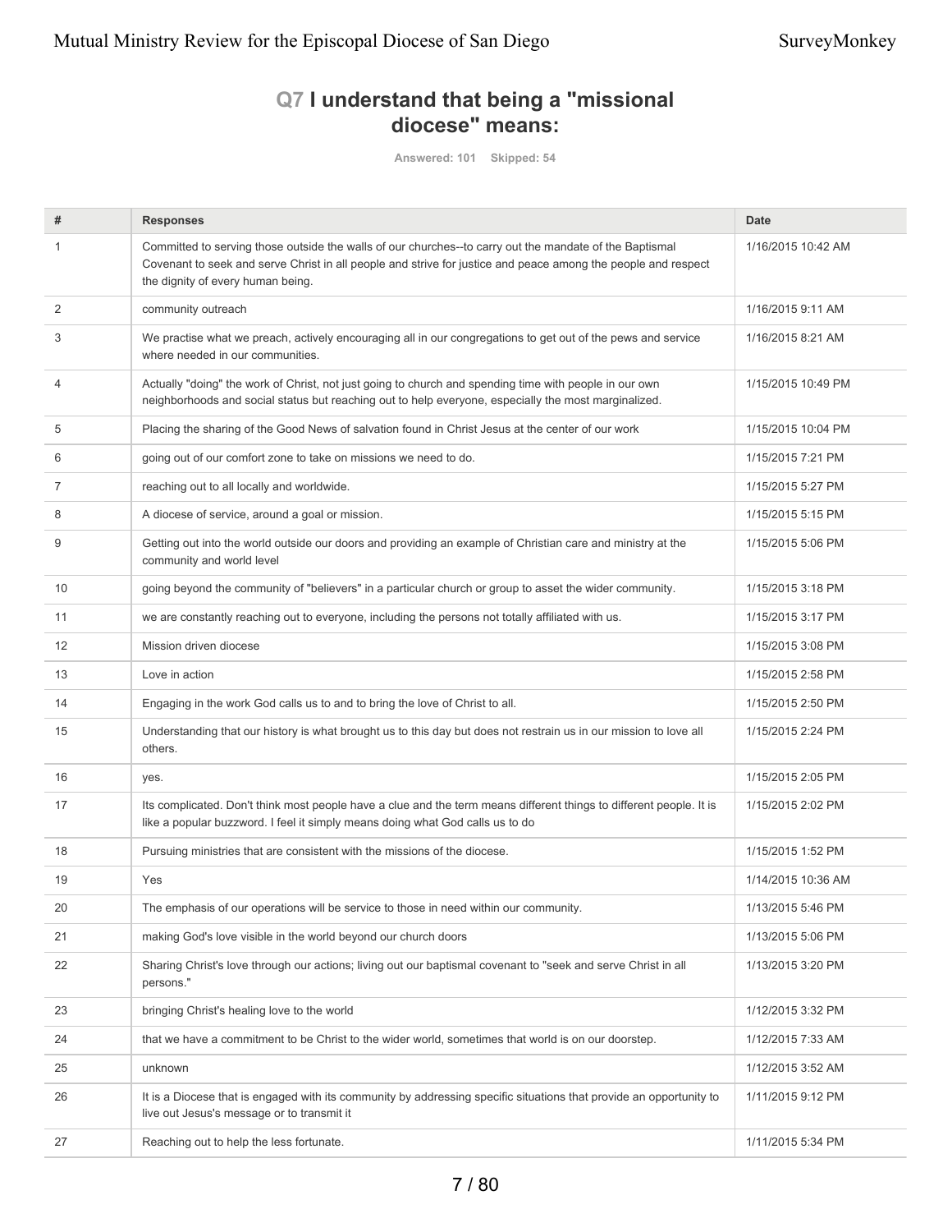## Q7 I understand that being a "missional diocese" means:

Answered: 101 Skipped: 54

| # | Responses | Date |
|---|---|---|
| 1 | Committed to serving those outside the walls of our churches--to carry out the mandate of the Baptismal Covenant to seek and serve Christ in all people and strive for justice and peace among the people and respect the dignity of every human being. | 1/16/2015 10:42 AM |
| 2 | community outreach | 1/16/2015 9:11 AM |
| 3 | We practise what we preach, actively encouraging all in our congregations to get out of the pews and service where needed in our communities. | 1/16/2015 8:21 AM |
| 4 | Actually "doing" the work of Christ, not just going to church and spending time with people in our own neighborhoods and social status but reaching out to help everyone, especially the most marginalized. | 1/15/2015 10:49 PM |
| 5 | Placing the sharing of the Good News of salvation found in Christ Jesus at the center of our work | 1/15/2015 10:04 PM |
| 6 | going out of our comfort zone to take on missions we need to do. | 1/15/2015 7:21 PM |
| 7 | reaching out to all locally and worldwide. | 1/15/2015 5:27 PM |
| 8 | A diocese of service, around a goal or mission. | 1/15/2015 5:15 PM |
| 9 | Getting out into the world outside our doors and providing an example of Christian care and ministry at the community and world level | 1/15/2015 5:06 PM |
| 10 | going beyond the community of "believers" in a particular church or group to asset the wider community. | 1/15/2015 3:18 PM |
| 11 | we are constantly reaching out to everyone, including the persons not totally affiliated with us. | 1/15/2015 3:17 PM |
| 12 | Mission driven diocese | 1/15/2015 3:08 PM |
| 13 | Love in action | 1/15/2015 2:58 PM |
| 14 | Engaging in the work God calls us to and to bring the love of Christ to all. | 1/15/2015 2:50 PM |
| 15 | Understanding that our history is what brought us to this day but does not restrain us in our mission to love all others. | 1/15/2015 2:24 PM |
| 16 | yes. | 1/15/2015 2:05 PM |
| 17 | Its complicated. Don't think most people have a clue and the term means different things to different people. It is like a popular buzzword. I feel it simply means doing what God calls us to do | 1/15/2015 2:02 PM |
| 18 | Pursuing ministries that are consistent with the missions of the diocese. | 1/15/2015 1:52 PM |
| 19 | Yes | 1/14/2015 10:36 AM |
| 20 | The emphasis of our operations will be service to those in need within our community. | 1/13/2015 5:46 PM |
| 21 | making God's love visible in the world beyond our church doors | 1/13/2015 5:06 PM |
| 22 | Sharing Christ's love through our actions; living out our baptismal covenant to "seek and serve Christ in all persons." | 1/13/2015 3:20 PM |
| 23 | bringing Christ's healing love to the world | 1/12/2015 3:32 PM |
| 24 | that we have a commitment to be Christ to the wider world, sometimes that world is on our doorstep. | 1/12/2015 7:33 AM |
| 25 | unknown | 1/12/2015 3:52 AM |
| 26 | It is a Diocese that is engaged with its community by addressing specific situations that provide an opportunity to live out Jesus's message or to transmit it | 1/11/2015 9:12 PM |
| 27 | Reaching out to help the less fortunate. | 1/11/2015 5:34 PM |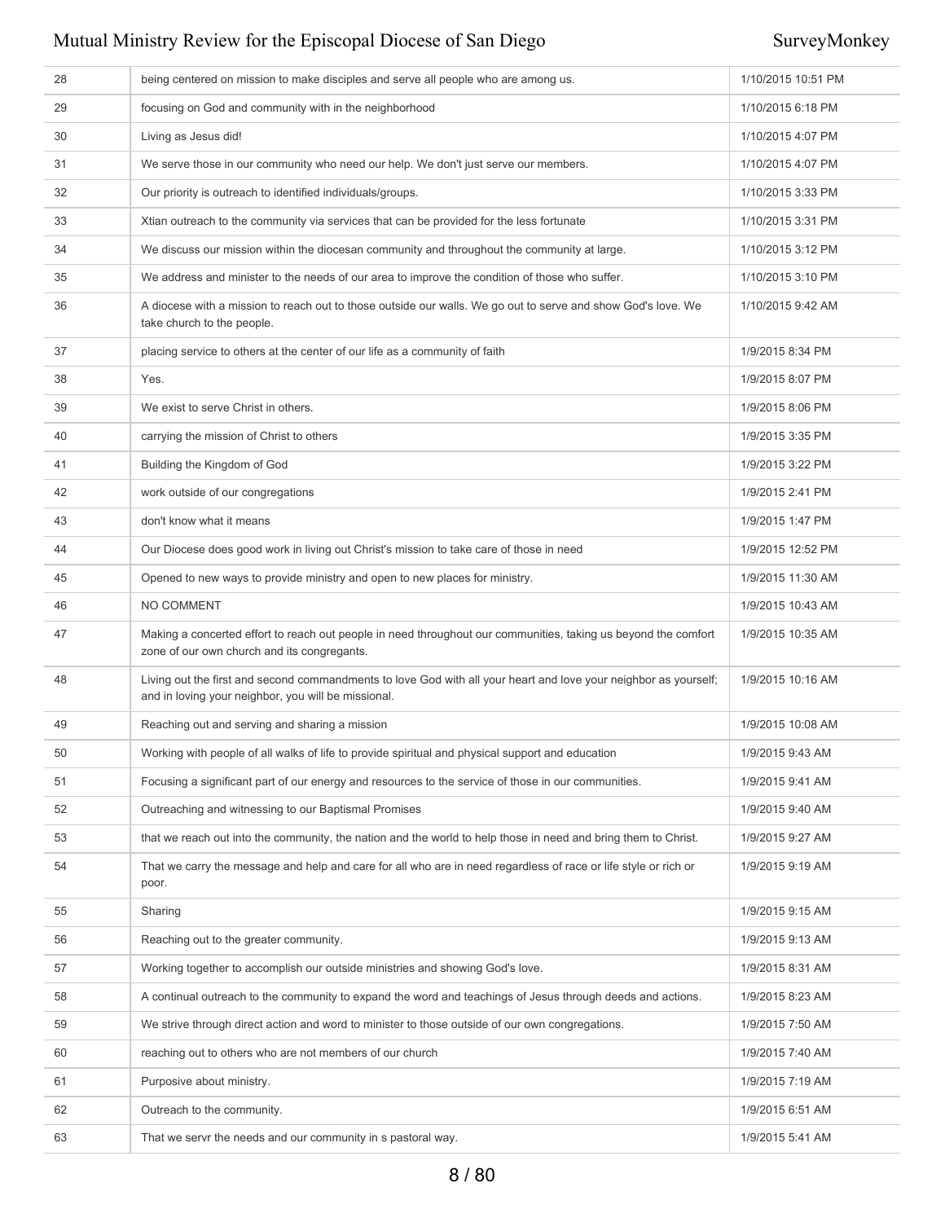| | | |
|---|---|---|
| 28 | being centered on mission to make disciples and serve all people who are among us. | 1/10/2015 10:51 PM |
| 29 | focusing on God and community with in the neighborhood | 1/10/2015 6:18 PM |
| 30 | Living as Jesus did! | 1/10/2015 4:07 PM |
| 31 | We serve those in our community who need our help. We don't just serve our members. | 1/10/2015 4:07 PM |
| 32 | Our priority is outreach to identified individuals/groups. | 1/10/2015 3:33 PM |
| 33 | Xtian outreach to the community via services that can be provided for the less fortunate | 1/10/2015 3:31 PM |
| 34 | We discuss our mission within the diocesan community and throughout the community at large. | 1/10/2015 3:12 PM |
| 35 | We address and minister to the needs of our area to improve the condition of those who suffer. | 1/10/2015 3:10 PM |
| 36 | A diocese with a mission to reach out to those outside our walls. We go out to serve and show God's love. We take church to the people. | 1/10/2015 9:42 AM |
| 37 | placing service to others at the center of our life as a community of faith | 1/9/2015 8:34 PM |
| 38 | Yes. | 1/9/2015 8:07 PM |
| 39 | We exist to serve Christ in others. | 1/9/2015 8:06 PM |
| 40 | carrying the mission of Christ to others | 1/9/2015 3:35 PM |
| 41 | Building the Kingdom of God | 1/9/2015 3:22 PM |
| 42 | work outside of our congregations | 1/9/2015 2:41 PM |
| 43 | don't know what it means | 1/9/2015 1:47 PM |
| 44 | Our Diocese does good work in living out Christ's mission to take care of those in need | 1/9/2015 12:52 PM |
| 45 | Opened to new ways to provide ministry and open to new places for ministry. | 1/9/2015 11:30 AM |
| 46 | NO COMMENT | 1/9/2015 10:43 AM |
| 47 | Making a concerted effort to reach out people in need throughout our communities, taking us beyond the comfort zone of our own church and its congregants. | 1/9/2015 10:35 AM |
| 48 | Living out the first and second commandments to love God with all your heart and love your neighbor as yourself; and in loving your neighbor, you will be missional. | 1/9/2015 10:16 AM |
| 49 | Reaching out and serving and sharing a mission | 1/9/2015 10:08 AM |
| 50 | Working with people of all walks of life to provide spiritual and physical support and education | 1/9/2015 9:43 AM |
| 51 | Focusing a significant part of our energy and resources to the service of those in our communities. | 1/9/2015 9:41 AM |
| 52 | Outreaching and witnessing to our Baptismal Promises | 1/9/2015 9:40 AM |
| 53 | that we reach out into the community, the nation and the world to help those in need and bring them to Christ. | 1/9/2015 9:27 AM |
| 54 | That we carry the message and help and care for all who are in need regardless of race or life style or rich or poor. | 1/9/2015 9:19 AM |
| 55 | Sharing | 1/9/2015 9:15 AM |
| 56 | Reaching out to the greater community. | 1/9/2015 9:13 AM |
| 57 | Working together to accomplish our outside ministries and showing God's love. | 1/9/2015 8:31 AM |
| 58 | A continual outreach to the community to expand the word and teachings of Jesus through deeds and actions. | 1/9/2015 8:23 AM |
| 59 | We strive through direct action and word to minister to those outside of our own congregations. | 1/9/2015 7:50 AM |
| 60 | reaching out to others who are not members of our church | 1/9/2015 7:40 AM |
| 61 | Purposive about ministry. | 1/9/2015 7:19 AM |
| 62 | Outreach to the community. | 1/9/2015 6:51 AM |
| 63 | That we servr the needs and our community in s pastoral way. | 1/9/2015 5:41 AM |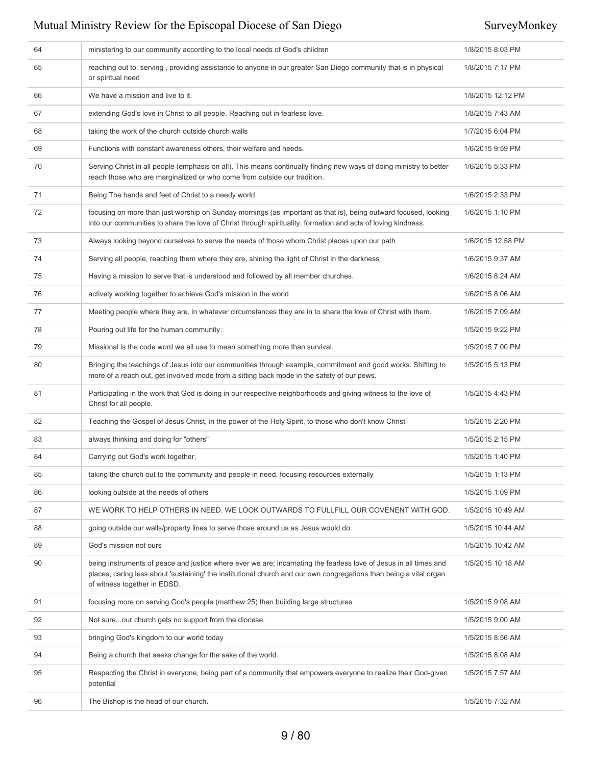| | | |
|---|---|---|
| 64 | ministering to our community according to the local needs of God's children | 1/8/2015 8:03 PM |
| 65 | reaching out to, serving , providing assistance to anyone in our greater San Diego community that is in physical or spiritual need | 1/8/2015 7:17 PM |
| 66 | We have a mission and live to it. | 1/8/2015 12:12 PM |
| 67 | extending God's love in Christ to all people. Reaching out in fearless love. | 1/8/2015 7:43 AM |
| 68 | taking the work of the church outside church walls | 1/7/2015 6:04 PM |
| 69 | Functions with constant awareness others, their welfare and needs. | 1/6/2015 9:59 PM |
| 70 | Serving Christ in all people (emphasis on all). This means continually finding new ways of doing ministry to better reach those who are marginalized or who come from outside our tradition. | 1/6/2015 5:33 PM |
| 71 | Being The hands and feet of Christ to a needy world | 1/6/2015 2:33 PM |
| 72 | focusing on more than just worship on Sunday mornings (as important as that is), being outward focused, looking into our communities to share the love of Christ through spirituality, formation and acts of loving kindness. | 1/6/2015 1:10 PM |
| 73 | Always looking beyond ourselves to serve the needs of those whom Christ places upon our path | 1/6/2015 12:58 PM |
| 74 | Serving all people, reaching them where they are, shining the light of Christ in the darkness | 1/6/2015 9:37 AM |
| 75 | Having a mission to serve that is understood and followed by all member churches. | 1/6/2015 8:24 AM |
| 76 | actively working together to achieve God's mission in the world | 1/6/2015 8:06 AM |
| 77 | Meeting people where they are, in whatever circumstances they are in to share the love of Christ with them. | 1/6/2015 7:09 AM |
| 78 | Pouring out life for the human community. | 1/5/2015 9:22 PM |
| 79 | Missional is the code word we all use to mean something more than survival. | 1/5/2015 7:00 PM |
| 80 | Bringing the teachings of Jesus into our communities through example, commitment and good works. Shifting to more of a reach out, get involved mode from a sitting back mode in the safety of our pews. | 1/5/2015 5:13 PM |
| 81 | Participating in the work that God is doing in our respective neighborhoods and giving witness to the love of Christ for all people. | 1/5/2015 4:43 PM |
| 82 | Teaching the Gospel of Jesus Christ, in the power of the Holy Spirit, to those who don't know Christ | 1/5/2015 2:20 PM |
| 83 | always thinking and doing for "others" | 1/5/2015 2:15 PM |
| 84 | Carrying out God's work together, | 1/5/2015 1:40 PM |
| 85 | taking the church out to the community and people in need. focusing resources externally | 1/5/2015 1:13 PM |
| 86 | looking outside at the needs of others | 1/5/2015 1:09 PM |
| 87 | WE WORK TO HELP OTHERS IN NEED. WE LOOK OUTWARDS TO FULLFILL OUR COVENENT WITH GOD. | 1/5/2015 10:49 AM |
| 88 | going outside our walls/property lines to serve those around us as Jesus would do | 1/5/2015 10:44 AM |
| 89 | God's mission not ours | 1/5/2015 10:42 AM |
| 90 | being instruments of peace and justice where ever we are; incarnating the fearless love of Jesus in all times and places, caring less about 'sustaining' the institutional church and our own congregations than being a vital organ of witness together in EDSD. | 1/5/2015 10:18 AM |
| 91 | focusing more on serving God's people (matthew 25) than building large structures | 1/5/2015 9:08 AM |
| 92 | Not sure...our church gets no support from the diocese. | 1/5/2015 9:00 AM |
| 93 | bringing God's kingdom to our world today | 1/5/2015 8:56 AM |
| 94 | Being a church that seeks change for the sake of the world | 1/5/2015 8:08 AM |
| 95 | Respecting the Christ in everyone, being part of a community that empowers everyone to realize their God-given potential | 1/5/2015 7:57 AM |
| 96 | The Bishop is the head of our church. | 1/5/2015 7:32 AM |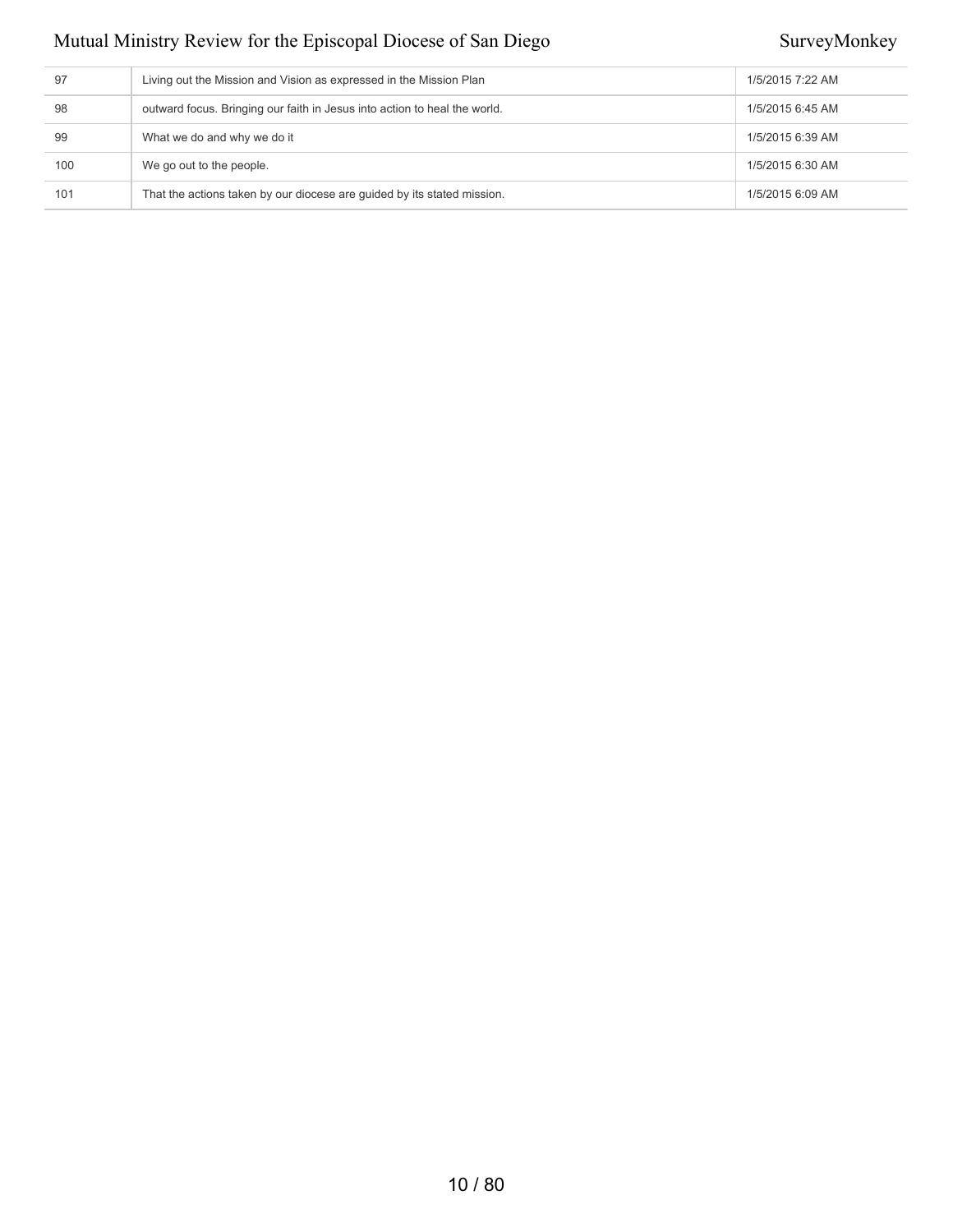| | | |
|---|---|---|
| 97 | Living out the Mission and Vision as expressed in the Mission Plan | 1/5/2015 7:22 AM |
| 98 | outward focus. Bringing our faith in Jesus into action to heal the world. | 1/5/2015 6:45 AM |
| 99 | What we do and why we do it | 1/5/2015 6:39 AM |
| 100 | We go out to the people. | 1/5/2015 6:30 AM |
| 101 | That the actions taken by our diocese are guided by its stated mission. | 1/5/2015 6:09 AM |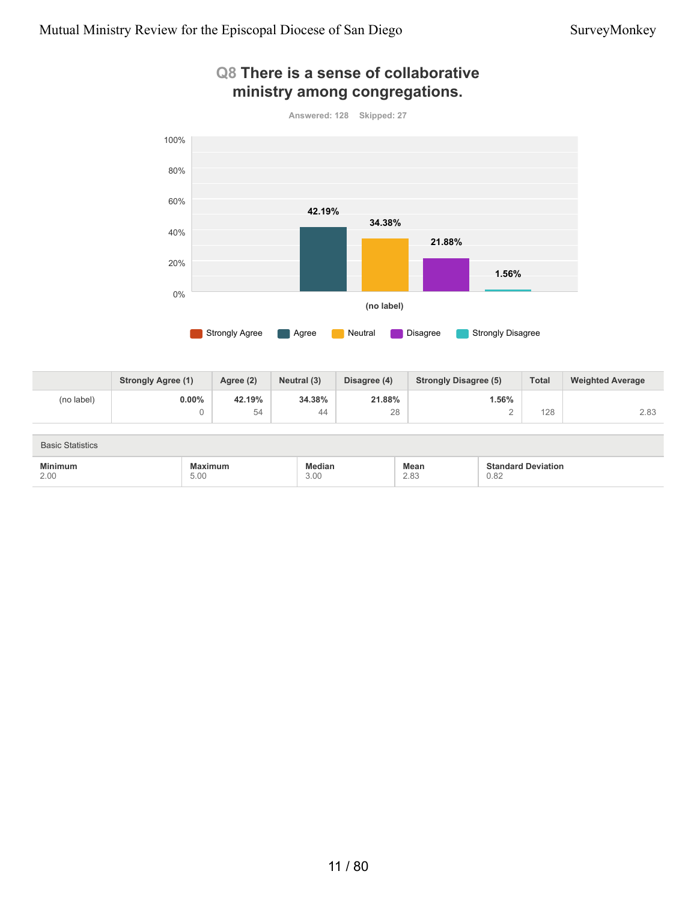## Q8 There is a sense of collaborative ministry among congregations.

Answered: 128 Skipped: 27

| | Strongly Agree (1) | Agree (2) | Neutral (3) | Disagree (4) | Strongly Disagree (5) | Total | Weighted Average |
|---|---|---|---|---|---|---|---|
| (no label) | 0.00% | 42.19% | 34.38% | 21.88% | 1.56% | | |
| | 0 | 54 | 44 | 28 | 2 | 128 | 2.83 |

Basic Statistics

| Minimum | Maximum | Median | Mean | Standard Deviation |
|---|---|---|---|---|
| 2.00 | 5.00 | 3.00 | 2.83 | 0.82 |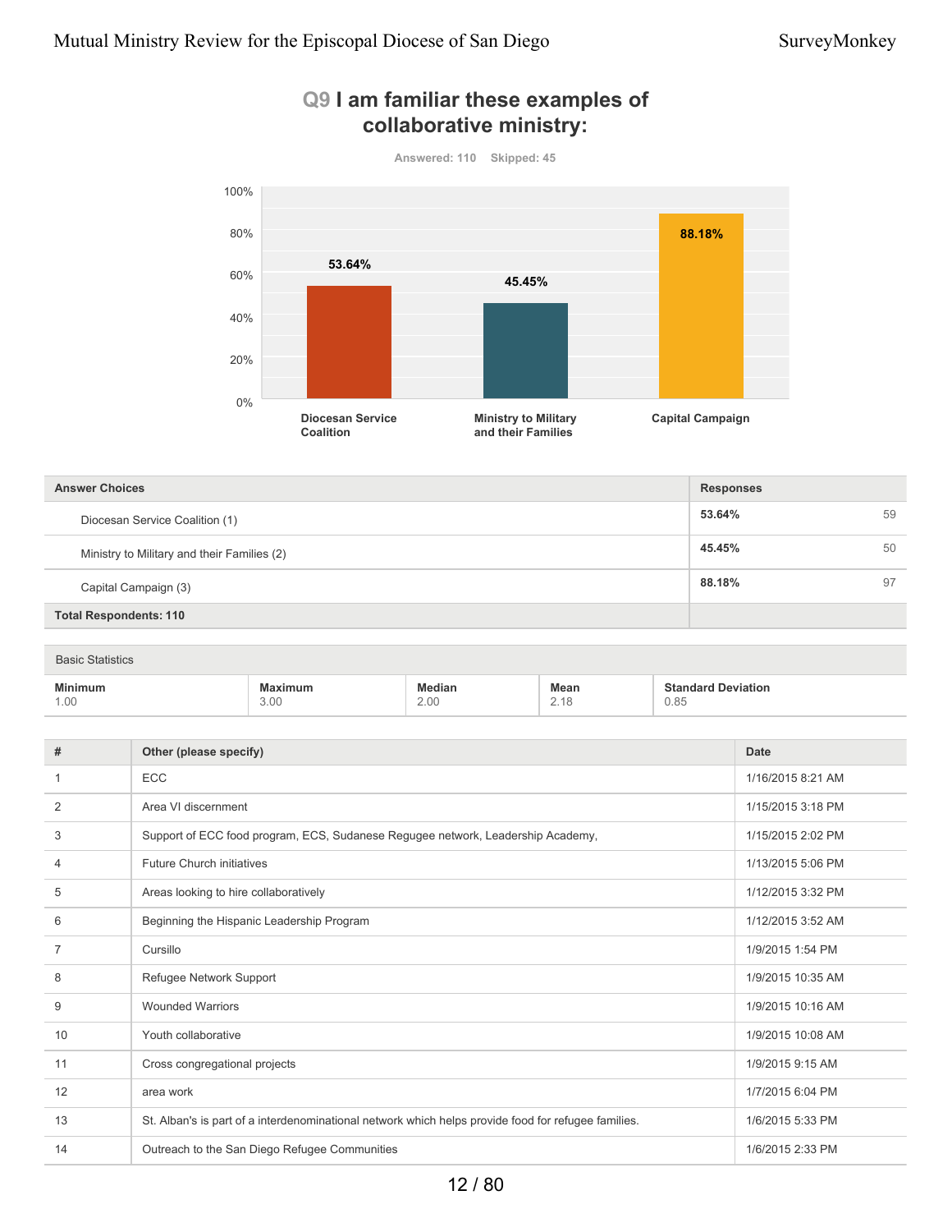## Q9 I am familiar these examples of collaborative ministry:

Answered: 110 Skipped: 45

| Answer Choices | Responses | |
|---|---|---|
| Diocesan Service Coalition (1) | 53.64% | 59 |
| Ministry to Military and their Families (2) | 45.45% | 50 |
| Capital Campaign (3) | 88.18% | 97 |
| **Total Respondents: 110** | | |

Basic Statistics

| Minimum | Maximum | Median | Mean | Standard Deviation |
|---|---|---|---|---|
| 1.00 | 3.00 | 2.00 | 2.18 | 0.85 |

| # | Other (please specify) | Date |
|---|---|---|
| 1 | ECC | 1/16/2015 8:21 AM |
| 2 | Area VI discernment | 1/15/2015 3:18 PM |
| 3 | Support of ECC food program, ECS, Sudanese Regugee network, Leadership Academy, | 1/15/2015 2:02 PM |
| 4 | Future Church initiatives | 1/13/2015 5:06 PM |
| 5 | Areas looking to hire collaboratively | 1/12/2015 3:32 PM |
| 6 | Beginning the Hispanic Leadership Program | 1/12/2015 3:52 AM |
| 7 | Cursillo | 1/9/2015 1:54 PM |
| 8 | Refugee Network Support | 1/9/2015 10:35 AM |
| 9 | Wounded Warriors | 1/9/2015 10:16 AM |
| 10 | Youth collaborative | 1/9/2015 10:08 AM |
| 11 | Cross congregational projects | 1/9/2015 9:15 AM |
| 12 | area work | 1/7/2015 6:04 PM |
| 13 | St. Alban's is part of a interdenominational network which helps provide food for refugee families. | 1/6/2015 5:33 PM |
| 14 | Outreach to the San Diego Refugee Communities | 1/6/2015 2:33 PM |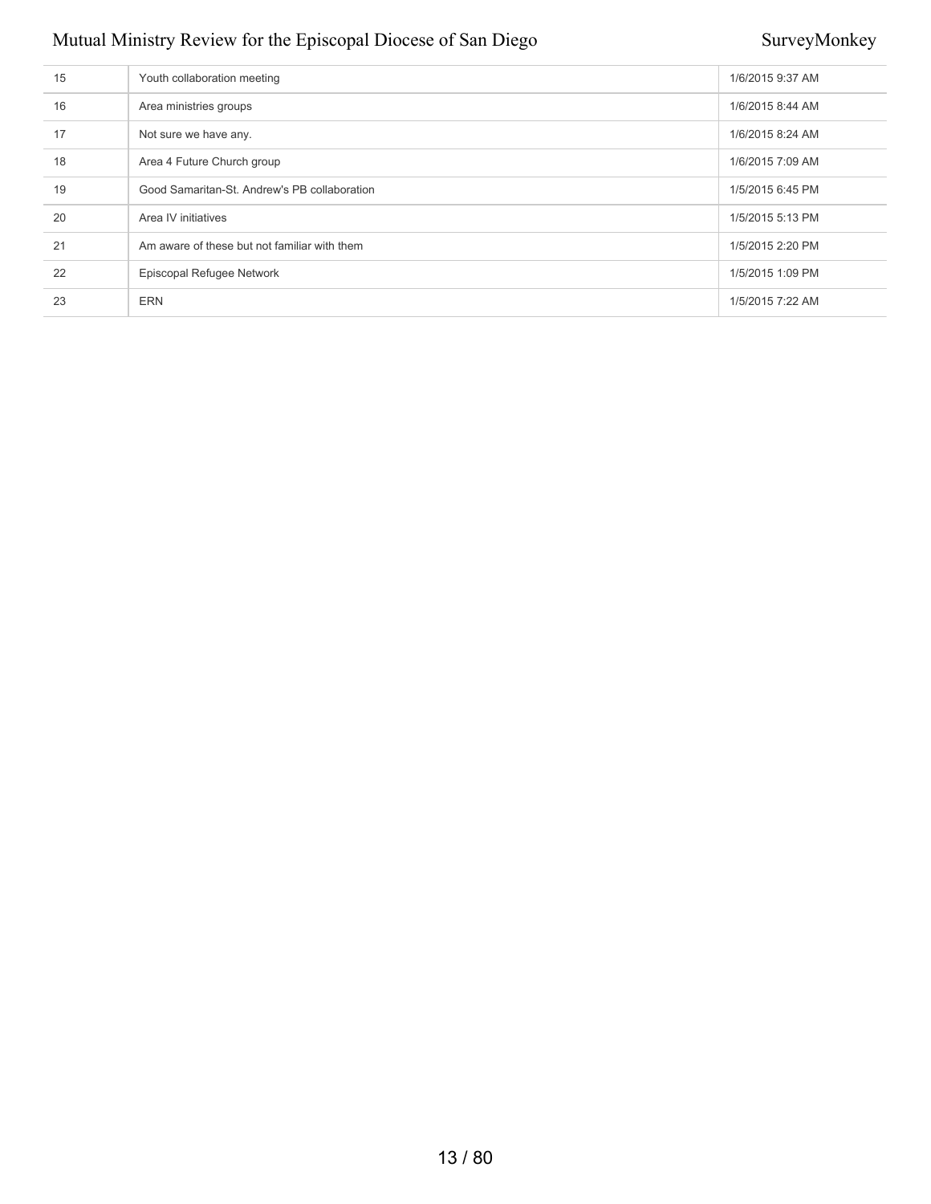| | | |
|---|---|---|
| 15 | Youth collaboration meeting | 1/6/2015 9:37 AM |
| 16 | Area ministries groups | 1/6/2015 8:44 AM |
| 17 | Not sure we have any. | 1/6/2015 8:24 AM |
| 18 | Area 4 Future Church group | 1/6/2015 7:09 AM |
| 19 | Good Samaritan-St. Andrew's PB collaboration | 1/5/2015 6:45 PM |
| 20 | Area IV initiatives | 1/5/2015 5:13 PM |
| 21 | Am aware of these but not familiar with them | 1/5/2015 2:20 PM |
| 22 | Episcopal Refugee Network | 1/5/2015 1:09 PM |
| 23 | ERN | 1/5/2015 7:22 AM |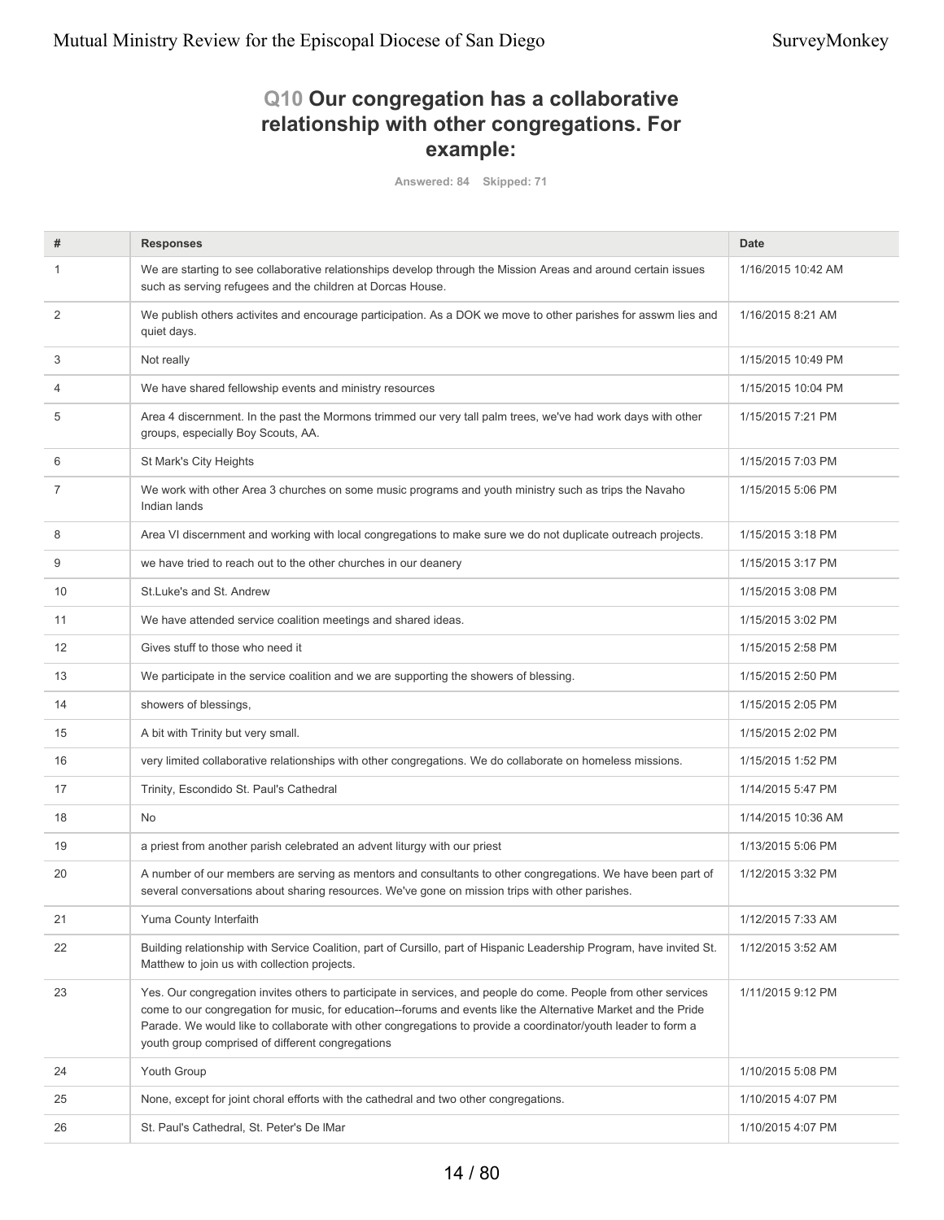## Q10 Our congregation has a collaborative relationship with other congregations. For example:

Answered: 84 Skipped: 71

| # | Responses | Date |
|---|---|---|
| 1 | We are starting to see collaborative relationships develop through the Mission Areas and around certain issues such as serving refugees and the children at Dorcas House. | 1/16/2015 10:42 AM |
| 2 | We publish others activites and encourage participation. As a DOK we move to other parishes for asswm lies and quiet days. | 1/16/2015 8:21 AM |
| 3 | Not really | 1/15/2015 10:49 PM |
| 4 | We have shared fellowship events and ministry resources | 1/15/2015 10:04 PM |
| 5 | Area 4 discernment. In the past the Mormons trimmed our very tall palm trees, we've had work days with other groups, especially Boy Scouts, AA. | 1/15/2015 7:21 PM |
| 6 | St Mark's City Heights | 1/15/2015 7:03 PM |
| 7 | We work with other Area 3 churches on some music programs and youth ministry such as trips the Navaho Indian lands | 1/15/2015 5:06 PM |
| 8 | Area VI discernment and working with local congregations to make sure we do not duplicate outreach projects. | 1/15/2015 3:18 PM |
| 9 | we have tried to reach out to the other churches in our deanery | 1/15/2015 3:17 PM |
| 10 | St.Luke's and St. Andrew | 1/15/2015 3:08 PM |
| 11 | We have attended service coalition meetings and shared ideas. | 1/15/2015 3:02 PM |
| 12 | Gives stuff to those who need it | 1/15/2015 2:58 PM |
| 13 | We participate in the service coalition and we are supporting the showers of blessing. | 1/15/2015 2:50 PM |
| 14 | showers of blessings, | 1/15/2015 2:05 PM |
| 15 | A bit with Trinity but very small. | 1/15/2015 2:02 PM |
| 16 | very limited collaborative relationships with other congregations. We do collaborate on homeless missions. | 1/15/2015 1:52 PM |
| 17 | Trinity, Escondido St. Paul's Cathedral | 1/14/2015 5:47 PM |
| 18 | No | 1/14/2015 10:36 AM |
| 19 | a priest from another parish celebrated an advent liturgy with our priest | 1/13/2015 5:06 PM |
| 20 | A number of our members are serving as mentors and consultants to other congregations. We have been part of several conversations about sharing resources. We've gone on mission trips with other parishes. | 1/12/2015 3:32 PM |
| 21 | Yuma County Interfaith | 1/12/2015 7:33 AM |
| 22 | Building relationship with Service Coalition, part of Cursillo, part of Hispanic Leadership Program, have invited St. Matthew to join us with collection projects. | 1/12/2015 3:52 AM |
| 23 | Yes. Our congregation invites others to participate in services, and people do come. People from other services come to our congregation for music, for education--forums and events like the Alternative Market and the Pride Parade. We would like to collaborate with other congregations to provide a coordinator/youth leader to form a youth group comprised of different congregations | 1/11/2015 9:12 PM |
| 24 | Youth Group | 1/10/2015 5:08 PM |
| 25 | None, except for joint choral efforts with the cathedral and two other congregations. | 1/10/2015 4:07 PM |
| 26 | St. Paul's Cathedral, St. Peter's De lMar | 1/10/2015 4:07 PM |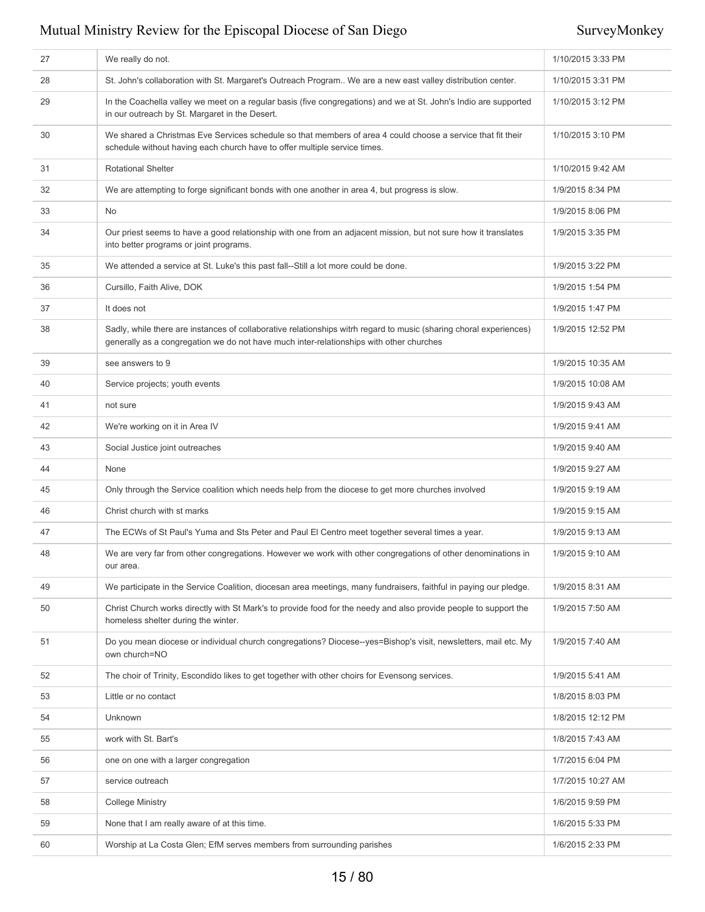| | | |
|---|---|---|
| 27 | We really do not. | 1/10/2015 3:33 PM |
| 28 | St. John's collaboration with St. Margaret's Outreach Program.. We are a new east valley distribution center. | 1/10/2015 3:31 PM |
| 29 | In the Coachella valley we meet on a regular basis (five congregations) and we at St. John's Indio are supported in our outreach by St. Margaret in the Desert. | 1/10/2015 3:12 PM |
| 30 | We shared a Christmas Eve Services schedule so that members of area 4 could choose a service that fit their schedule without having each church have to offer multiple service times. | 1/10/2015 3:10 PM |
| 31 | Rotational Shelter | 1/10/2015 9:42 AM |
| 32 | We are attempting to forge significant bonds with one another in area 4, but progress is slow. | 1/9/2015 8:34 PM |
| 33 | No | 1/9/2015 8:06 PM |
| 34 | Our priest seems to have a good relationship with one from an adjacent mission, but not sure how it translates into better programs or joint programs. | 1/9/2015 3:35 PM |
| 35 | We attended a service at St. Luke's this past fall--Still a lot more could be done. | 1/9/2015 3:22 PM |
| 36 | Cursillo, Faith Alive, DOK | 1/9/2015 1:54 PM |
| 37 | It does not | 1/9/2015 1:47 PM |
| 38 | Sadly, while there are instances of collaborative relationships witrh regard to music (sharing choral experiences) generally as a congregation we do not have much inter-relationships with other churches | 1/9/2015 12:52 PM |
| 39 | see answers to 9 | 1/9/2015 10:35 AM |
| 40 | Service projects; youth events | 1/9/2015 10:08 AM |
| 41 | not sure | 1/9/2015 9:43 AM |
| 42 | We're working on it in Area IV | 1/9/2015 9:41 AM |
| 43 | Social Justice joint outreaches | 1/9/2015 9:40 AM |
| 44 | None | 1/9/2015 9:27 AM |
| 45 | Only through the Service coalition which needs help from the diocese to get more churches involved | 1/9/2015 9:19 AM |
| 46 | Christ church with st marks | 1/9/2015 9:15 AM |
| 47 | The ECWs of St Paul's Yuma and Sts Peter and Paul El Centro meet together several times a year. | 1/9/2015 9:13 AM |
| 48 | We are very far from other congregations. However we work with other congregations of other denominations in our area. | 1/9/2015 9:10 AM |
| 49 | We participate in the Service Coalition, diocesan area meetings, many fundraisers, faithful in paying our pledge. | 1/9/2015 8:31 AM |
| 50 | Christ Church works directly with St Mark's to provide food for the needy and also provide people to support the homeless shelter during the winter. | 1/9/2015 7:50 AM |
| 51 | Do you mean diocese or individual church congregations? Diocese--yes=Bishop's visit, newsletters, mail etc. My own church=NO | 1/9/2015 7:40 AM |
| 52 | The choir of Trinity, Escondido likes to get together with other choirs for Evensong services. | 1/9/2015 5:41 AM |
| 53 | Little or no contact | 1/8/2015 8:03 PM |
| 54 | Unknown | 1/8/2015 12:12 PM |
| 55 | work with St. Bart's | 1/8/2015 7:43 AM |
| 56 | one on one with a larger congregation | 1/7/2015 6:04 PM |
| 57 | service outreach | 1/7/2015 10:27 AM |
| 58 | College Ministry | 1/6/2015 9:59 PM |
| 59 | None that I am really aware of at this time. | 1/6/2015 5:33 PM |
| 60 | Worship at La Costa Glen; EfM serves members from surrounding parishes | 1/6/2015 2:33 PM |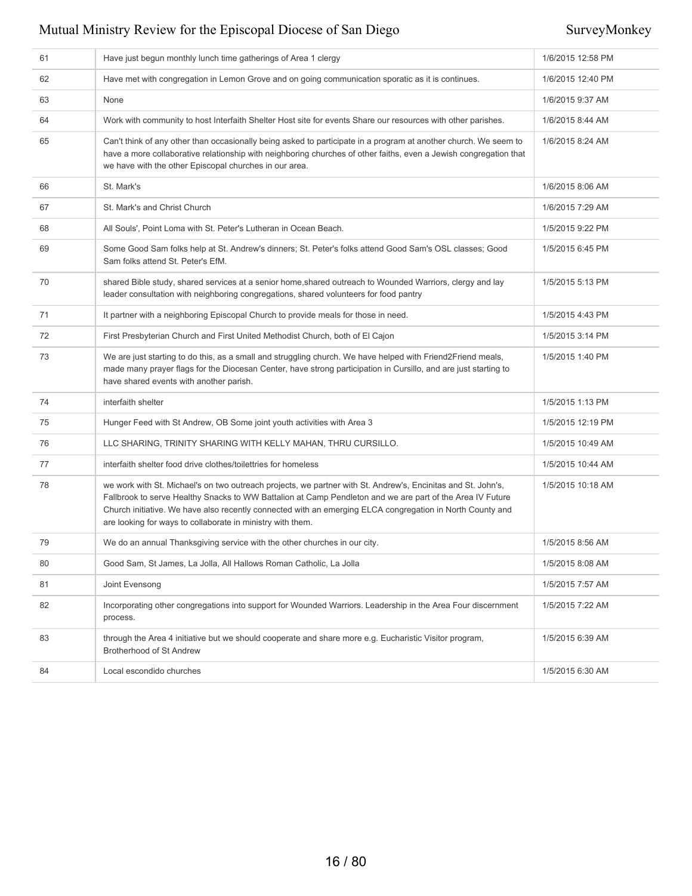| | | |
|---|---|---|
| 61 | Have just begun monthly lunch time gatherings of Area 1 clergy | 1/6/2015 12:58 PM |
| 62 | Have met with congregation in Lemon Grove and on going communication sporatic as it is continues. | 1/6/2015 12:40 PM |
| 63 | None | 1/6/2015 9:37 AM |
| 64 | Work with community to host Interfaith Shelter Host site for events Share our resources with other parishes. | 1/6/2015 8:44 AM |
| 65 | Can't think of any other than occasionally being asked to participate in a program at another church. We seem to have a more collaborative relationship with neighboring churches of other faiths, even a Jewish congregation that we have with the other Episcopal churches in our area. | 1/6/2015 8:24 AM |
| 66 | St. Mark's | 1/6/2015 8:06 AM |
| 67 | St. Mark's and Christ Church | 1/6/2015 7:29 AM |
| 68 | All Souls', Point Loma with St. Peter's Lutheran in Ocean Beach. | 1/5/2015 9:22 PM |
| 69 | Some Good Sam folks help at St. Andrew's dinners; St. Peter's folks attend Good Sam's OSL classes; Good Sam folks attend St. Peter's EfM. | 1/5/2015 6:45 PM |
| 70 | shared Bible study, shared services at a senior home,shared outreach to Wounded Warriors, clergy and lay leader consultation with neighboring congregations, shared volunteers for food pantry | 1/5/2015 5:13 PM |
| 71 | It partner with a neighboring Episcopal Church to provide meals for those in need. | 1/5/2015 4:43 PM |
| 72 | First Presbyterian Church and First United Methodist Church, both of El Cajon | 1/5/2015 3:14 PM |
| 73 | We are just starting to do this, as a small and struggling church. We have helped with Friend2Friend meals, made many prayer flags for the Diocesan Center, have strong participation in Cursillo, and are just starting to have shared events with another parish. | 1/5/2015 1:40 PM |
| 74 | interfaith shelter | 1/5/2015 1:13 PM |
| 75 | Hunger Feed with St Andrew, OB Some joint youth activities with Area 3 | 1/5/2015 12:19 PM |
| 76 | LLC SHARING, TRINITY SHARING WITH KELLY MAHAN, THRU CURSILLO. | 1/5/2015 10:49 AM |
| 77 | interfaith shelter food drive clothes/toilettries for homeless | 1/5/2015 10:44 AM |
| 78 | we work with St. Michael's on two outreach projects, we partner with St. Andrew's, Encinitas and St. John's, Fallbrook to serve Healthy Snacks to WW Battalion at Camp Pendleton and we are part of the Area IV Future Church initiative. We have also recently connected with an emerging ELCA congregation in North County and are looking for ways to collaborate in ministry with them. | 1/5/2015 10:18 AM |
| 79 | We do an annual Thanksgiving service with the other churches in our city. | 1/5/2015 8:56 AM |
| 80 | Good Sam, St James, La Jolla, All Hallows Roman Catholic, La Jolla | 1/5/2015 8:08 AM |
| 81 | Joint Evensong | 1/5/2015 7:57 AM |
| 82 | Incorporating other congregations into support for Wounded Warriors. Leadership in the Area Four discernment process. | 1/5/2015 7:22 AM |
| 83 | through the Area 4 initiative but we should cooperate and share more e.g. Eucharistic Visitor program, Brotherhood of St Andrew | 1/5/2015 6:39 AM |
| 84 | Local escondido churches | 1/5/2015 6:30 AM |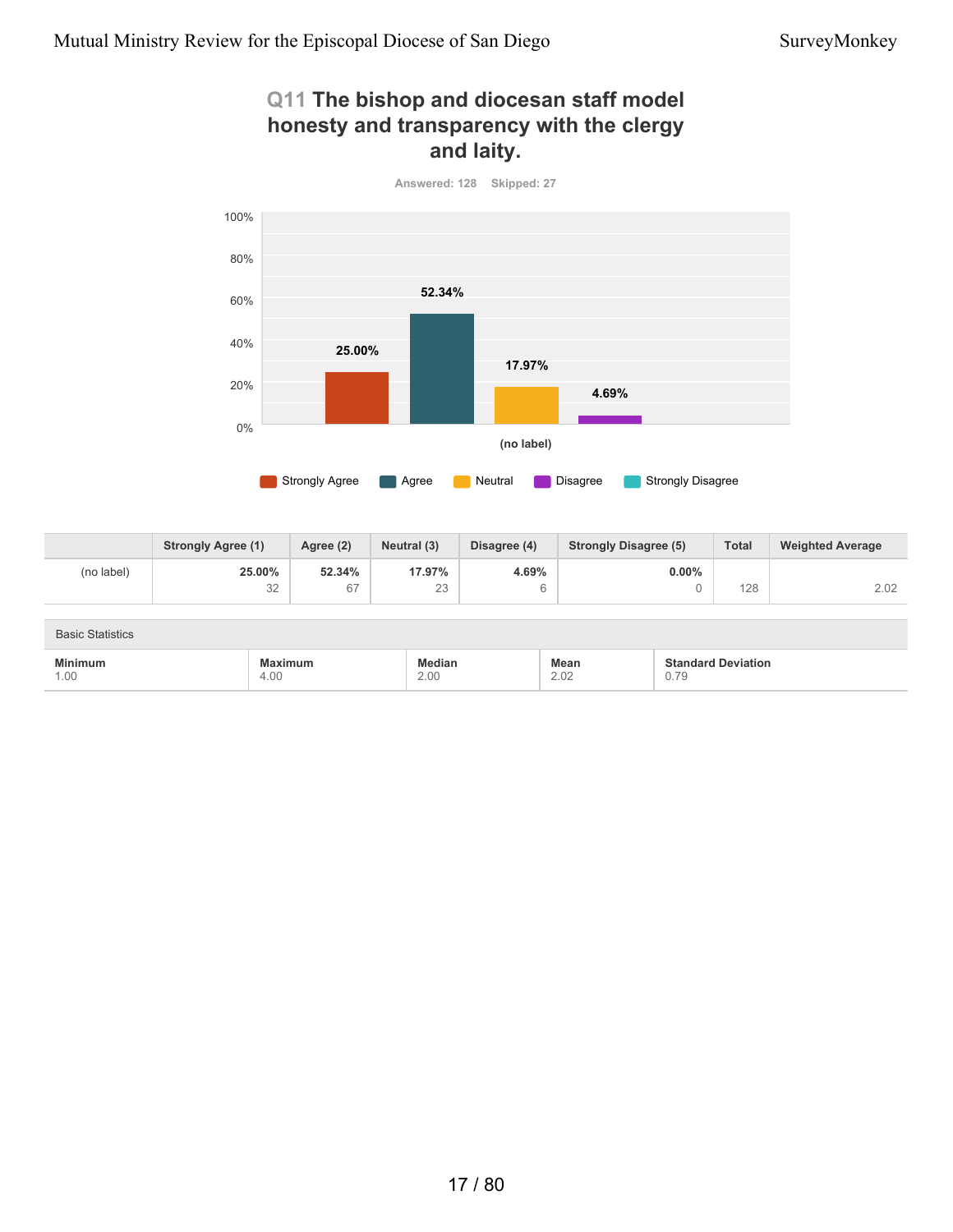## Q11 The bishop and diocesan staff model honesty and transparency with the clergy and laity.

Answered: 128 Skipped: 27

| | Strongly Agree (1) | Agree (2) | Neutral (3) | Disagree (4) | Strongly Disagree (5) | Total | Weighted Average |
|---|---|---|---|---|---|---|---|
| (no label) | **25.00%** 32 | **52.34%** 67 | **17.97%** 23 | **4.69%** 6 | **0.00%** 0 | 128 | 2.02 |

Basic Statistics

| Minimum | Maximum | Median | Mean | Standard Deviation |
|---|---|---|---|---|
| 1.00 | 4.00 | 2.00 | 2.02 | 0.79 |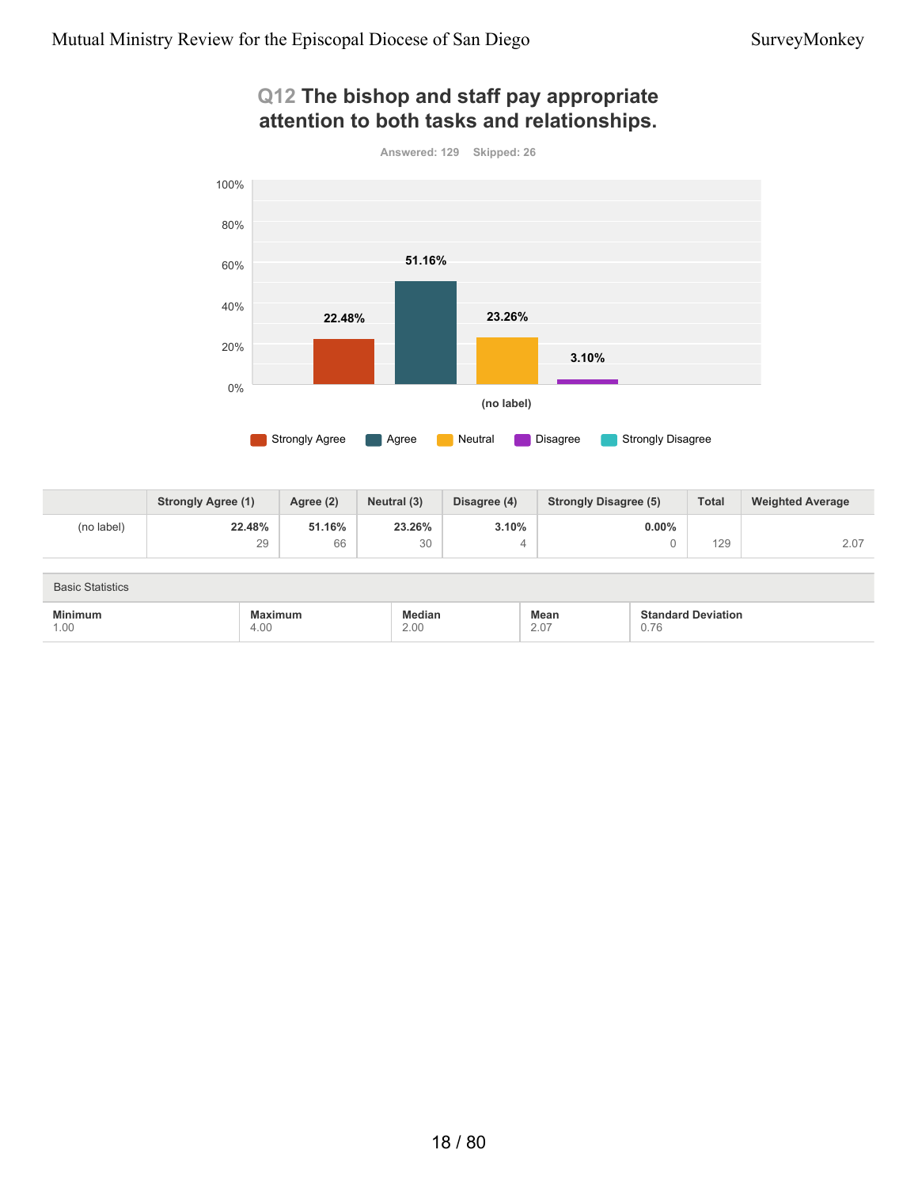## Q12 The bishop and staff pay appropriate attention to both tasks and relationships.

Answered: 129 Skipped: 26

| | Strongly Agree (1) | Agree (2) | Neutral (3) | Disagree (4) | Strongly Disagree (5) | Total | Weighted Average |
|---|---|---|---|---|---|---|---|
| (no label) | 22.48% 29 | 51.16% 66 | 23.26% 30 | 3.10% 4 | 0.00% 0 | 129 | 2.07 |

Basic Statistics

| Minimum | Maximum | Median | Mean | Standard Deviation |
|---|---|---|---|---|
| 1.00 | 4.00 | 2.00 | 2.07 | 0.76 |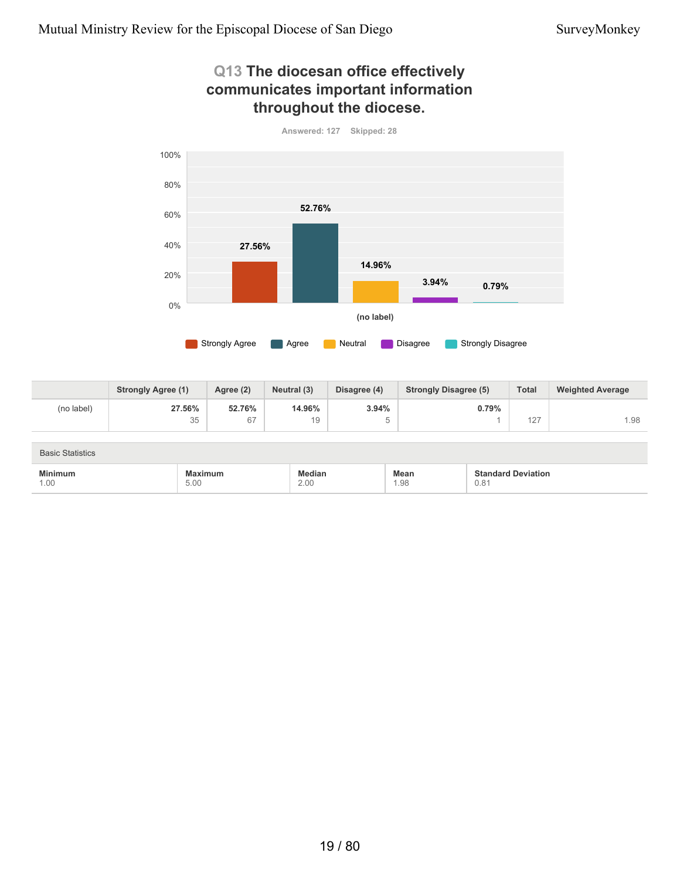## Q13 The diocesan office effectively communicates important information throughout the diocese.

Answered: 127 Skipped: 28

| | Strongly Agree (1) | Agree (2) | Neutral (3) | Disagree (4) | Strongly Disagree (5) | Total | Weighted Average |
|---|---|---|---|---|---|---|---|
| (no label) | 27.56% 35 | 52.76% 67 | 14.96% 19 | 3.94% 5 | 0.79% 1 | 127 | 1.98 |

Basic Statistics

| Minimum | Maximum | Median | Mean | Standard Deviation |
|---|---|---|---|---|
| 1.00 | 5.00 | 2.00 | 1.98 | 0.81 |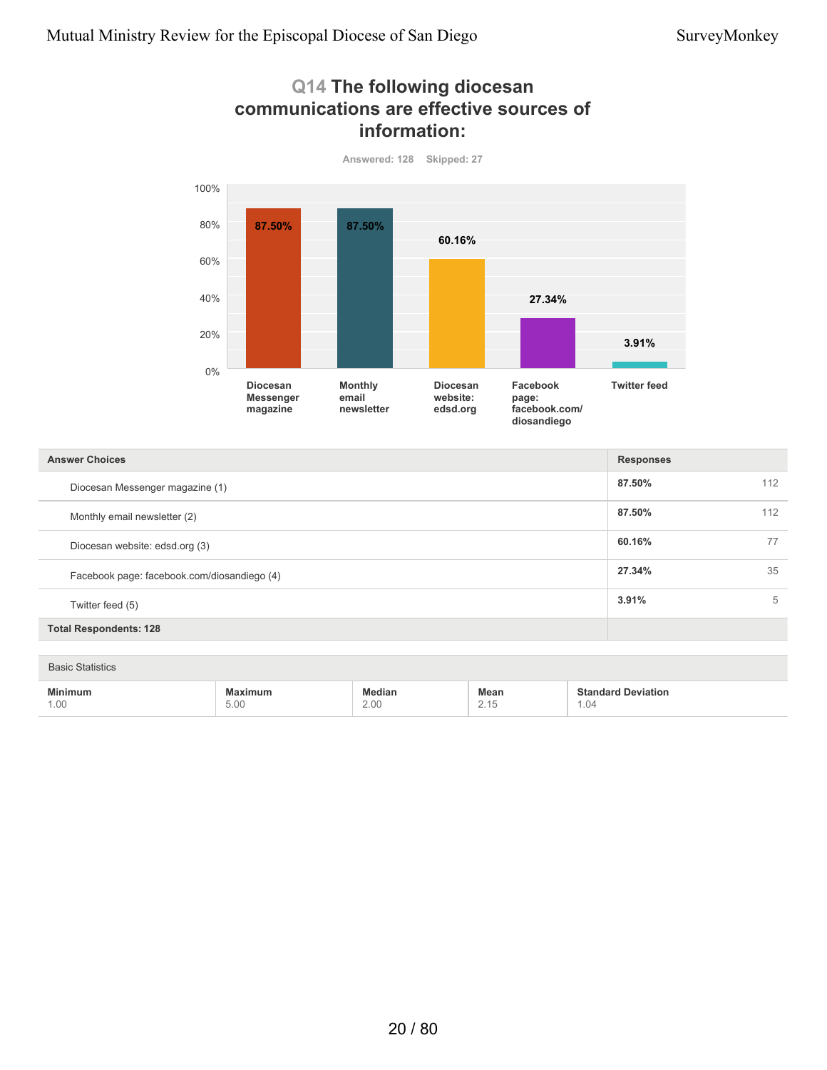## Q14 The following diocesan communications are effective sources of information:

Answered: 128 Skipped: 27

| Answer Choices | Responses | |
|---|---|---|
| Diocesan Messenger magazine (1) | 87.50% | 112 |
| Monthly email newsletter (2) | 87.50% | 112 |
| Diocesan website: edsd.org (3) | 60.16% | 77 |
| Facebook page: facebook.com/diosandiego (4) | 27.34% | 35 |
| Twitter feed (5) | 3.91% | 5 |
| **Total Respondents: 128** | | |

Basic Statistics

| Minimum | Maximum | Median | Mean | Standard Deviation |
|---|---|---|---|---|
| 1.00 | 5.00 | 2.00 | 2.15 | 1.04 |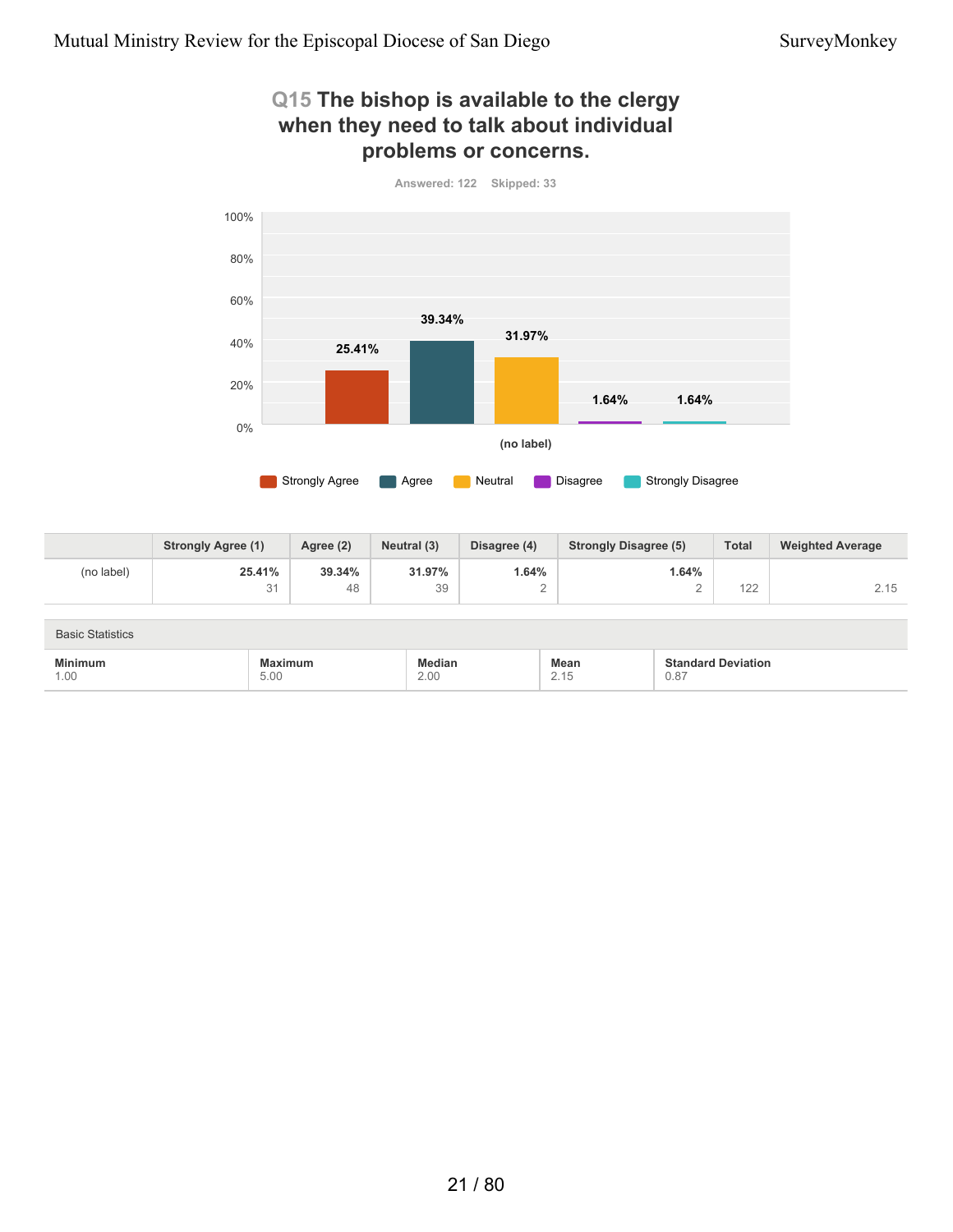## Q15 The bishop is available to the clergy when they need to talk about individual problems or concerns.

Answered: 122 Skipped: 33

| | Strongly Agree (1) | Agree (2) | Neutral (3) | Disagree (4) | Strongly Disagree (5) | Total | Weighted Average |
|---|---|---|---|---|---|---|---|
| (no label) | 25.41% 31 | 39.34% 48 | 31.97% 39 | 1.64% 2 | 1.64% 2 | 122 | 2.15 |

Basic Statistics

| Minimum | Maximum | Median | Mean | Standard Deviation |
|---|---|---|---|---|
| 1.00 | 5.00 | 2.00 | 2.15 | 0.87 |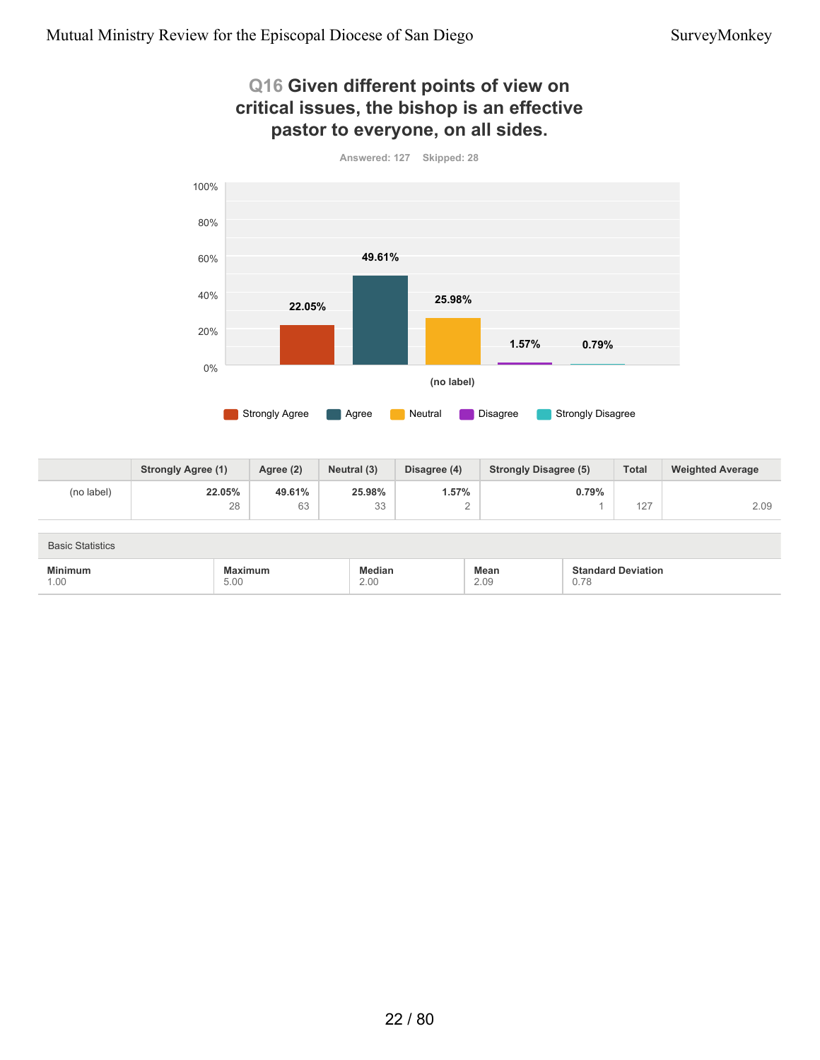## Q16 Given different points of view on critical issues, the bishop is an effective pastor to everyone, on all sides.

Answered: 127 Skipped: 28

| | Strongly Agree (1) | Agree (2) | Neutral (3) | Disagree (4) | Strongly Disagree (5) | Total | Weighted Average |
|---|---|---|---|---|---|---|---|
| (no label) | 22.05% 28 | 49.61% 63 | 25.98% 33 | 1.57% 2 | 0.79% 1 | 127 | 2.09 |

Basic Statistics

| Minimum | Maximum | Median | Mean | Standard Deviation |
|---|---|---|---|---|
| 1.00 | 5.00 | 2.00 | 2.09 | 0.78 |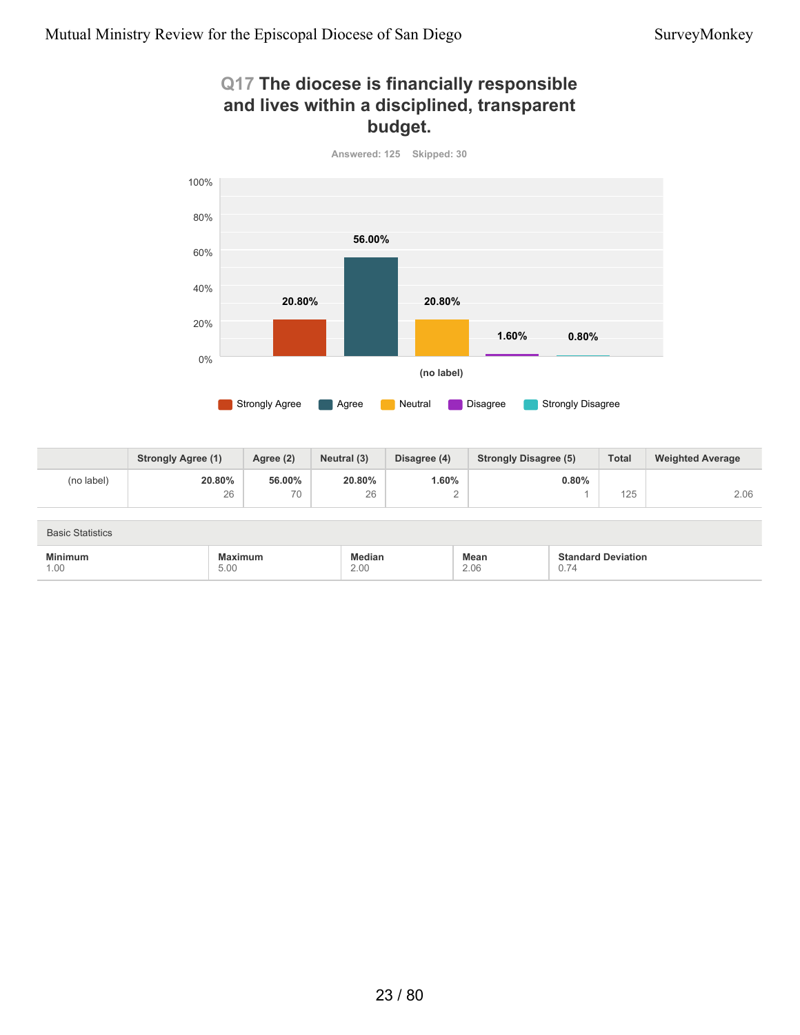## Q17 The diocese is financially responsible and lives within a disciplined, transparent budget.

Answered: 125 Skipped: 30

| | Strongly Agree (1) | Agree (2) | Neutral (3) | Disagree (4) | Strongly Disagree (5) | Total | Weighted Average |
|---|---|---|---|---|---|---|---|
| (no label) | 20.80% 26 | 56.00% 70 | 20.80% 26 | 1.60% 2 | 0.80% 1 | 125 | 2.06 |

| Basic Statistics | | | | |
|---|---|---|---|---|
| Minimum | Maximum | Median | Mean | Standard Deviation |
| 1.00 | 5.00 | 2.00 | 2.06 | 0.74 |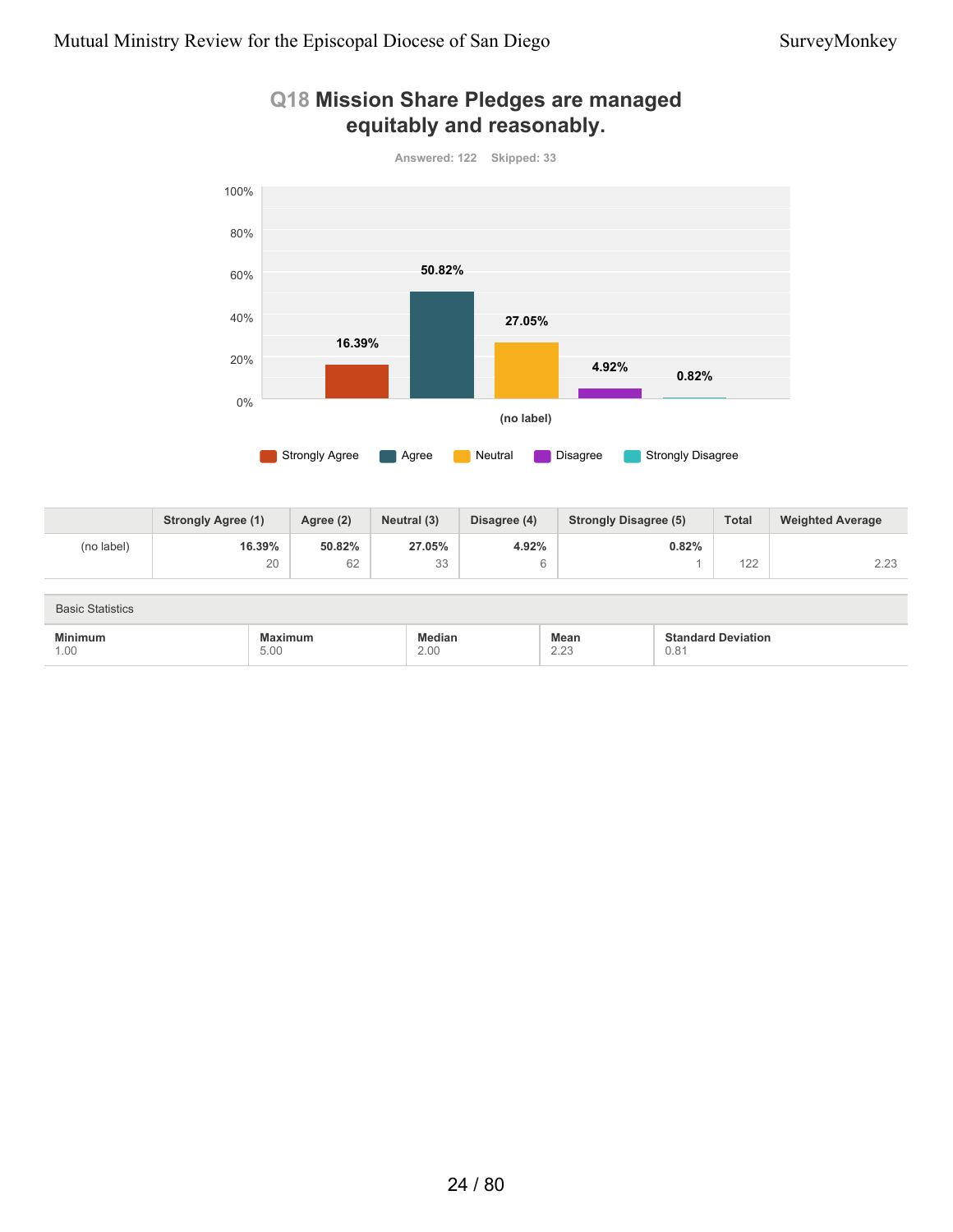## Q18 Mission Share Pledges are managed equitably and reasonably.

Answered: 122 Skipped: 33

| | Strongly Agree (1) | Agree (2) | Neutral (3) | Disagree (4) | Strongly Disagree (5) | Total | Weighted Average |
|---|---|---|---|---|---|---|---|
| (no label) | 16.39% 20 | 50.82% 62 | 27.05% 33 | 4.92% 6 | 0.82% 1 | 122 | 2.23 |

Basic Statistics

| Minimum | Maximum | Median | Mean | Standard Deviation |
|---|---|---|---|---|
| 1.00 | 5.00 | 2.00 | 2.23 | 0.81 |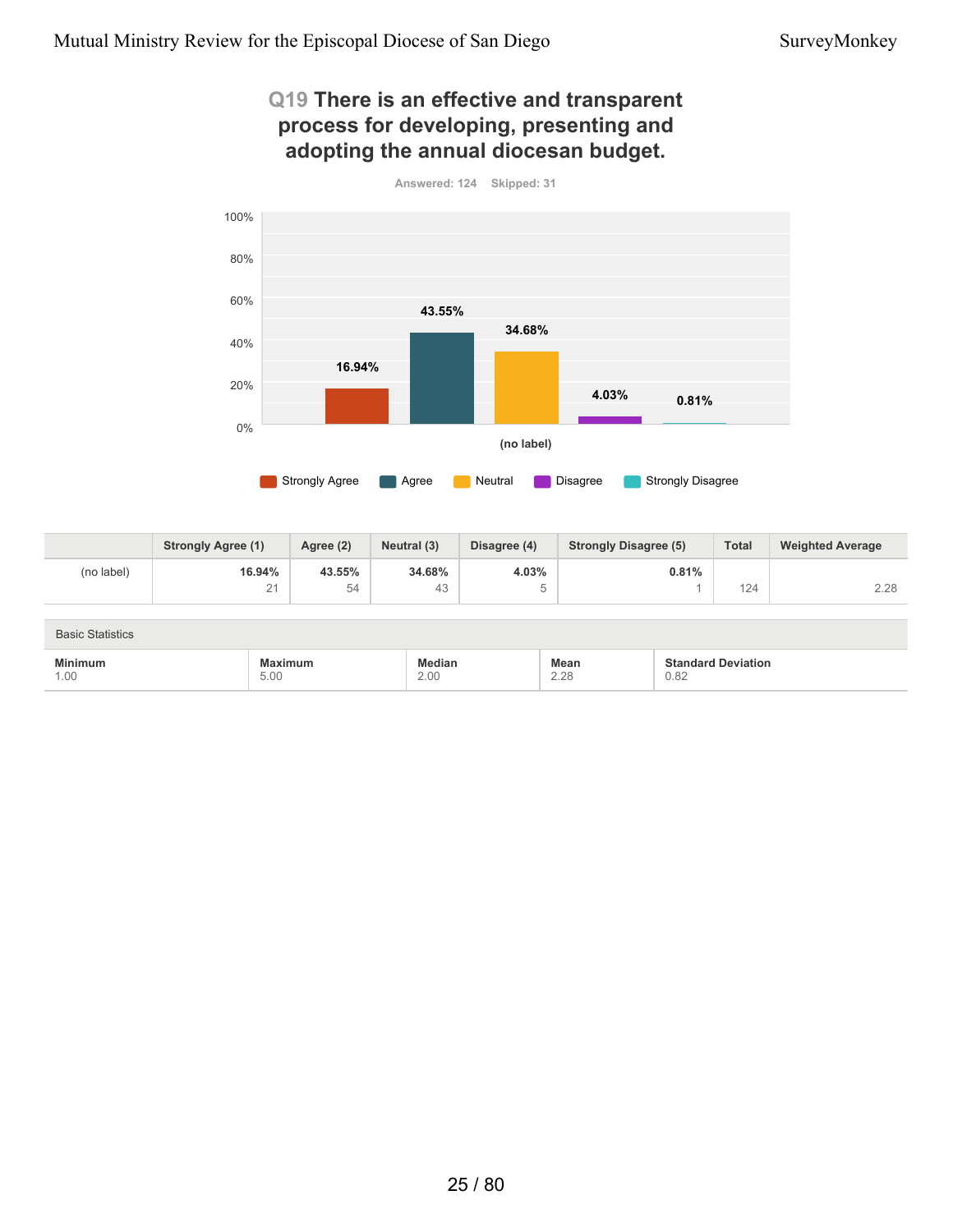## Q19 There is an effective and transparent process for developing, presenting and adopting the annual diocesan budget.

Answered: 124 Skipped: 31

| | Strongly Agree (1) | Agree (2) | Neutral (3) | Disagree (4) | Strongly Disagree (5) | Total | Weighted Average |
|---|---|---|---|---|---|---|---|
| (no label) | 16.94% 21 | 43.55% 54 | 34.68% 43 | 4.03% 5 | 0.81% 1 | 124 | 2.28 |

Basic Statistics

| Minimum | Maximum | Median | Mean | Standard Deviation |
|---|---|---|---|---|
| 1.00 | 5.00 | 2.00 | 2.28 | 0.82 |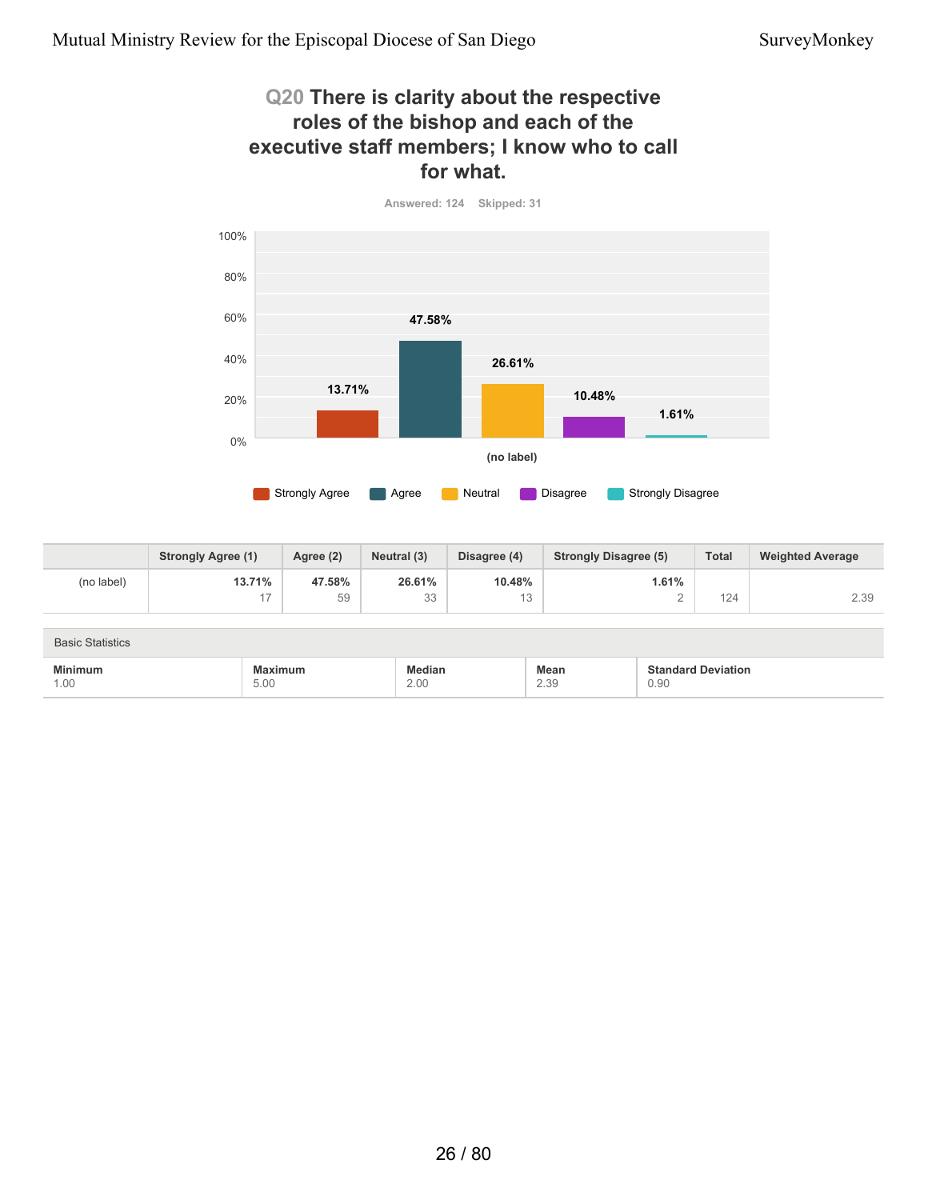## Q20 There is clarity about the respective roles of the bishop and each of the executive staff members; I know who to call for what.

Answered: 124 Skipped: 31

| | Strongly Agree (1) | Agree (2) | Neutral (3) | Disagree (4) | Strongly Disagree (5) | Total | Weighted Average |
|---|---|---|---|---|---|---|---|
| (no label) | 13.71% 17 | 47.58% 59 | 26.61% 33 | 10.48% 13 | 1.61% 2 | 124 | 2.39 |

Basic Statistics

| Minimum | Maximum | Median | Mean | Standard Deviation |
|---|---|---|---|---|
| 1.00 | 5.00 | 2.00 | 2.39 | 0.90 |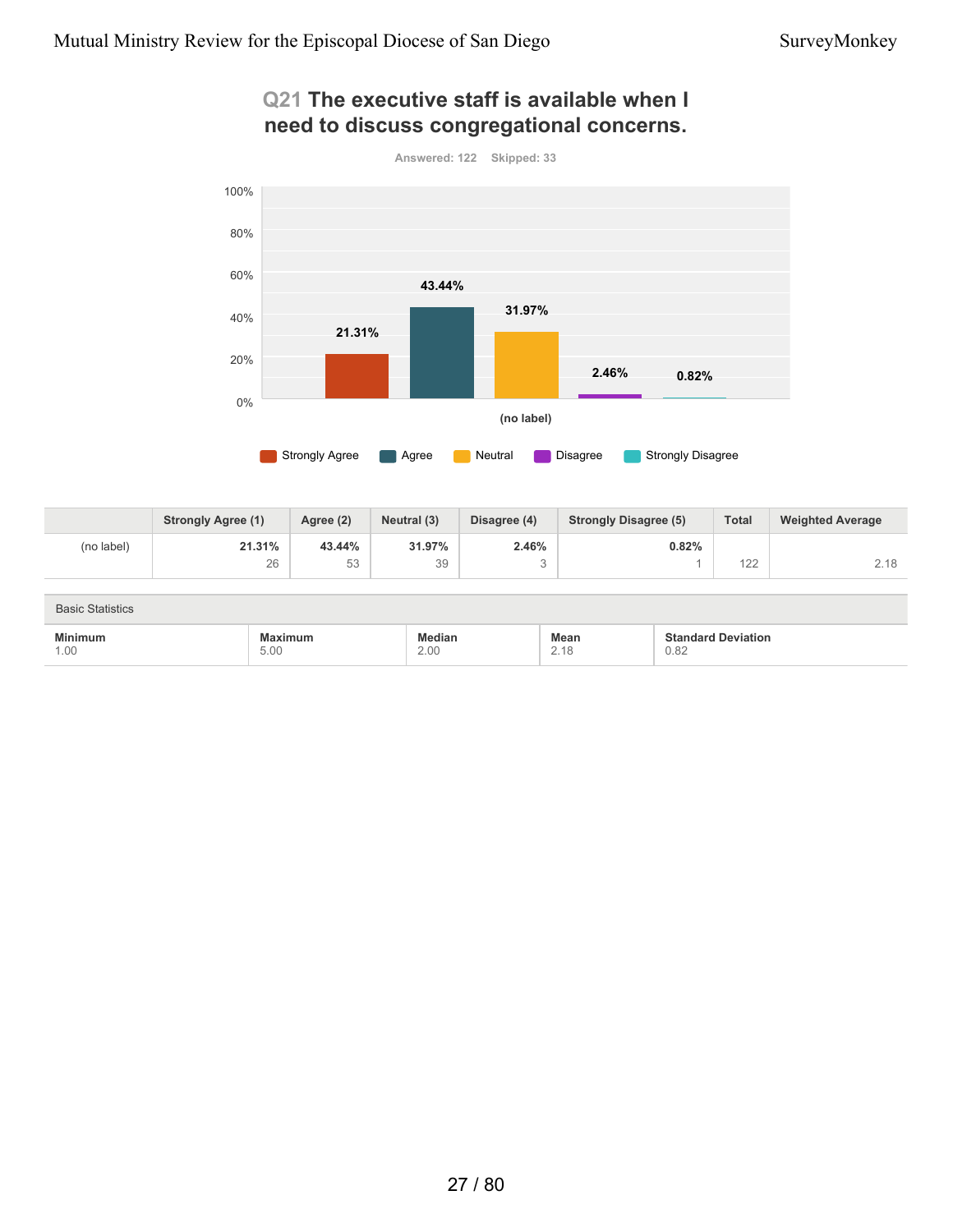## Q21 The executive staff is available when I need to discuss congregational concerns.

Answered: 122 Skipped: 33

| | Strongly Agree (1) | Agree (2) | Neutral (3) | Disagree (4) | Strongly Disagree (5) | Total | Weighted Average |
|---|---|---|---|---|---|---|---|
| (no label) | 21.31% 26 | 43.44% 53 | 31.97% 39 | 2.46% 3 | 0.82% 1 | 122 | 2.18 |

Basic Statistics

| Minimum | Maximum | Median | Mean | Standard Deviation |
|---|---|---|---|---|
| 1.00 | 5.00 | 2.00 | 2.18 | 0.82 |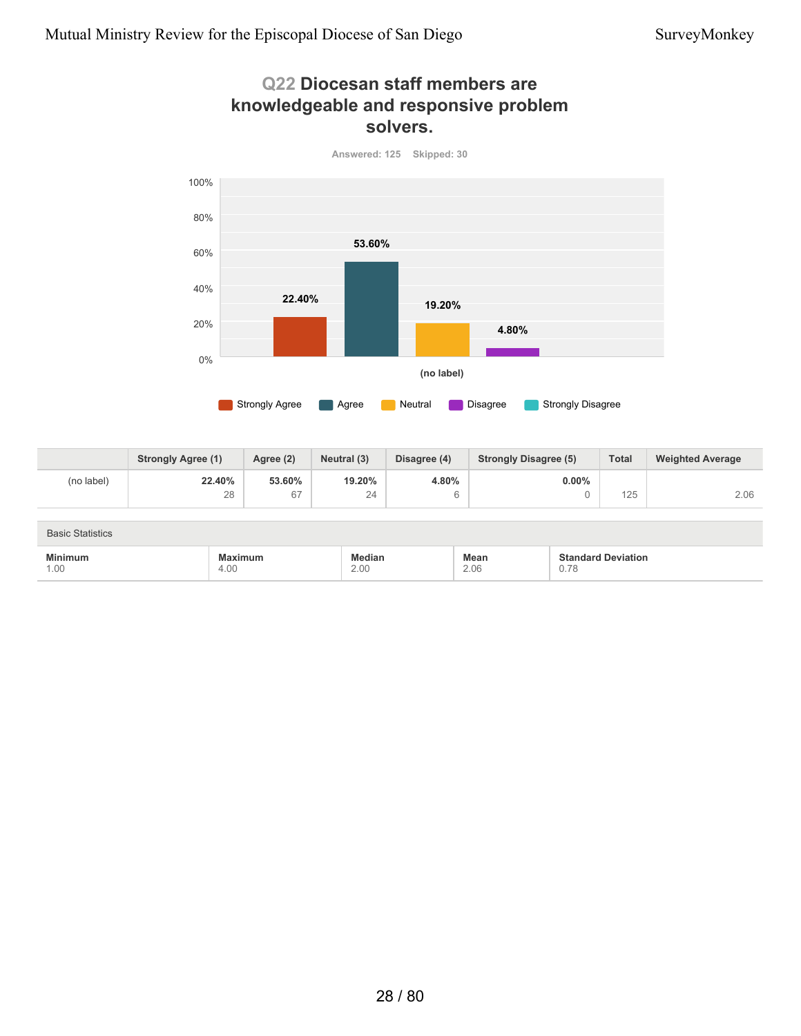## Q22 Diocesan staff members are knowledgeable and responsive problem solvers.

Answered: 125 Skipped: 30

| | Strongly Agree (1) | Agree (2) | Neutral (3) | Disagree (4) | Strongly Disagree (5) | Total | Weighted Average |
|---|---|---|---|---|---|---|---|
| (no label) | 22.40%<br>28 | 53.60%<br>67 | 19.20%<br>24 | 4.80%<br>6 | 0.00%<br>0 | 125 | 2.06 |

Basic Statistics

| Minimum | Maximum | Median | Mean | Standard Deviation |
|---|---|---|---|---|
| 1.00 | 4.00 | 2.00 | 2.06 | 0.78 |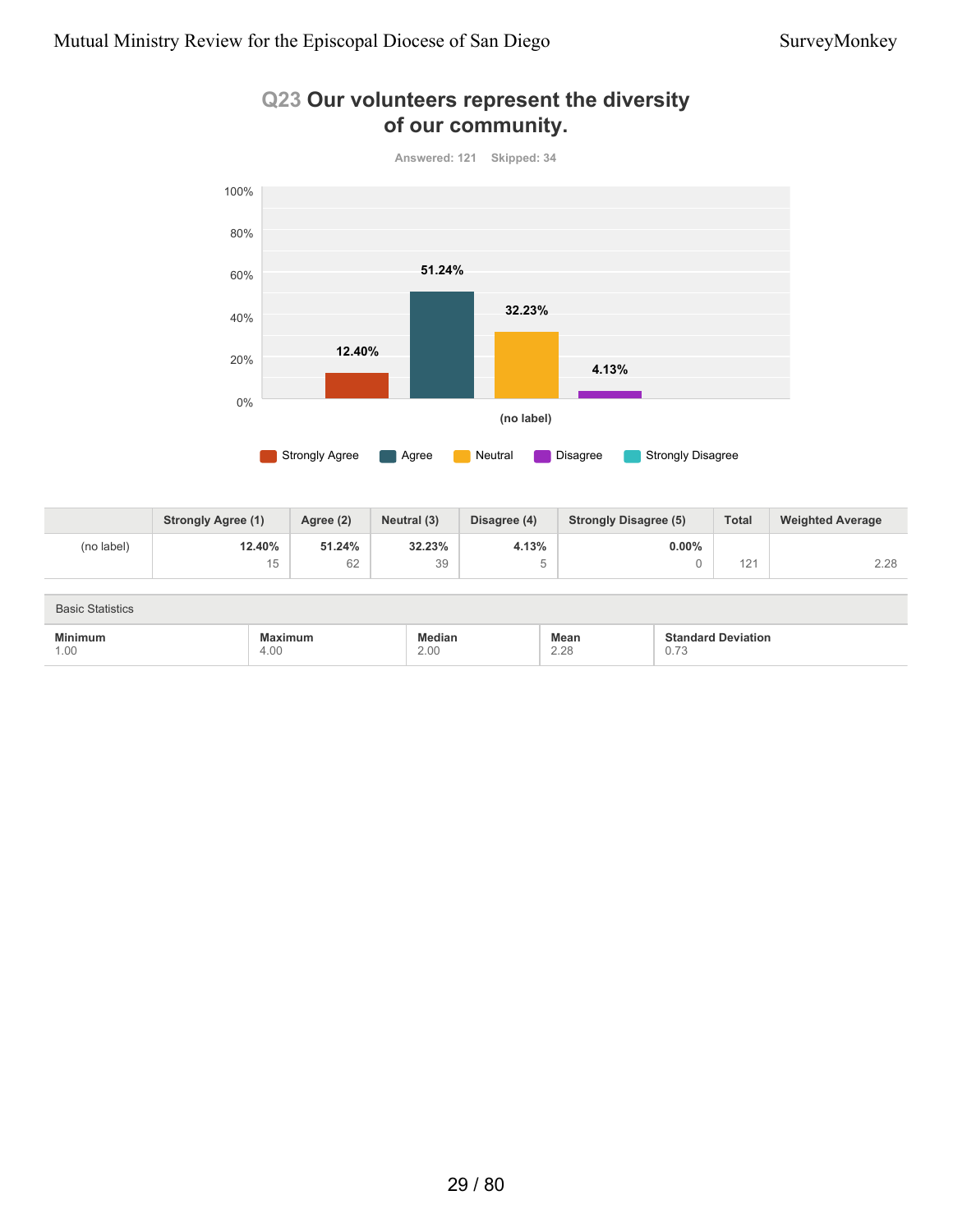## Q23 Our volunteers represent the diversity of our community.

Answered: 121 Skipped: 34

|  | Strongly Agree (1) | Agree (2) | Neutral (3) | Disagree (4) | Strongly Disagree (5) | Total | Weighted Average |
|---|---|---|---|---|---|---|---|
| (no label) | 12.40% 15 | 51.24% 62 | 32.23% 39 | 4.13% 5 | 0.00% 0 | 121 | 2.28 |

Basic Statistics

| Minimum | Maximum | Median | Mean | Standard Deviation |
|---|---|---|---|---|
| 1.00 | 4.00 | 2.00 | 2.28 | 0.73 |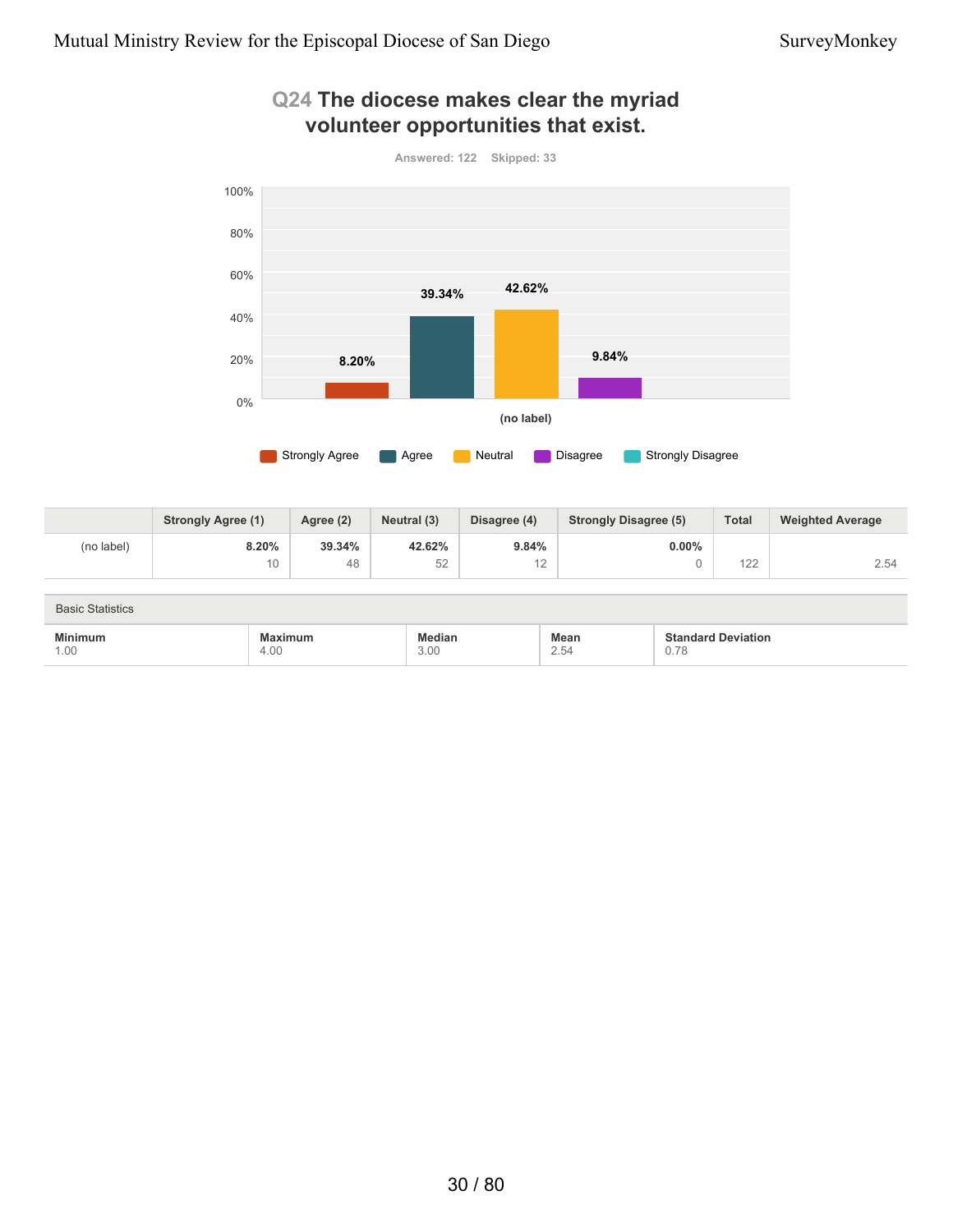## Q24 The diocese makes clear the myriad volunteer opportunities that exist.

Answered: 122 Skipped: 33

| | Strongly Agree (1) | Agree (2) | Neutral (3) | Disagree (4) | Strongly Disagree (5) | Total | Weighted Average |
|---|---|---|---|---|---|---|---|
| (no label) | 8.20%<br>10 | 39.34%<br>48 | 42.62%<br>52 | 9.84%<br>12 | 0.00%<br>0 | 122 | 2.54 |

Basic Statistics

| Minimum | Maximum | Median | Mean | Standard Deviation |
|---|---|---|---|---|
| 1.00 | 4.00 | 3.00 | 2.54 | 0.78 |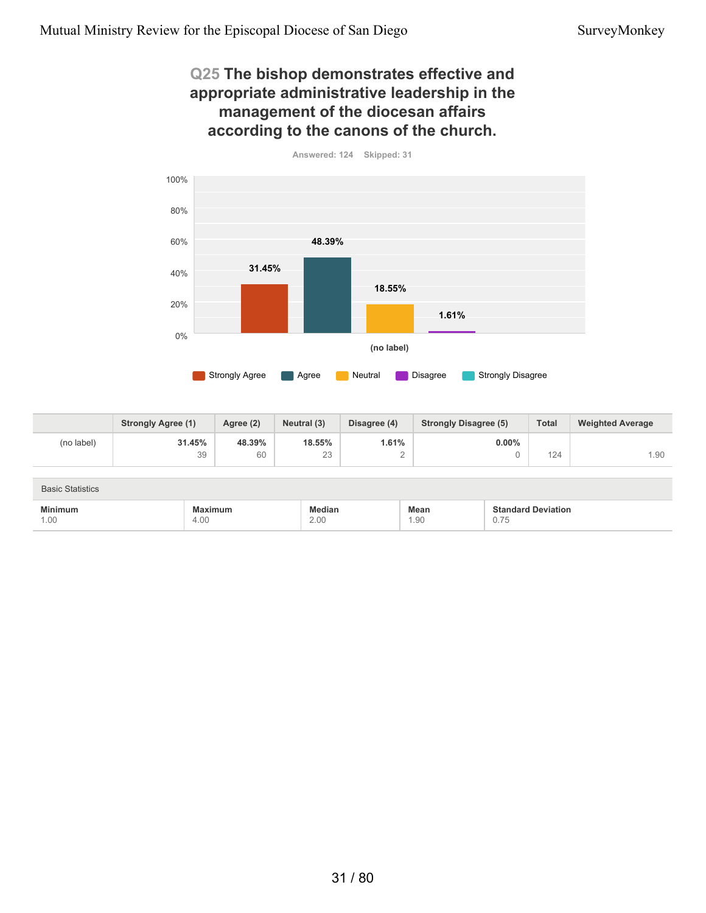## Q25 The bishop demonstrates effective and appropriate administrative leadership in the management of the diocesan affairs according to the canons of the church.

Answered: 124 Skipped: 31

| | Strongly Agree (1) | Agree (2) | Neutral (3) | Disagree (4) | Strongly Disagree (5) | Total | Weighted Average |
|---|---|---|---|---|---|---|---|
| (no label) | 31.45% 39 | 48.39% 60 | 18.55% 23 | 1.61% 2 | 0.00% 0 | 124 | 1.90 |

Basic Statistics

| Minimum | Maximum | Median | Mean | Standard Deviation |
|---|---|---|---|---|
| 1.00 | 4.00 | 2.00 | 1.90 | 0.75 |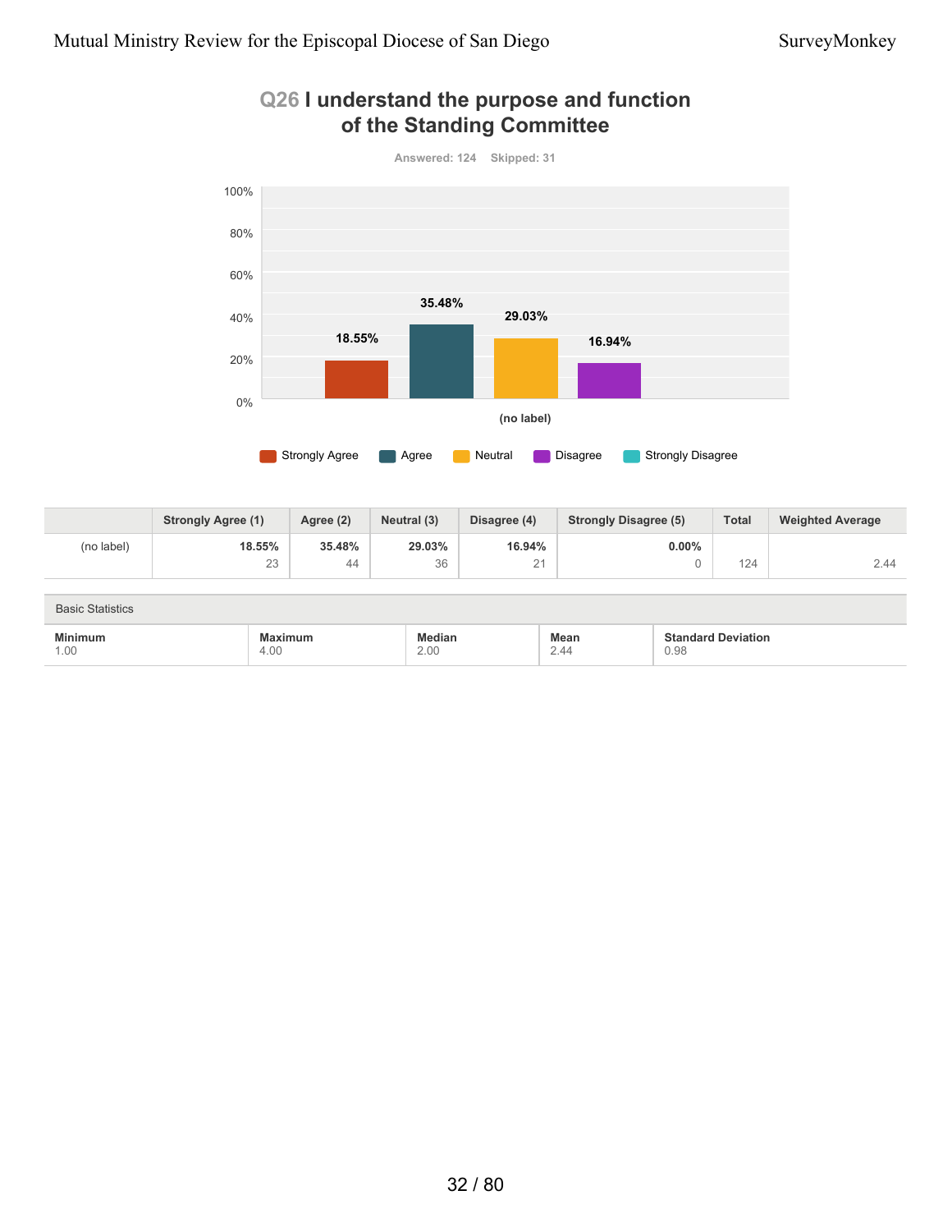## Q26 I understand the purpose and function of the Standing Committee

Answered: 124 Skipped: 31

| | Strongly Agree (1) | Agree (2) | Neutral (3) | Disagree (4) | Strongly Disagree (5) | Total | Weighted Average |
|---|---|---|---|---|---|---|---|
| (no label) | **18.55%** 23 | **35.48%** 44 | **29.03%** 36 | **16.94%** 21 | **0.00%** 0 | 124 | 2.44 |

| Basic Statistics | | | | |
|---|---|---|---|---|
| **Minimum** 1.00 | **Maximum** 4.00 | **Median** 2.00 | **Mean** 2.44 | **Standard Deviation** 0.98 |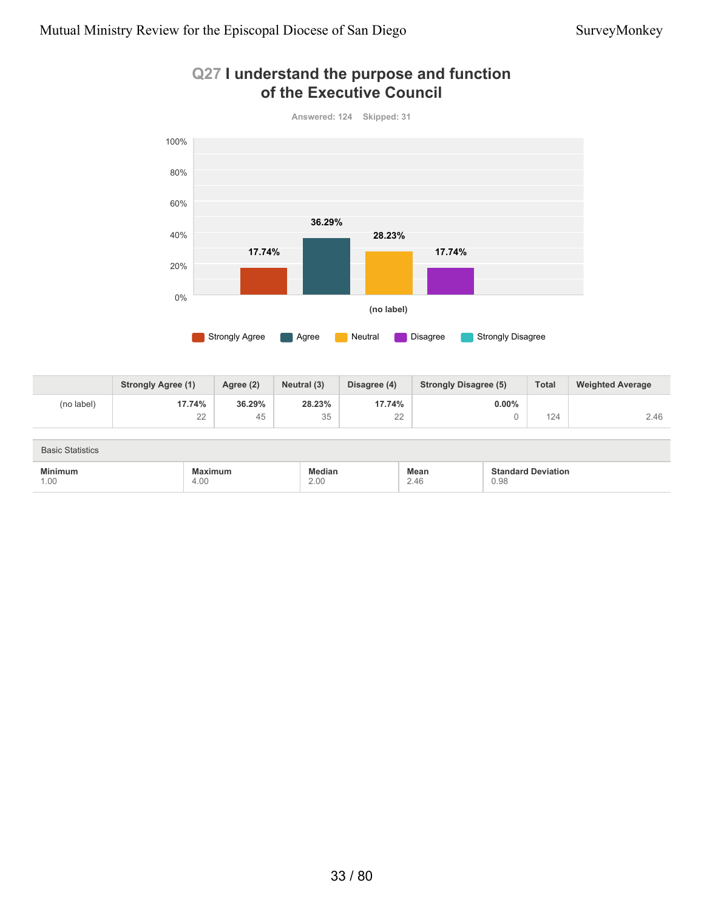## Q27 I understand the purpose and function of the Executive Council

Answered: 124 Skipped: 31

| | Strongly Agree (1) | Agree (2) | Neutral (3) | Disagree (4) | Strongly Disagree (5) | Total | Weighted Average |
|---|---|---|---|---|---|---|---|
| (no label) | 17.74% 22 | 36.29% 45 | 28.23% 35 | 17.74% 22 | 0.00% 0 | 124 | 2.46 |

Basic Statistics

| Minimum | Maximum | Median | Mean | Standard Deviation |
|---|---|---|---|---|
| 1.00 | 4.00 | 2.00 | 2.46 | 0.98 |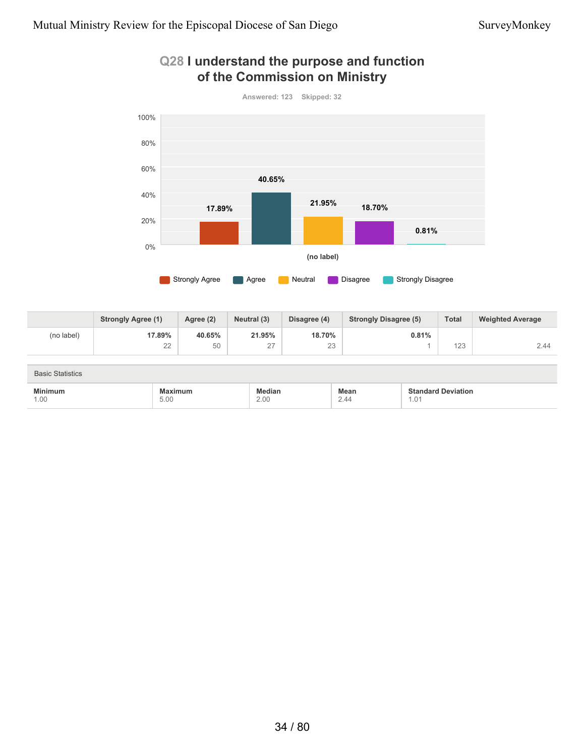## Q28 I understand the purpose and function of the Commission on Ministry

Answered: 123 Skipped: 32

| | Strongly Agree (1) | Agree (2) | Neutral (3) | Disagree (4) | Strongly Disagree (5) | Total | Weighted Average |
|---|---|---|---|---|---|---|---|
| (no label) | 17.89%<br>22 | 40.65%<br>50 | 21.95%<br>27 | 18.70%<br>23 | 0.81%<br>1 | 123 | 2.44 |

Basic Statistics

| Minimum | Maximum | Median | Mean | Standard Deviation |
|---|---|---|---|---|
| 1.00 | 5.00 | 2.00 | 2.44 | 1.01 |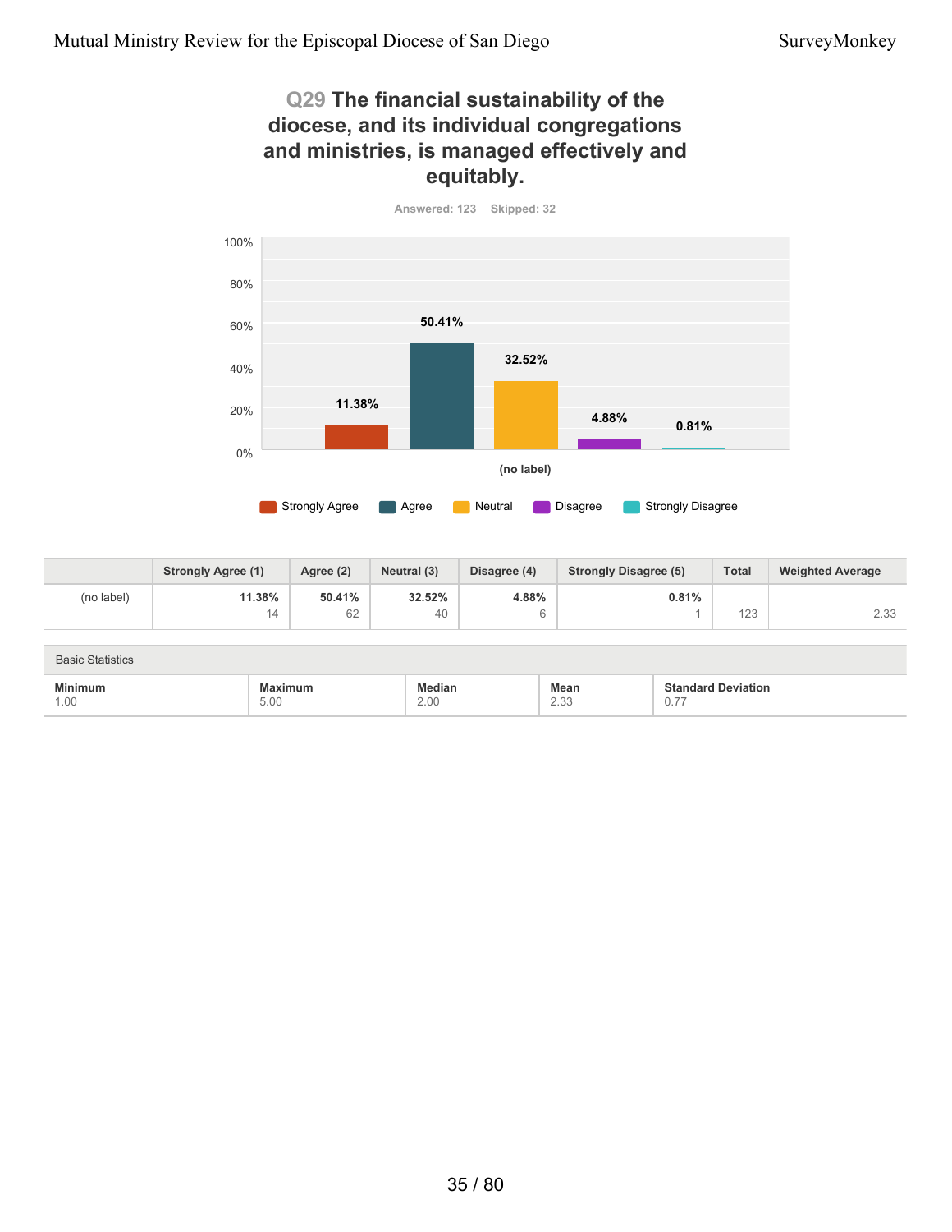## Q29 The financial sustainability of the diocese, and its individual congregations and ministries, is managed effectively and equitably.

Answered: 123 Skipped: 32

| | Strongly Agree (1) | Agree (2) | Neutral (3) | Disagree (4) | Strongly Disagree (5) | Total | Weighted Average |
|---|---|---|---|---|---|---|---|
| (no label) | 11.38%<br>14 | 50.41%<br>62 | 32.52%<br>40 | 4.88%<br>6 | 0.81%<br>1 | 123 | 2.33 |

Basic Statistics

| Minimum | Maximum | Median | Mean | Standard Deviation |
|---|---|---|---|---|
| 1.00 | 5.00 | 2.00 | 2.33 | 0.77 |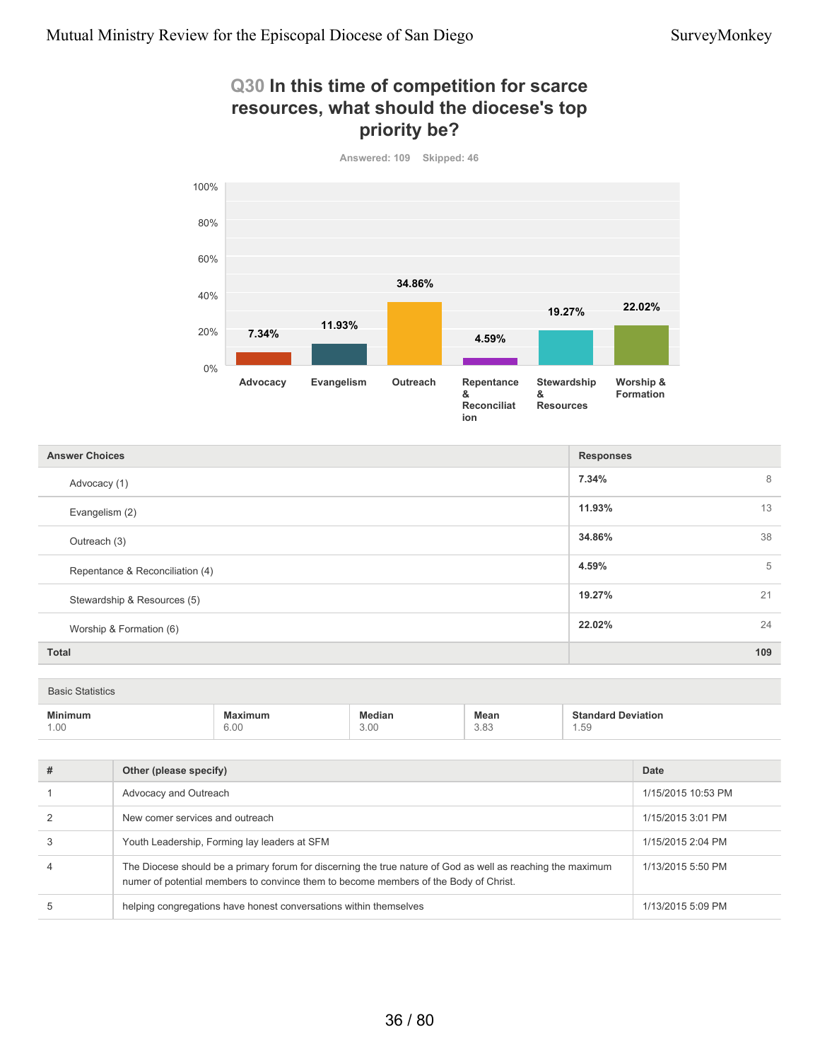## Q30 In this time of competition for scarce resources, what should the diocese's top priority be?

Answered: 109 Skipped: 46

| Answer Choices | Responses | |
|---|---|---|
| Advocacy (1) | 7.34% | 8 |
| Evangelism (2) | 11.93% | 13 |
| Outreach (3) | 34.86% | 38 |
| Repentance & Reconciliation (4) | 4.59% | 5 |
| Stewardship & Resources (5) | 19.27% | 21 |
| Worship & Formation (6) | 22.02% | 24 |
| **Total** | | **109** |

Basic Statistics

| Minimum | Maximum | Median | Mean | Standard Deviation |
|---|---|---|---|---|
| 1.00 | 6.00 | 3.00 | 3.83 | 1.59 |

| # | Other (please specify) | Date |
|---|---|---|
| 1 | Advocacy and Outreach | 1/15/2015 10:53 PM |
| 2 | New comer services and outreach | 1/15/2015 3:01 PM |
| 3 | Youth Leadership, Forming lay leaders at SFM | 1/15/2015 2:04 PM |
| 4 | The Diocese should be a primary forum for discerning the true nature of God as well as reaching the maximum numer of potential members to convince them to become members of the Body of Christ. | 1/13/2015 5:50 PM |
| 5 | helping congregations have honest conversations within themselves | 1/13/2015 5:09 PM |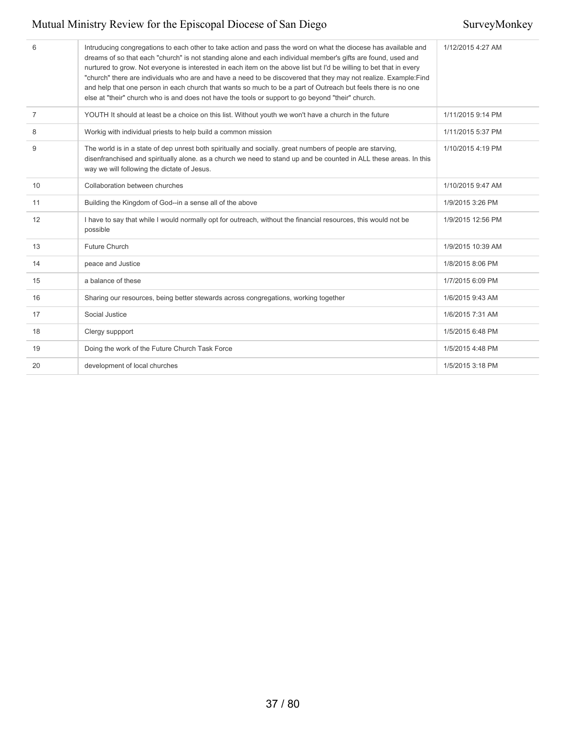| | | |
|---|---|---|
| 6 | Intruducing congregations to each other to take action and pass the word on what the diocese has available and dreams of so that each "church" is not standing alone and each individual member's gifts are found, used and nurtured to grow. Not everyone is interested in each item on the above list but I'd be willing to bet that in every "church" there are individuals who are and have a need to be discovered that they may not realize. Example:Find and help that one person in each church that wants so much to be a part of Outreach but feels there is no one else at "their" church who is and does not have the tools or support to go beyond "their" church. | 1/12/2015 4:27 AM |
| 7 | YOUTH It should at least be a choice on this list. Without youth we won't have a church in the future | 1/11/2015 9:14 PM |
| 8 | Workig with individual priests to help build a common mission | 1/11/2015 5:37 PM |
| 9 | The world is in a state of dep unrest both spiritually and socially. great numbers of people are starving, disenfranchised and spiritually alone. as a church we need to stand up and be counted in ALL these areas. In this way we will following the dictate of Jesus. | 1/10/2015 4:19 PM |
| 10 | Collaboration between churches | 1/10/2015 9:47 AM |
| 11 | Building the Kingdom of God--in a sense all of the above | 1/9/2015 3:26 PM |
| 12 | I have to say that while I would normally opt for outreach, without the financial resources, this would not be possible | 1/9/2015 12:56 PM |
| 13 | Future Church | 1/9/2015 10:39 AM |
| 14 | peace and Justice | 1/8/2015 8:06 PM |
| 15 | a balance of these | 1/7/2015 6:09 PM |
| 16 | Sharing our resources, being better stewards across congregations, working together | 1/6/2015 9:43 AM |
| 17 | Social Justice | 1/6/2015 7:31 AM |
| 18 | Clergy suppport | 1/5/2015 6:48 PM |
| 19 | Doing the work of the Future Church Task Force | 1/5/2015 4:48 PM |
| 20 | development of local churches | 1/5/2015 3:18 PM |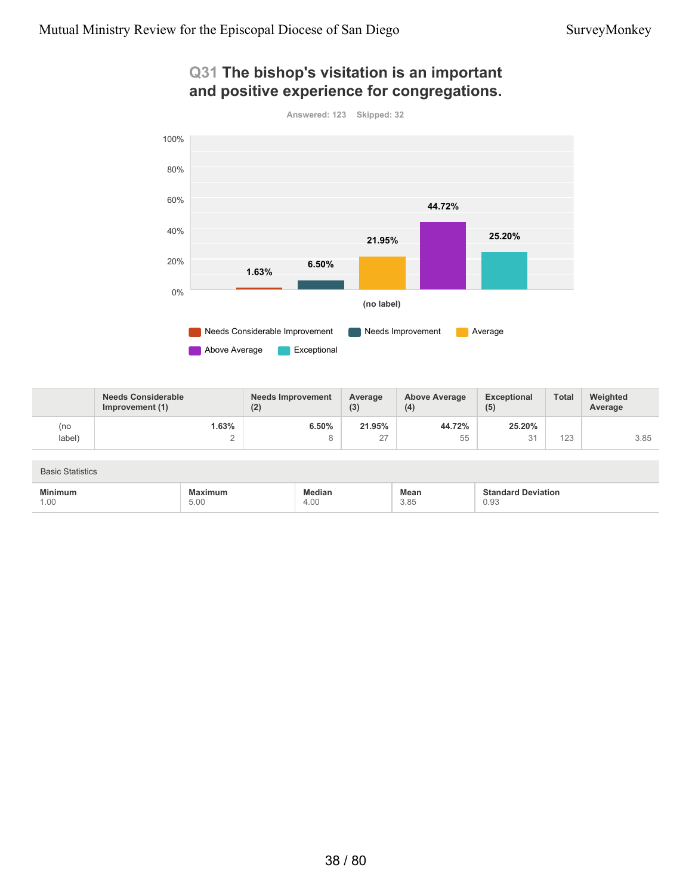## Q31 The bishop's visitation is an important and positive experience for congregations.

Answered: 123    Skipped: 32

| | Needs Considerable Improvement (1) | Needs Improvement (2) | Average (3) | Above Average (4) | Exceptional (5) | Total | Weighted Average |
|---|---|---|---|---|---|---|---|
| (no label) | 1.63%<br>2 | 6.50%<br>8 | 21.95%<br>27 | 44.72%<br>55 | 25.20%<br>31 | 123 | 3.85 |

Basic Statistics

| Minimum | Maximum | Median | Mean | Standard Deviation |
|---|---|---|---|---|
| 1.00 | 5.00 | 4.00 | 3.85 | 0.93 |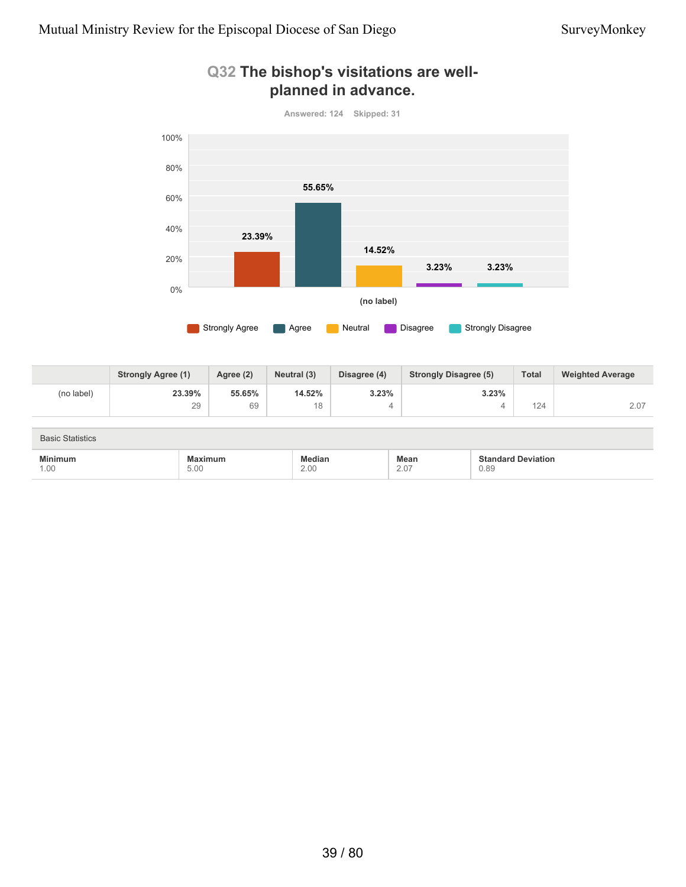## Q32 The bishop's visitations are well-planned in advance.

Answered: 124 Skipped: 31

| | Strongly Agree (1) | Agree (2) | Neutral (3) | Disagree (4) | Strongly Disagree (5) | Total | Weighted Average |
|---|---|---|---|---|---|---|---|
| (no label) | **23.39%** 29 | **55.65%** 69 | **14.52%** 18 | **3.23%** 4 | **3.23%** 4 | 124 | 2.07 |

Basic Statistics

| Minimum | Maximum | Median | Mean | Standard Deviation |
|---|---|---|---|---|
| 1.00 | 5.00 | 2.00 | 2.07 | 0.89 |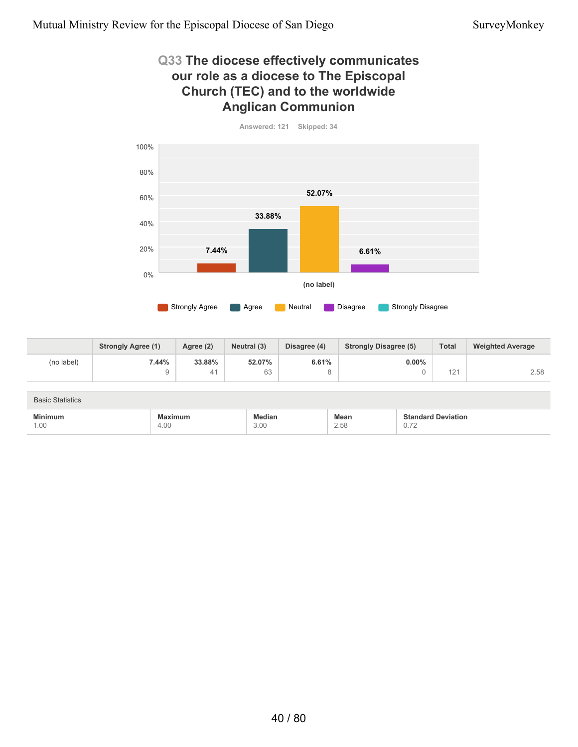## Q33 The diocese effectively communicates our role as a diocese to The Episcopal Church (TEC) and to the worldwide Anglican Communion

Answered: 121 Skipped: 34

| | Strongly Agree (1) | Agree (2) | Neutral (3) | Disagree (4) | Strongly Disagree (5) | Total | Weighted Average |
|---|---|---|---|---|---|---|---|
| (no label) | 7.44% 9 | 33.88% 41 | 52.07% 63 | 6.61% 8 | 0.00% 0 | 121 | 2.58 |

Basic Statistics

| Minimum | Maximum | Median | Mean | Standard Deviation |
|---|---|---|---|---|
| 1.00 | 4.00 | 3.00 | 2.58 | 0.72 |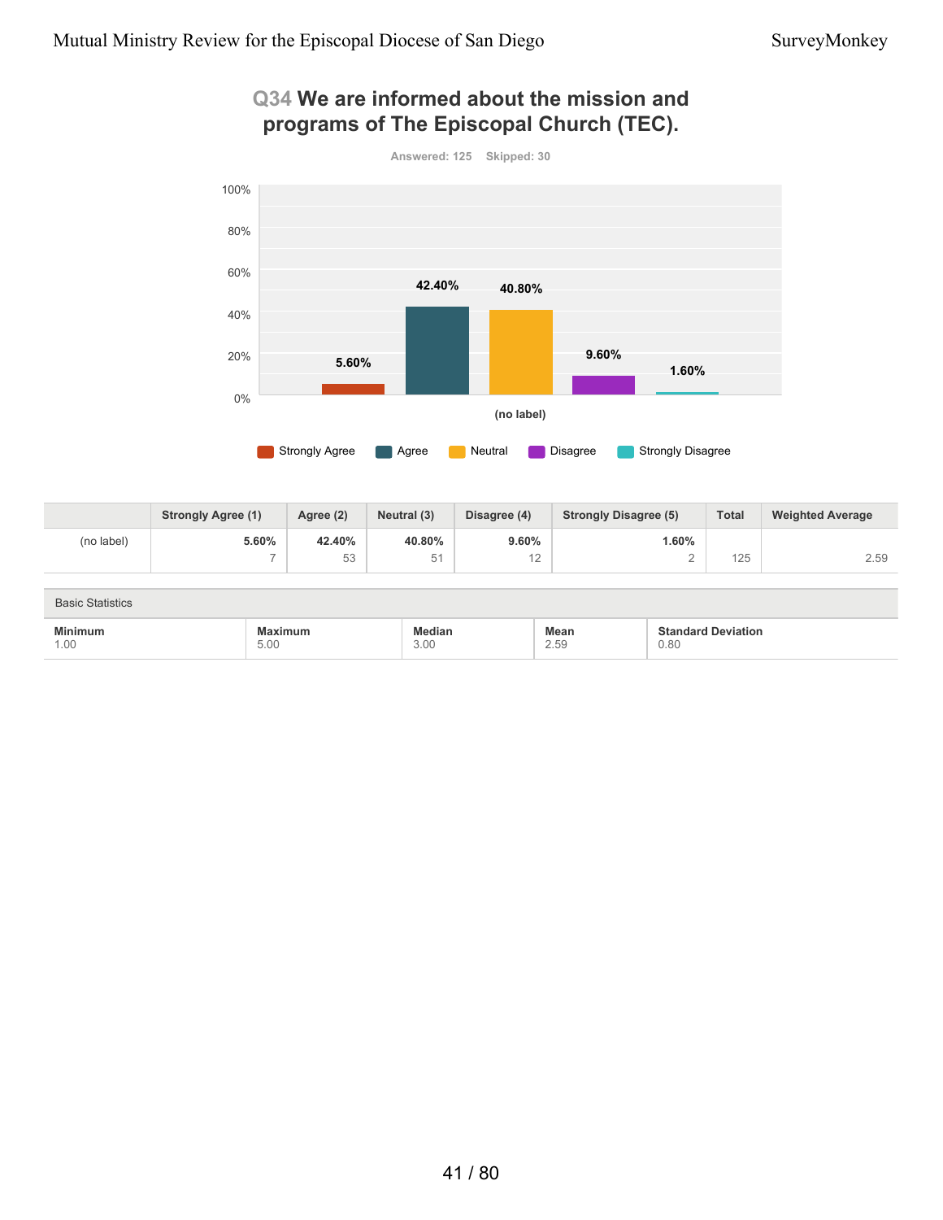## Q34 We are informed about the mission and programs of The Episcopal Church (TEC).

Answered: 125 Skipped: 30

| | Strongly Agree (1) | Agree (2) | Neutral (3) | Disagree (4) | Strongly Disagree (5) | Total | Weighted Average |
|---|---|---|---|---|---|---|---|
| (no label) | 5.60% 7 | 42.40% 53 | 40.80% 51 | 9.60% 12 | 1.60% 2 | 125 | 2.59 |

Basic Statistics

| Minimum | Maximum | Median | Mean | Standard Deviation |
|---|---|---|---|---|
| 1.00 | 5.00 | 3.00 | 2.59 | 0.80 |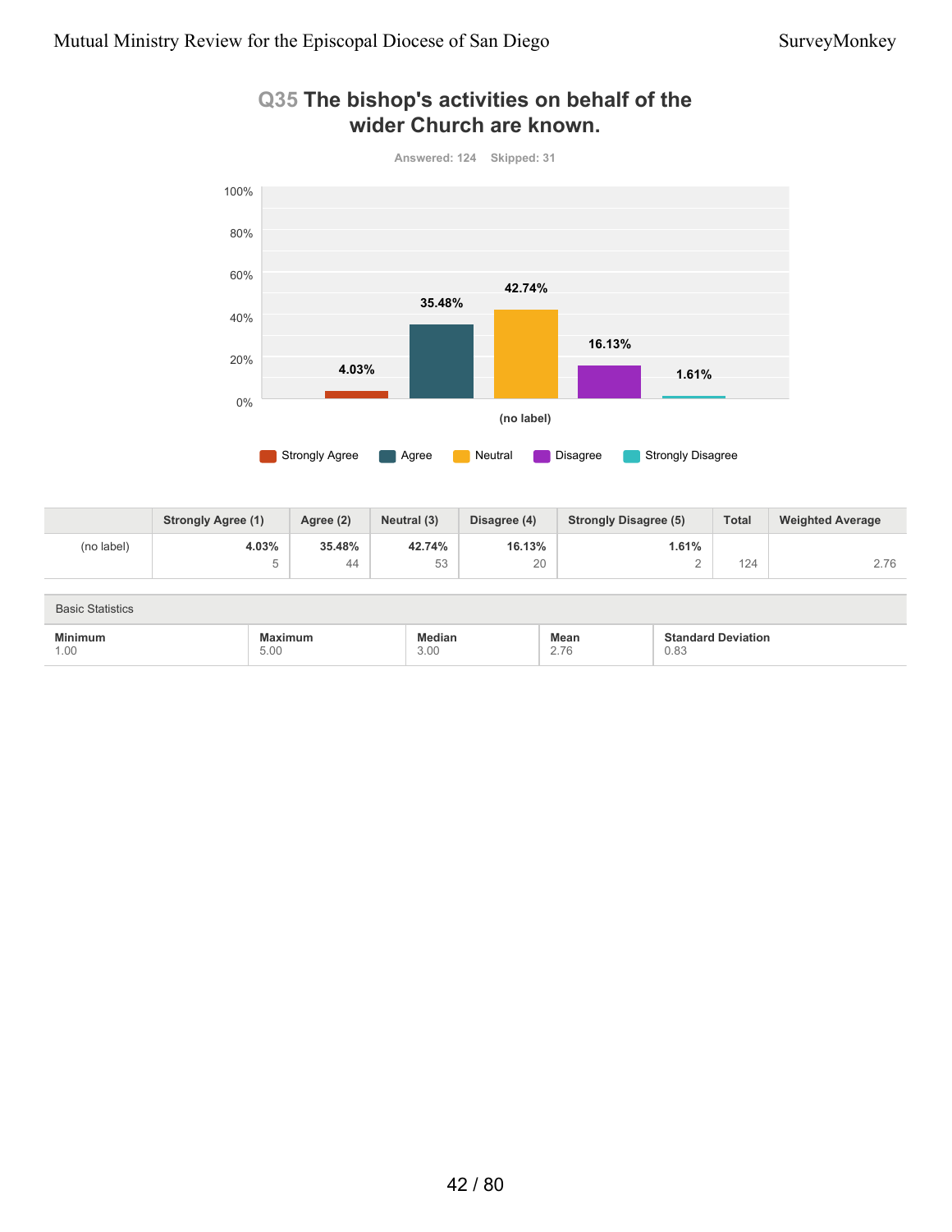## Q35 The bishop's activities on behalf of the wider Church are known.

Answered: 124 Skipped: 31

| | Strongly Agree (1) | Agree (2) | Neutral (3) | Disagree (4) | Strongly Disagree (5) | Total | Weighted Average |
|---|---|---|---|---|---|---|---|
| (no label) | 4.03%<br>5 | 35.48%<br>44 | 42.74%<br>53 | 16.13%<br>20 | 1.61%<br>2 | 124 | 2.76 |

Basic Statistics

| Minimum | Maximum | Median | Mean | Standard Deviation |
|---|---|---|---|---|
| 1.00 | 5.00 | 3.00 | 2.76 | 0.83 |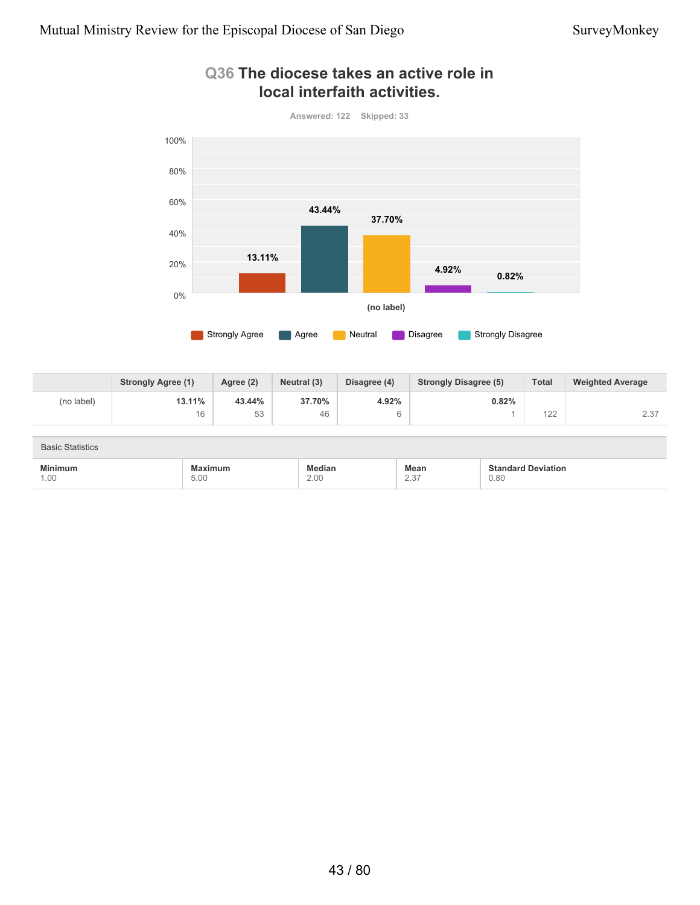## Q36 The diocese takes an active role in local interfaith activities.

Answered: 122 Skipped: 33

|  | Strongly Agree (1) | Agree (2) | Neutral (3) | Disagree (4) | Strongly Disagree (5) | Total | Weighted Average |
|---|---|---|---|---|---|---|---|
| (no label) | **13.11%** 16 | **43.44%** 53 | **37.70%** 46 | **4.92%** 6 | **0.82%** 1 | 122 | 2.37 |

Basic Statistics

| Minimum | Maximum | Median | Mean | Standard Deviation |
|---|---|---|---|---|
| 1.00 | 5.00 | 2.00 | 2.37 | 0.80 |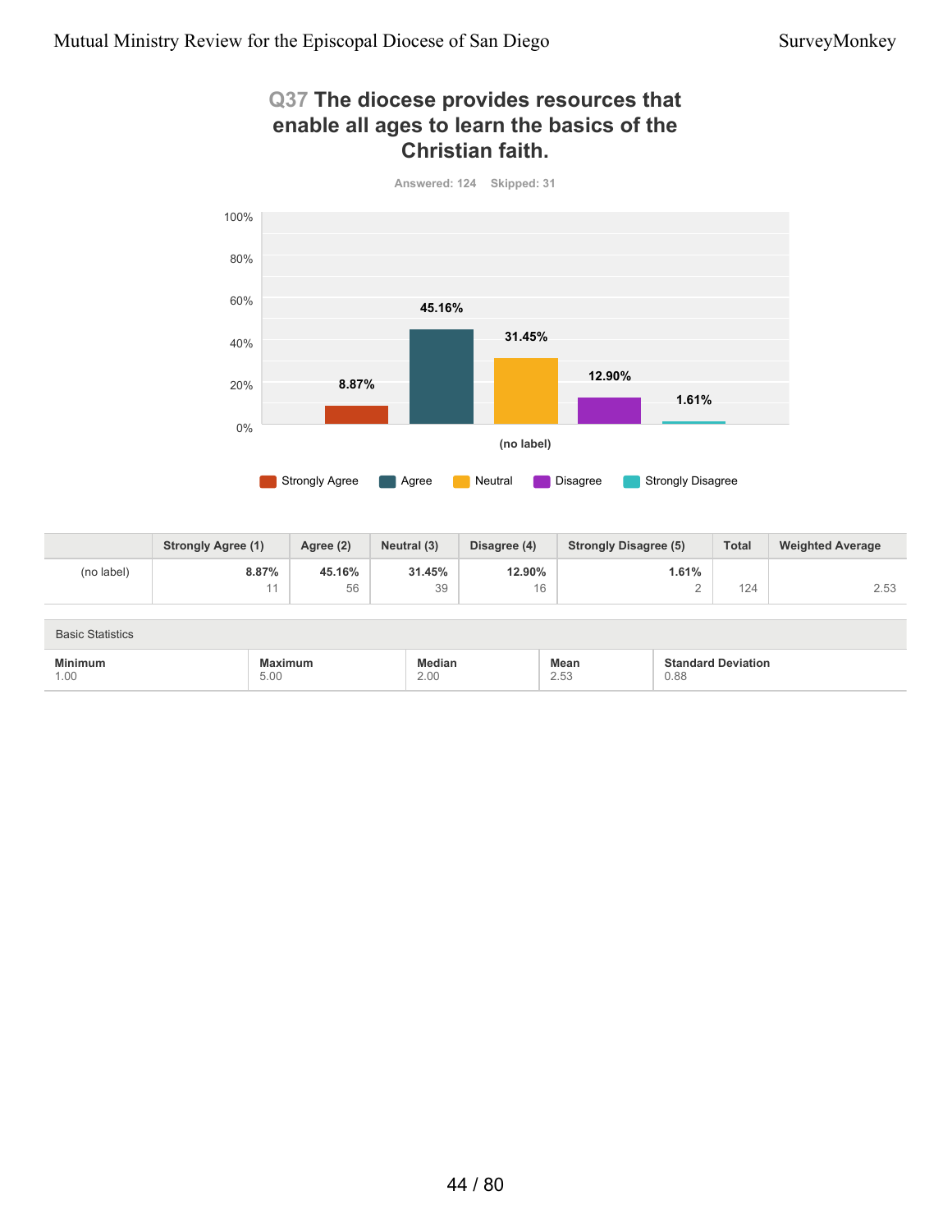## Q37 The diocese provides resources that enable all ages to learn the basics of the Christian faith.

Answered: 124 Skipped: 31

| | Strongly Agree (1) | Agree (2) | Neutral (3) | Disagree (4) | Strongly Disagree (5) | Total | Weighted Average |
|---|---|---|---|---|---|---|---|
| (no label) | 8.87% 11 | 45.16% 56 | 31.45% 39 | 12.90% 16 | 1.61% 2 | 124 | 2.53 |

Basic Statistics

| Minimum | Maximum | Median | Mean | Standard Deviation |
|---|---|---|---|---|
| 1.00 | 5.00 | 2.00 | 2.53 | 0.88 |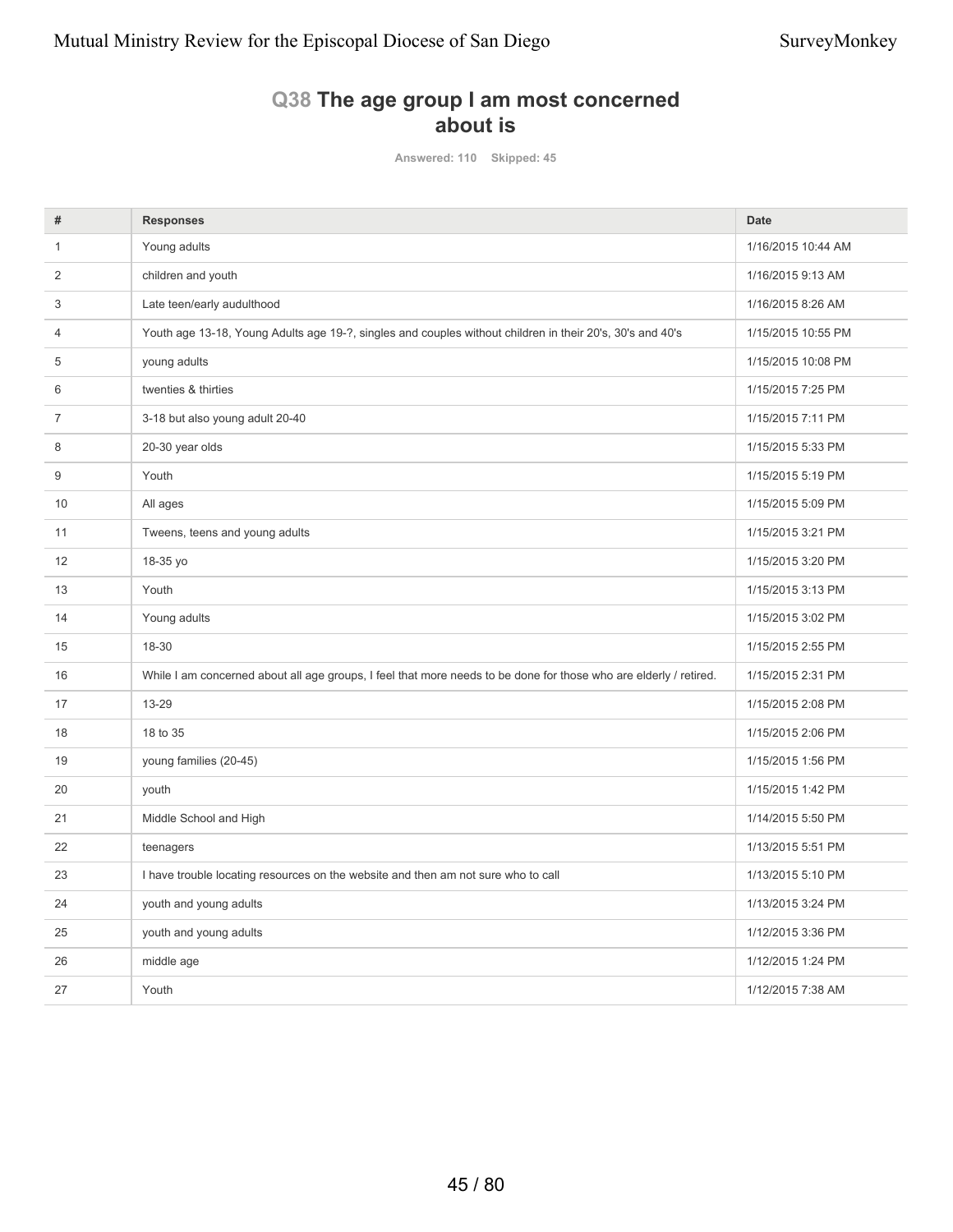## Q38 The age group I am most concerned about is

Answered: 110 Skipped: 45

| # | Responses | Date |
|---|---|---|
| 1 | Young adults | 1/16/2015 10:44 AM |
| 2 | children and youth | 1/16/2015 9:13 AM |
| 3 | Late teen/early audulthood | 1/16/2015 8:26 AM |
| 4 | Youth age 13-18, Young Adults age 19-?, singles and couples without children in their 20's, 30's and 40's | 1/15/2015 10:55 PM |
| 5 | young adults | 1/15/2015 10:08 PM |
| 6 | twenties & thirties | 1/15/2015 7:25 PM |
| 7 | 3-18 but also young adult 20-40 | 1/15/2015 7:11 PM |
| 8 | 20-30 year olds | 1/15/2015 5:33 PM |
| 9 | Youth | 1/15/2015 5:19 PM |
| 10 | All ages | 1/15/2015 5:09 PM |
| 11 | Tweens, teens and young adults | 1/15/2015 3:21 PM |
| 12 | 18-35 yo | 1/15/2015 3:20 PM |
| 13 | Youth | 1/15/2015 3:13 PM |
| 14 | Young adults | 1/15/2015 3:02 PM |
| 15 | 18-30 | 1/15/2015 2:55 PM |
| 16 | While I am concerned about all age groups, I feel that more needs to be done for those who are elderly / retired. | 1/15/2015 2:31 PM |
| 17 | 13-29 | 1/15/2015 2:08 PM |
| 18 | 18 to 35 | 1/15/2015 2:06 PM |
| 19 | young families (20-45) | 1/15/2015 1:56 PM |
| 20 | youth | 1/15/2015 1:42 PM |
| 21 | Middle School and High | 1/14/2015 5:50 PM |
| 22 | teenagers | 1/13/2015 5:51 PM |
| 23 | I have trouble locating resources on the website and then am not sure who to call | 1/13/2015 5:10 PM |
| 24 | youth and young adults | 1/13/2015 3:24 PM |
| 25 | youth and young adults | 1/12/2015 3:36 PM |
| 26 | middle age | 1/12/2015 1:24 PM |
| 27 | Youth | 1/12/2015 7:38 AM |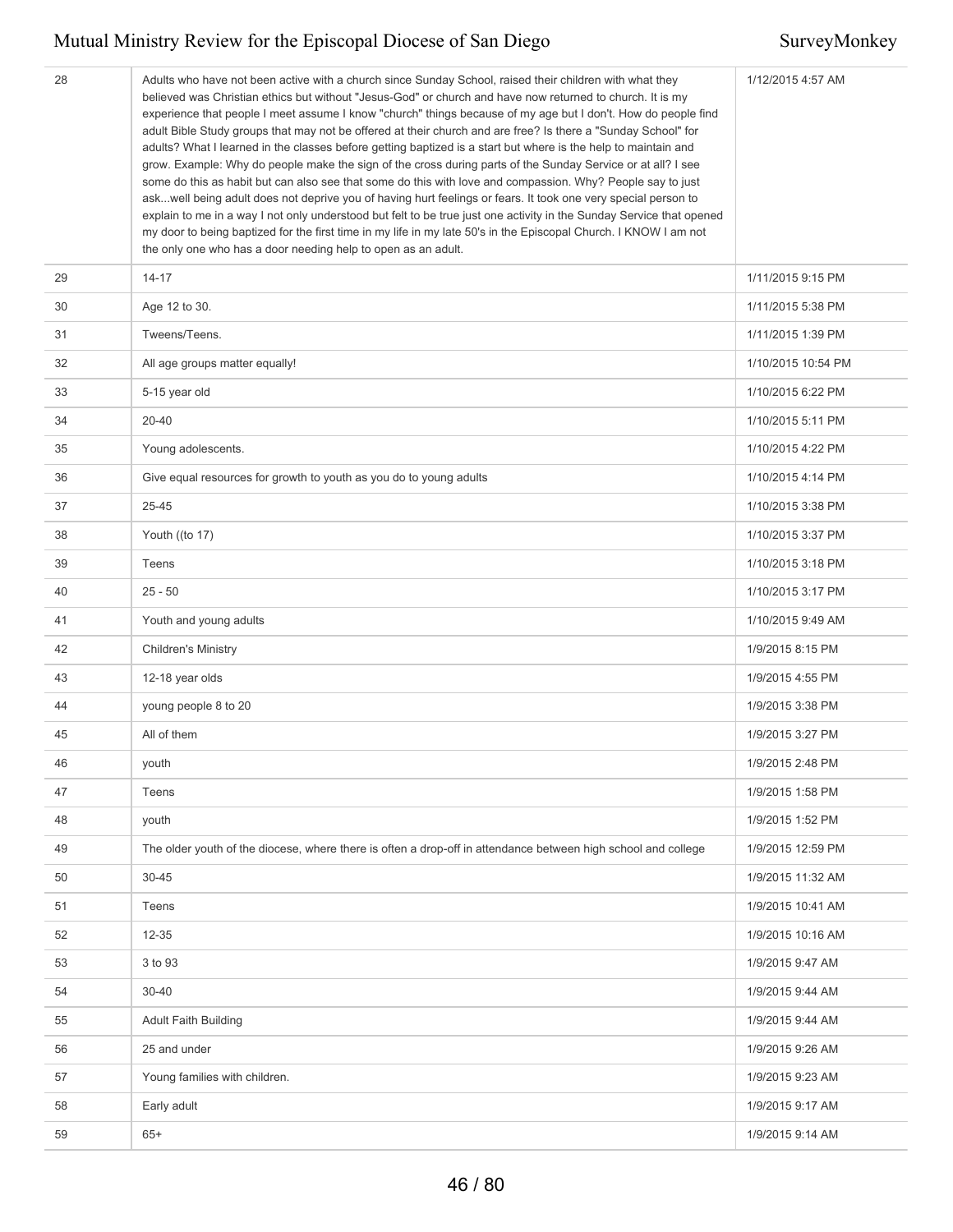| | | |
|---|---|---|
| 28 | Adults who have not been active with a church since Sunday School, raised their children with what they believed was Christian ethics but without "Jesus-God" or church and have now returned to church. It is my experience that people I meet assume I know "church" things because of my age but I don't. How do people find adult Bible Study groups that may not be offered at their church and are free? Is there a "Sunday School" for adults? What I learned in the classes before getting baptized is a start but where is the help to maintain and grow. Example: Why do people make the sign of the cross during parts of the Sunday Service or at all? I see some do this as habit but can also see that some do this with love and compassion. Why? People say to just ask...well being adult does not deprive you of having hurt feelings or fears. It took one very special person to explain to me in a way I not only understood but felt to be true just one activity in the Sunday Service that opened my door to being baptized for the first time in my life in my late 50's in the Episcopal Church. I KNOW I am not the only one who has a door needing help to open as an adult. | 1/12/2015 4:57 AM |
| 29 | 14-17 | 1/11/2015 9:15 PM |
| 30 | Age 12 to 30. | 1/11/2015 5:38 PM |
| 31 | Tweens/Teens. | 1/11/2015 1:39 PM |
| 32 | All age groups matter equally! | 1/10/2015 10:54 PM |
| 33 | 5-15 year old | 1/10/2015 6:22 PM |
| 34 | 20-40 | 1/10/2015 5:11 PM |
| 35 | Young adolescents. | 1/10/2015 4:22 PM |
| 36 | Give equal resources for growth to youth as you do to young adults | 1/10/2015 4:14 PM |
| 37 | 25-45 | 1/10/2015 3:38 PM |
| 38 | Youth ((to 17) | 1/10/2015 3:37 PM |
| 39 | Teens | 1/10/2015 3:18 PM |
| 40 | 25 - 50 | 1/10/2015 3:17 PM |
| 41 | Youth and young adults | 1/10/2015 9:49 AM |
| 42 | Children's Ministry | 1/9/2015 8:15 PM |
| 43 | 12-18 year olds | 1/9/2015 4:55 PM |
| 44 | young people 8 to 20 | 1/9/2015 3:38 PM |
| 45 | All of them | 1/9/2015 3:27 PM |
| 46 | youth | 1/9/2015 2:48 PM |
| 47 | Teens | 1/9/2015 1:58 PM |
| 48 | youth | 1/9/2015 1:52 PM |
| 49 | The older youth of the diocese, where there is often a drop-off in attendance between high school and college | 1/9/2015 12:59 PM |
| 50 | 30-45 | 1/9/2015 11:32 AM |
| 51 | Teens | 1/9/2015 10:41 AM |
| 52 | 12-35 | 1/9/2015 10:16 AM |
| 53 | 3 to 93 | 1/9/2015 9:47 AM |
| 54 | 30-40 | 1/9/2015 9:44 AM |
| 55 | Adult Faith Building | 1/9/2015 9:44 AM |
| 56 | 25 and under | 1/9/2015 9:26 AM |
| 57 | Young families with children. | 1/9/2015 9:23 AM |
| 58 | Early adult | 1/9/2015 9:17 AM |
| 59 | 65+ | 1/9/2015 9:14 AM |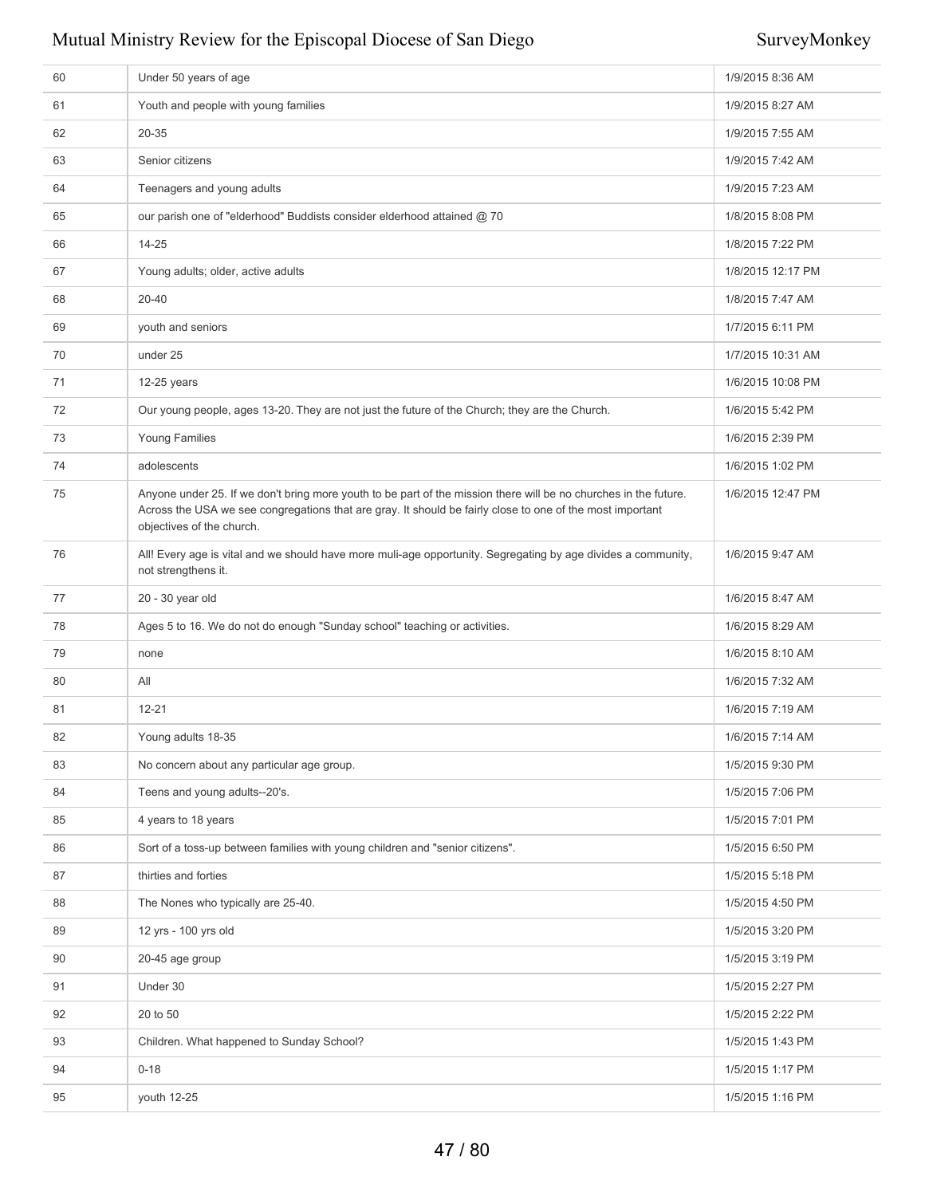| | | |
|---|---|---|
| 60 | Under 50 years of age | 1/9/2015 8:36 AM |
| 61 | Youth and people with young families | 1/9/2015 8:27 AM |
| 62 | 20-35 | 1/9/2015 7:55 AM |
| 63 | Senior citizens | 1/9/2015 7:42 AM |
| 64 | Teenagers and young adults | 1/9/2015 7:23 AM |
| 65 | our parish one of "elderhood" Buddists consider elderhood attained @ 70 | 1/8/2015 8:08 PM |
| 66 | 14-25 | 1/8/2015 7:22 PM |
| 67 | Young adults; older, active adults | 1/8/2015 12:17 PM |
| 68 | 20-40 | 1/8/2015 7:47 AM |
| 69 | youth and seniors | 1/7/2015 6:11 PM |
| 70 | under 25 | 1/7/2015 10:31 AM |
| 71 | 12-25 years | 1/6/2015 10:08 PM |
| 72 | Our young people, ages 13-20. They are not just the future of the Church; they are the Church. | 1/6/2015 5:42 PM |
| 73 | Young Families | 1/6/2015 2:39 PM |
| 74 | adolescents | 1/6/2015 1:02 PM |
| 75 | Anyone under 25. If we don't bring more youth to be part of the mission there will be no churches in the future. Across the USA we see congregations that are gray. It should be fairly close to one of the most important objectives of the church. | 1/6/2015 12:47 PM |
| 76 | All! Every age is vital and we should have more muli-age opportunity. Segregating by age divides a community, not strengthens it. | 1/6/2015 9:47 AM |
| 77 | 20 - 30 year old | 1/6/2015 8:47 AM |
| 78 | Ages 5 to 16. We do not do enough "Sunday school" teaching or activities. | 1/6/2015 8:29 AM |
| 79 | none | 1/6/2015 8:10 AM |
| 80 | All | 1/6/2015 7:32 AM |
| 81 | 12-21 | 1/6/2015 7:19 AM |
| 82 | Young adults 18-35 | 1/6/2015 7:14 AM |
| 83 | No concern about any particular age group. | 1/5/2015 9:30 PM |
| 84 | Teens and young adults--20's. | 1/5/2015 7:06 PM |
| 85 | 4 years to 18 years | 1/5/2015 7:01 PM |
| 86 | Sort of a toss-up between families with young children and "senior citizens". | 1/5/2015 6:50 PM |
| 87 | thirties and forties | 1/5/2015 5:18 PM |
| 88 | The Nones who typically are 25-40. | 1/5/2015 4:50 PM |
| 89 | 12 yrs - 100 yrs old | 1/5/2015 3:20 PM |
| 90 | 20-45 age group | 1/5/2015 3:19 PM |
| 91 | Under 30 | 1/5/2015 2:27 PM |
| 92 | 20 to 50 | 1/5/2015 2:22 PM |
| 93 | Children. What happened to Sunday School? | 1/5/2015 1:43 PM |
| 94 | 0-18 | 1/5/2015 1:17 PM |
| 95 | youth 12-25 | 1/5/2015 1:16 PM |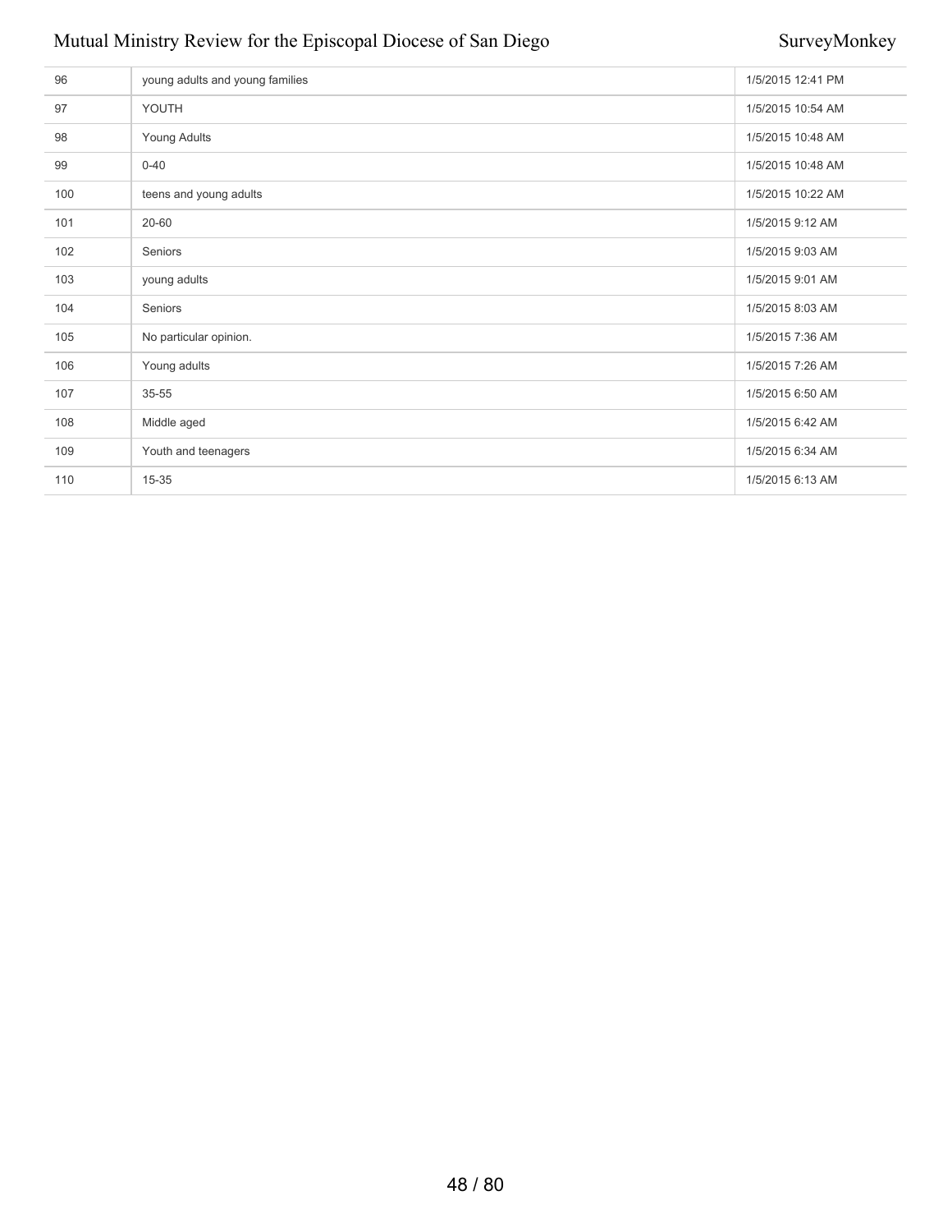| | | |
|---|---|---|
| 96 | young adults and young families | 1/5/2015 12:41 PM |
| 97 | YOUTH | 1/5/2015 10:54 AM |
| 98 | Young Adults | 1/5/2015 10:48 AM |
| 99 | 0-40 | 1/5/2015 10:48 AM |
| 100 | teens and young adults | 1/5/2015 10:22 AM |
| 101 | 20-60 | 1/5/2015 9:12 AM |
| 102 | Seniors | 1/5/2015 9:03 AM |
| 103 | young adults | 1/5/2015 9:01 AM |
| 104 | Seniors | 1/5/2015 8:03 AM |
| 105 | No particular opinion. | 1/5/2015 7:36 AM |
| 106 | Young adults | 1/5/2015 7:26 AM |
| 107 | 35-55 | 1/5/2015 6:50 AM |
| 108 | Middle aged | 1/5/2015 6:42 AM |
| 109 | Youth and teenagers | 1/5/2015 6:34 AM |
| 110 | 15-35 | 1/5/2015 6:13 AM |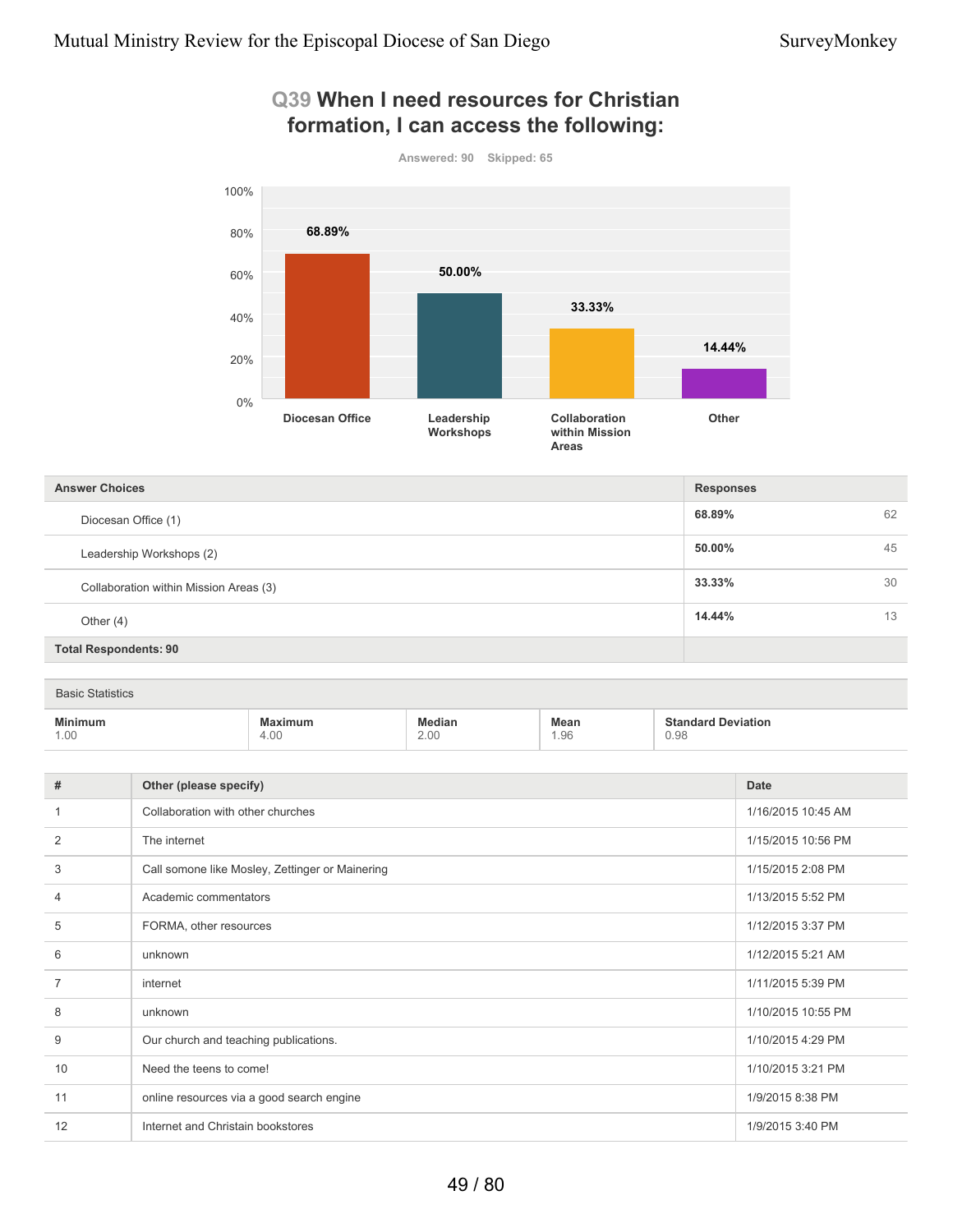## Q39 When I need resources for Christian formation, I can access the following:

Answered: 90 Skipped: 65

| Answer Choices | Responses | |
|---|---|---|
| Diocesan Office (1) | 68.89% | 62 |
| Leadership Workshops (2) | 50.00% | 45 |
| Collaboration within Mission Areas (3) | 33.33% | 30 |
| Other (4) | 14.44% | 13 |
| **Total Respondents: 90** | | |

Basic Statistics

| Minimum | Maximum | Median | Mean | Standard Deviation |
|---|---|---|---|---|
| 1.00 | 4.00 | 2.00 | 1.96 | 0.98 |

| # | Other (please specify) | Date |
|---|---|---|
| 1 | Collaboration with other churches | 1/16/2015 10:45 AM |
| 2 | The internet | 1/15/2015 10:56 PM |
| 3 | Call somone like Mosley, Zettinger or Mainering | 1/15/2015 2:08 PM |
| 4 | Academic commentators | 1/13/2015 5:52 PM |
| 5 | FORMA, other resources | 1/12/2015 3:37 PM |
| 6 | unknown | 1/12/2015 5:21 AM |
| 7 | internet | 1/11/2015 5:39 PM |
| 8 | unknown | 1/10/2015 10:55 PM |
| 9 | Our church and teaching publications. | 1/10/2015 4:29 PM |
| 10 | Need the teens to come! | 1/10/2015 3:21 PM |
| 11 | online resources via a good search engine | 1/9/2015 8:38 PM |
| 12 | Internet and Christain bookstores | 1/9/2015 3:40 PM |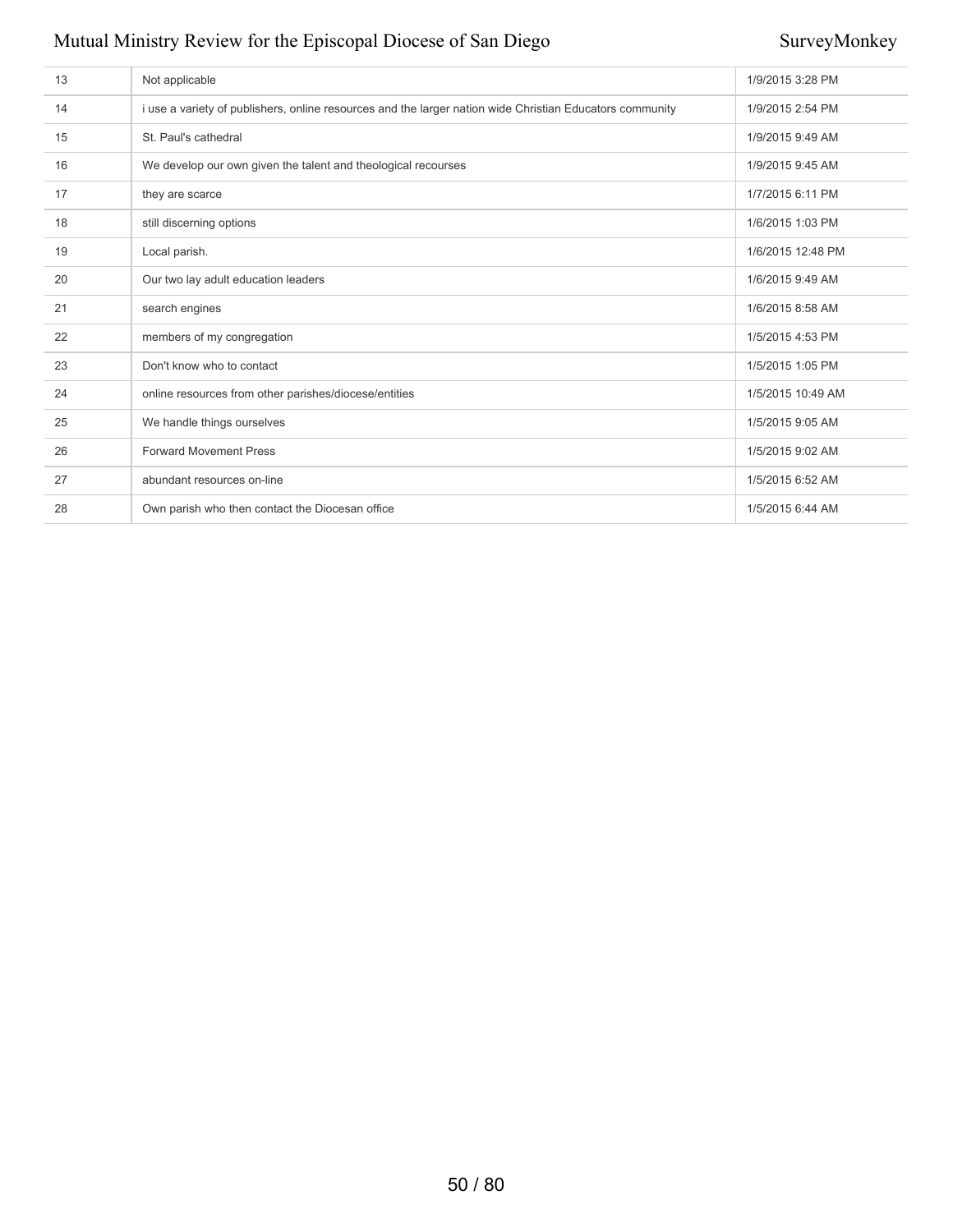| | | |
|---|---|---|
| 13 | Not applicable | 1/9/2015 3:28 PM |
| 14 | i use a variety of publishers, online resources and the larger nation wide Christian Educators community | 1/9/2015 2:54 PM |
| 15 | St. Paul's cathedral | 1/9/2015 9:49 AM |
| 16 | We develop our own given the talent and theological recourses | 1/9/2015 9:45 AM |
| 17 | they are scarce | 1/7/2015 6:11 PM |
| 18 | still discerning options | 1/6/2015 1:03 PM |
| 19 | Local parish. | 1/6/2015 12:48 PM |
| 20 | Our two lay adult education leaders | 1/6/2015 9:49 AM |
| 21 | search engines | 1/6/2015 8:58 AM |
| 22 | members of my congregation | 1/5/2015 4:53 PM |
| 23 | Don't know who to contact | 1/5/2015 1:05 PM |
| 24 | online resources from other parishes/diocese/entities | 1/5/2015 10:49 AM |
| 25 | We handle things ourselves | 1/5/2015 9:05 AM |
| 26 | Forward Movement Press | 1/5/2015 9:02 AM |
| 27 | abundant resources on-line | 1/5/2015 6:52 AM |
| 28 | Own parish who then contact the Diocesan office | 1/5/2015 6:44 AM |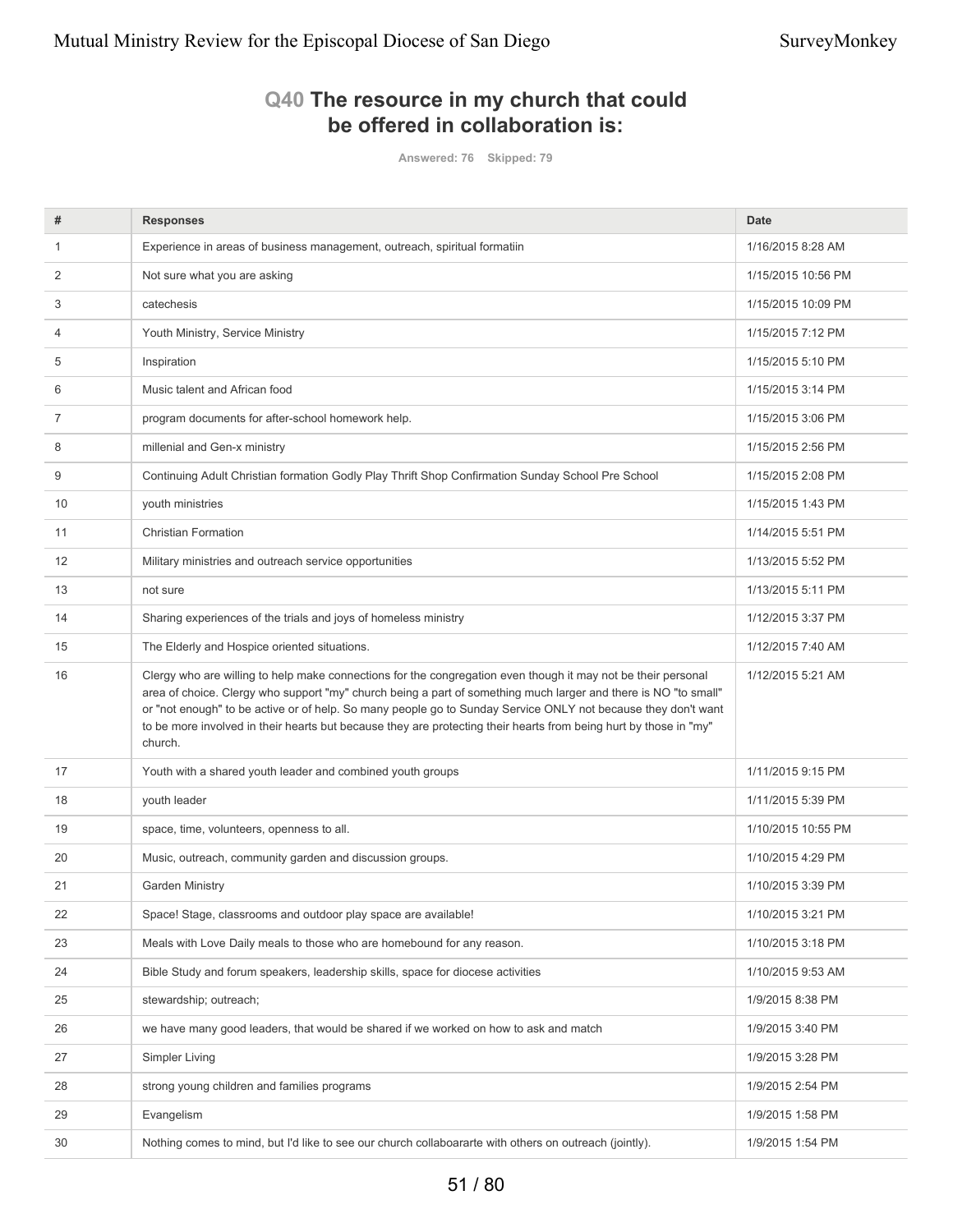## Q40 The resource in my church that could be offered in collaboration is:

Answered: 76 Skipped: 79

| # | Responses | Date |
|---|---|---|
| 1 | Experience in areas of business management, outreach, spiritual formatiin | 1/16/2015 8:28 AM |
| 2 | Not sure what you are asking | 1/15/2015 10:56 PM |
| 3 | catechesis | 1/15/2015 10:09 PM |
| 4 | Youth Ministry, Service Ministry | 1/15/2015 7:12 PM |
| 5 | Inspiration | 1/15/2015 5:10 PM |
| 6 | Music talent and African food | 1/15/2015 3:14 PM |
| 7 | program documents for after-school homework help. | 1/15/2015 3:06 PM |
| 8 | millenial and Gen-x ministry | 1/15/2015 2:56 PM |
| 9 | Continuing Adult Christian formation Godly Play Thrift Shop Confirmation Sunday School Pre School | 1/15/2015 2:08 PM |
| 10 | youth ministries | 1/15/2015 1:43 PM |
| 11 | Christian Formation | 1/14/2015 5:51 PM |
| 12 | Military ministries and outreach service opportunities | 1/13/2015 5:52 PM |
| 13 | not sure | 1/13/2015 5:11 PM |
| 14 | Sharing experiences of the trials and joys of homeless ministry | 1/12/2015 3:37 PM |
| 15 | The Elderly and Hospice oriented situations. | 1/12/2015 7:40 AM |
| 16 | Clergy who are willing to help make connections for the congregation even though it may not be their personal area of choice. Clergy who support "my" church being a part of something much larger and there is NO "to small" or "not enough" to be active or of help. So many people go to Sunday Service ONLY not because they don't want to be more involved in their hearts but because they are protecting their hearts from being hurt by those in "my" church. | 1/12/2015 5:21 AM |
| 17 | Youth with a shared youth leader and combined youth groups | 1/11/2015 9:15 PM |
| 18 | youth leader | 1/11/2015 5:39 PM |
| 19 | space, time, volunteers, openness to all. | 1/10/2015 10:55 PM |
| 20 | Music, outreach, community garden and discussion groups. | 1/10/2015 4:29 PM |
| 21 | Garden Ministry | 1/10/2015 3:39 PM |
| 22 | Space! Stage, classrooms and outdoor play space are available! | 1/10/2015 3:21 PM |
| 23 | Meals with Love Daily meals to those who are homebound for any reason. | 1/10/2015 3:18 PM |
| 24 | Bible Study and forum speakers, leadership skills, space for diocese activities | 1/10/2015 9:53 AM |
| 25 | stewardship; outreach; | 1/9/2015 8:38 PM |
| 26 | we have many good leaders, that would be shared if we worked on how to ask and match | 1/9/2015 3:40 PM |
| 27 | Simpler Living | 1/9/2015 3:28 PM |
| 28 | strong young children and families programs | 1/9/2015 2:54 PM |
| 29 | Evangelism | 1/9/2015 1:58 PM |
| 30 | Nothing comes to mind, but I'd like to see our church collaboararte with others on outreach (jointly). | 1/9/2015 1:54 PM |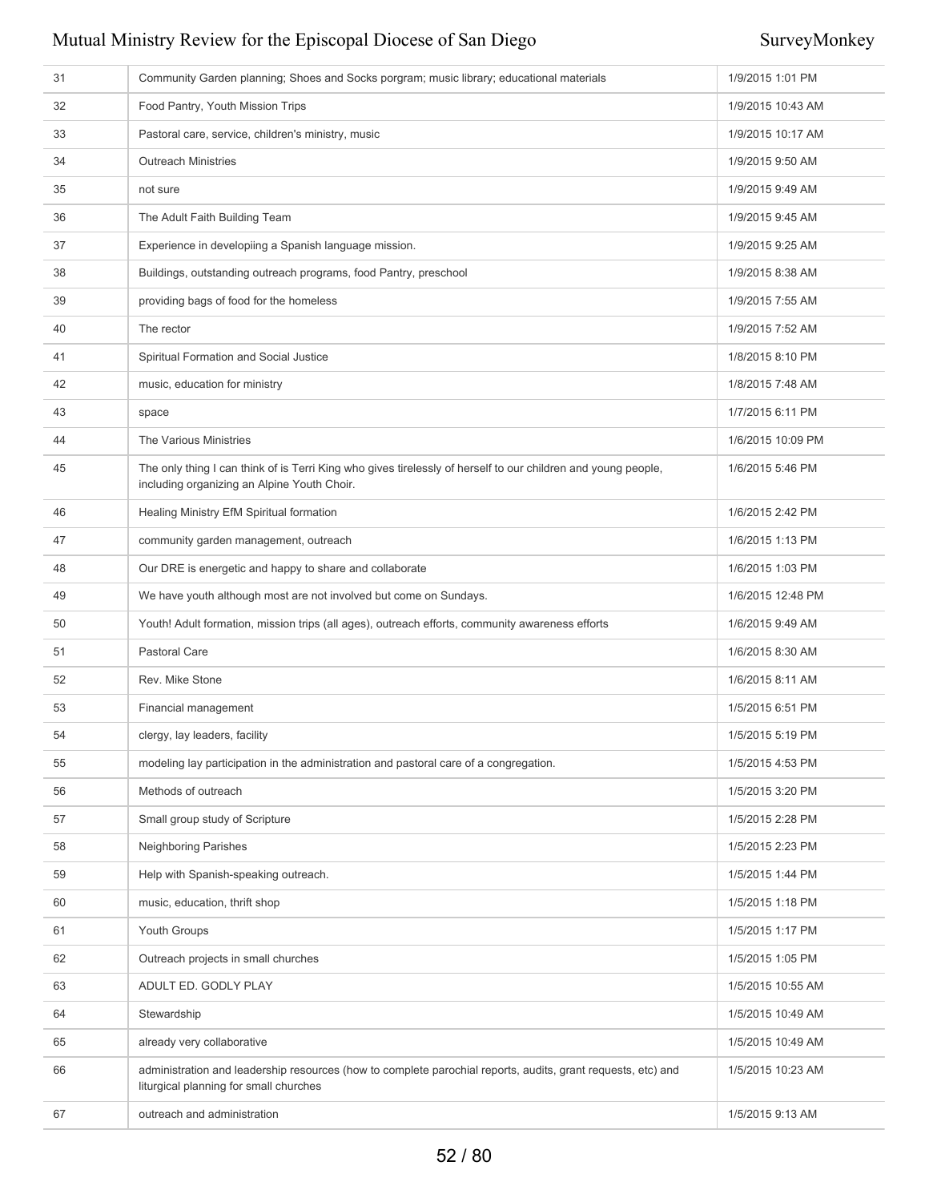| | | |
|---|---|---|
| 31 | Community Garden planning; Shoes and Socks porgram; music library; educational materials | 1/9/2015 1:01 PM |
| 32 | Food Pantry, Youth Mission Trips | 1/9/2015 10:43 AM |
| 33 | Pastoral care, service, children's ministry, music | 1/9/2015 10:17 AM |
| 34 | Outreach Ministries | 1/9/2015 9:50 AM |
| 35 | not sure | 1/9/2015 9:49 AM |
| 36 | The Adult Faith Building Team | 1/9/2015 9:45 AM |
| 37 | Experience in developiing a Spanish language mission. | 1/9/2015 9:25 AM |
| 38 | Buildings, outstanding outreach programs, food Pantry, preschool | 1/9/2015 8:38 AM |
| 39 | providing bags of food for the homeless | 1/9/2015 7:55 AM |
| 40 | The rector | 1/9/2015 7:52 AM |
| 41 | Spiritual Formation and Social Justice | 1/8/2015 8:10 PM |
| 42 | music, education for ministry | 1/8/2015 7:48 AM |
| 43 | space | 1/7/2015 6:11 PM |
| 44 | The Various Ministries | 1/6/2015 10:09 PM |
| 45 | The only thing I can think of is Terri King who gives tirelessly of herself to our children and young people, including organizing an Alpine Youth Choir. | 1/6/2015 5:46 PM |
| 46 | Healing Ministry EfM Spiritual formation | 1/6/2015 2:42 PM |
| 47 | community garden management, outreach | 1/6/2015 1:13 PM |
| 48 | Our DRE is energetic and happy to share and collaborate | 1/6/2015 1:03 PM |
| 49 | We have youth although most are not involved but come on Sundays. | 1/6/2015 12:48 PM |
| 50 | Youth! Adult formation, mission trips (all ages), outreach efforts, community awareness efforts | 1/6/2015 9:49 AM |
| 51 | Pastoral Care | 1/6/2015 8:30 AM |
| 52 | Rev. Mike Stone | 1/6/2015 8:11 AM |
| 53 | Financial management | 1/5/2015 6:51 PM |
| 54 | clergy, lay leaders, facility | 1/5/2015 5:19 PM |
| 55 | modeling lay participation in the administration and pastoral care of a congregation. | 1/5/2015 4:53 PM |
| 56 | Methods of outreach | 1/5/2015 3:20 PM |
| 57 | Small group study of Scripture | 1/5/2015 2:28 PM |
| 58 | Neighboring Parishes | 1/5/2015 2:23 PM |
| 59 | Help with Spanish-speaking outreach. | 1/5/2015 1:44 PM |
| 60 | music, education, thrift shop | 1/5/2015 1:18 PM |
| 61 | Youth Groups | 1/5/2015 1:17 PM |
| 62 | Outreach projects in small churches | 1/5/2015 1:05 PM |
| 63 | ADULT ED. GODLY PLAY | 1/5/2015 10:55 AM |
| 64 | Stewardship | 1/5/2015 10:49 AM |
| 65 | already very collaborative | 1/5/2015 10:49 AM |
| 66 | administration and leadership resources (how to complete parochial reports, audits, grant requests, etc) and liturgical planning for small churches | 1/5/2015 10:23 AM |
| 67 | outreach and administration | 1/5/2015 9:13 AM |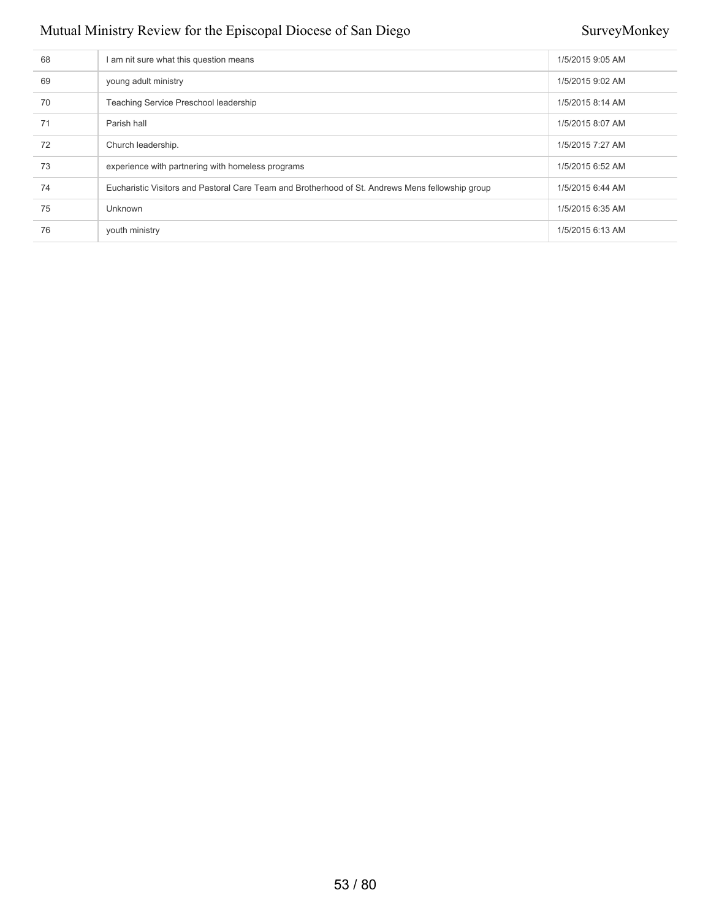| | | |
|---|---|---|
| 68 | I am nit sure what this question means | 1/5/2015 9:05 AM |
| 69 | young adult ministry | 1/5/2015 9:02 AM |
| 70 | Teaching Service Preschool leadership | 1/5/2015 8:14 AM |
| 71 | Parish hall | 1/5/2015 8:07 AM |
| 72 | Church leadership. | 1/5/2015 7:27 AM |
| 73 | experience with partnering with homeless programs | 1/5/2015 6:52 AM |
| 74 | Eucharistic Visitors and Pastoral Care Team and Brotherhood of St. Andrews Mens fellowship group | 1/5/2015 6:44 AM |
| 75 | Unknown | 1/5/2015 6:35 AM |
| 76 | youth ministry | 1/5/2015 6:13 AM |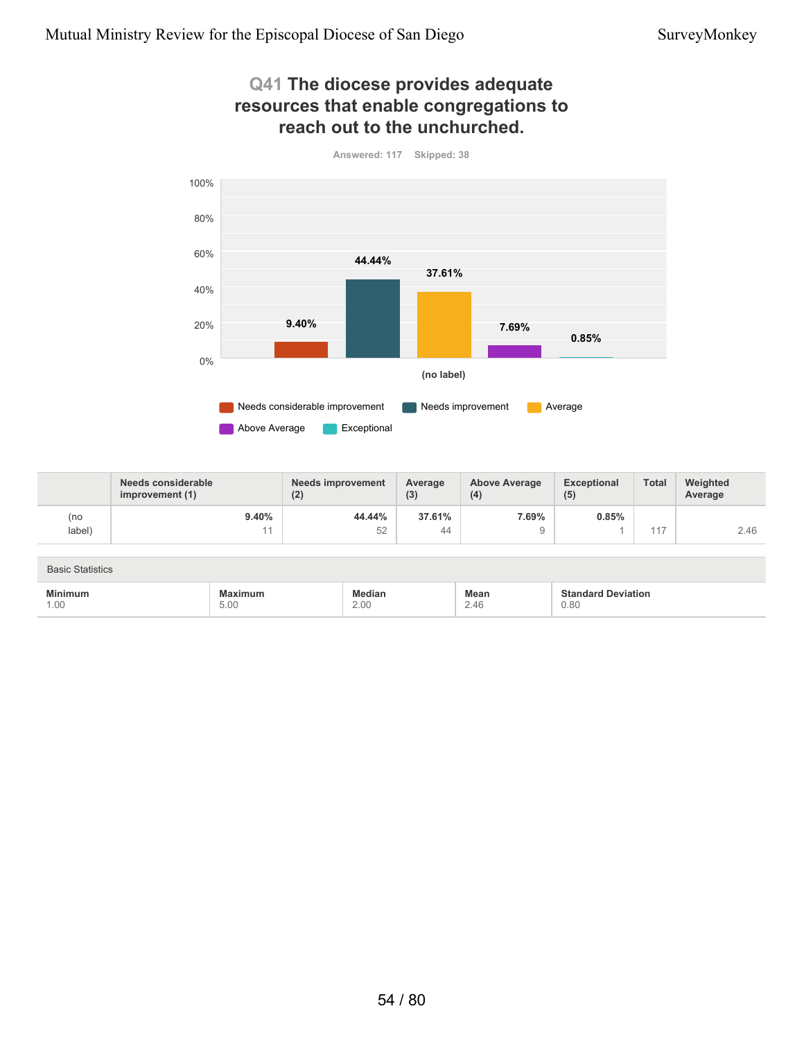## Q41 The diocese provides adequate resources that enable congregations to reach out to the unchurched.

Answered: 117 Skipped: 38

| | Needs considerable improvement (1) | Needs improvement (2) | Average (3) | Above Average (4) | Exceptional (5) | Total | Weighted Average |
|---|---|---|---|---|---|---|---|
| (no label) | 9.40% 11 | 44.44% 52 | 37.61% 44 | 7.69% 9 | 0.85% 1 | 117 | 2.46 |

Basic Statistics

| Minimum | Maximum | Median | Mean | Standard Deviation |
|---|---|---|---|---|
| 1.00 | 5.00 | 2.00 | 2.46 | 0.80 |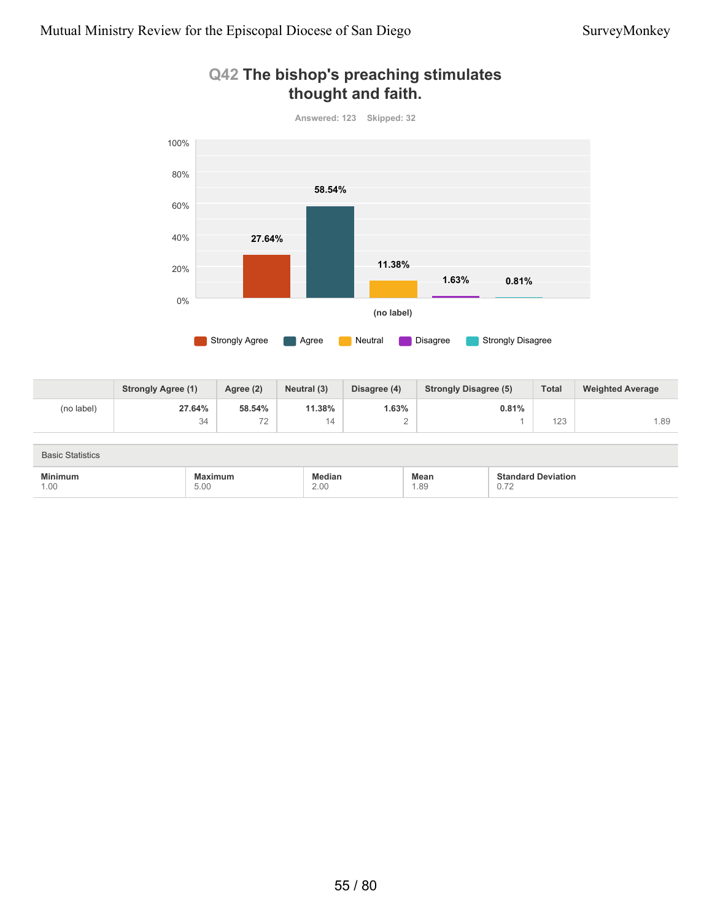## Q42 The bishop's preaching stimulates thought and faith.

Answered: 123 Skipped: 32

| | Strongly Agree (1) | Agree (2) | Neutral (3) | Disagree (4) | Strongly Disagree (5) | Total | Weighted Average |
|---|---|---|---|---|---|---|---|
| (no label) | 27.64% 34 | 58.54% 72 | 11.38% 14 | 1.63% 2 | 0.81% 1 | 123 | 1.89 |

Basic Statistics

| Minimum | Maximum | Median | Mean | Standard Deviation |
|---|---|---|---|---|
| 1.00 | 5.00 | 2.00 | 1.89 | 0.72 |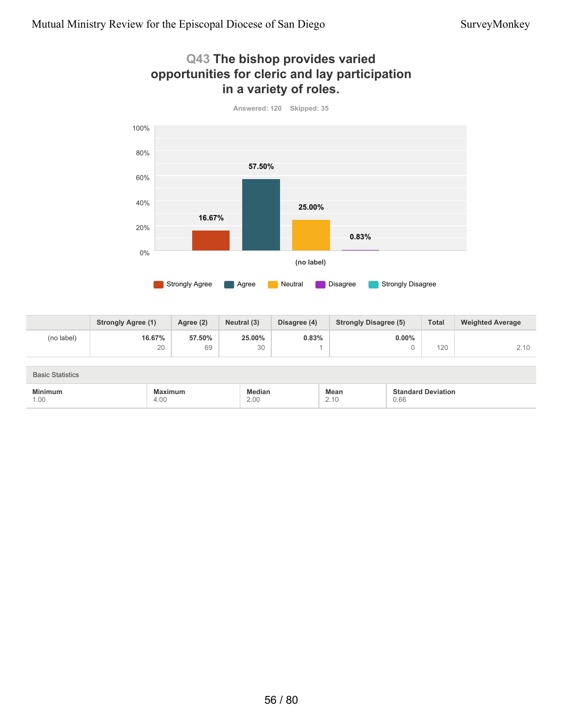## Q43 The bishop provides varied opportunities for cleric and lay participation in a variety of roles.

Answered: 120    Skipped: 35

| | Strongly Agree (1) | Agree (2) | Neutral (3) | Disagree (4) | Strongly Disagree (5) | Total | Weighted Average |
|---|---|---|---|---|---|---|---|
| (no label) | 16.67% 20 | 57.50% 69 | 25.00% 30 | 0.83% 1 | 0.00% 0 | 120 | 2.10 |

Basic Statistics

| Minimum | Maximum | Median | Mean | Standard Deviation |
|---|---|---|---|---|
| 1.00 | 4.00 | 2.00 | 2.10 | 0.66 |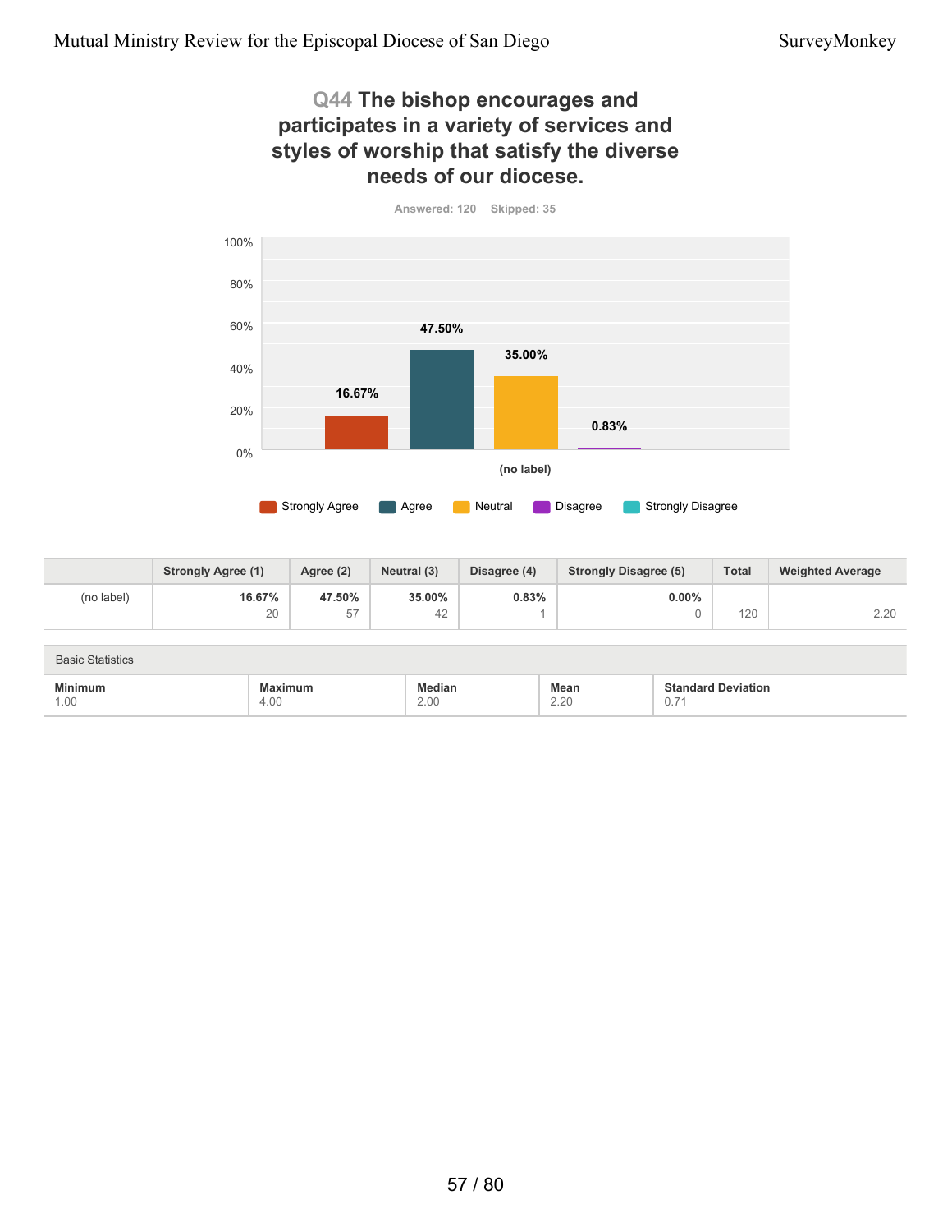## Q44 The bishop encourages and participates in a variety of services and styles of worship that satisfy the diverse needs of our diocese.

Answered: 120 Skipped: 35

| | Strongly Agree (1) | Agree (2) | Neutral (3) | Disagree (4) | Strongly Disagree (5) | Total | Weighted Average |
|---|---|---|---|---|---|---|---|
| (no label) | 16.67% 20 | 47.50% 57 | 35.00% 42 | 0.83% 1 | 0.00% 0 | 120 | 2.20 |

Basic Statistics

| Minimum | Maximum | Median | Mean | Standard Deviation |
|---|---|---|---|---|
| 1.00 | 4.00 | 2.00 | 2.20 | 0.71 |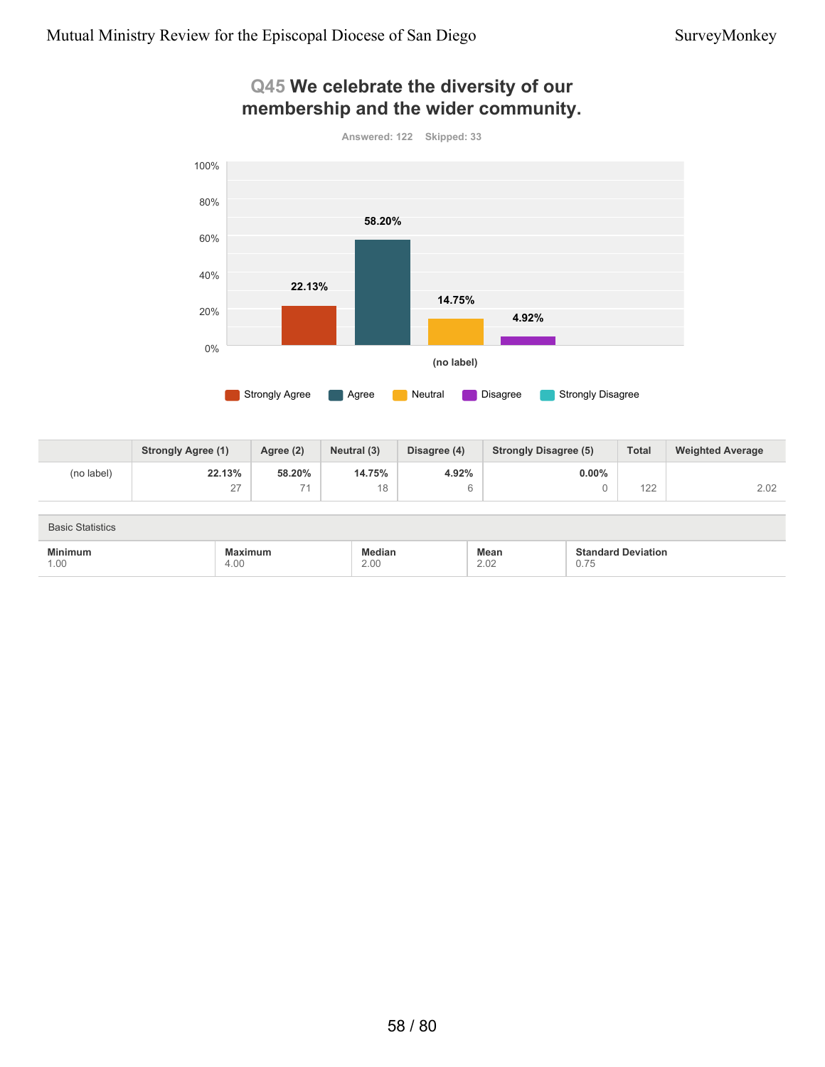## Q45 We celebrate the diversity of our membership and the wider community.

Answered: 122 Skipped: 33

| | Strongly Agree (1) | Agree (2) | Neutral (3) | Disagree (4) | Strongly Disagree (5) | Total | Weighted Average |
|---|---|---|---|---|---|---|---|
| (no label) | 22.13% 27 | 58.20% 71 | 14.75% 18 | 4.92% 6 | 0.00% 0 | 122 | 2.02 |

Basic Statistics

| Minimum | Maximum | Median | Mean | Standard Deviation |
|---|---|---|---|---|
| 1.00 | 4.00 | 2.00 | 2.02 | 0.75 |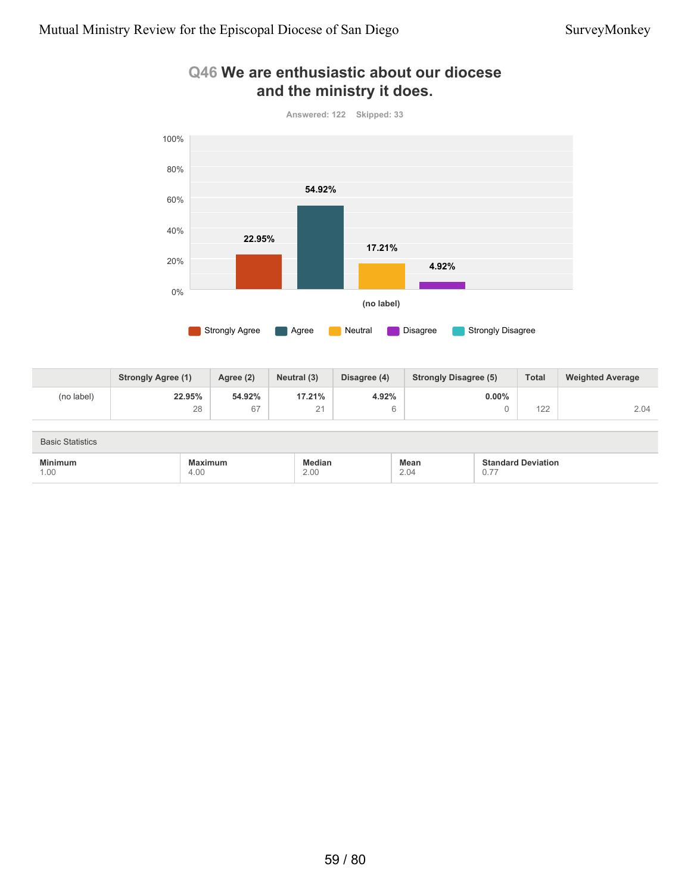## Q46 We are enthusiastic about our diocese and the ministry it does.

Answered: 122 Skipped: 33

|  | Strongly Agree (1) | Agree (2) | Neutral (3) | Disagree (4) | Strongly Disagree (5) | Total | Weighted Average |
|---|---|---|---|---|---|---|---|
| (no label) | 22.95% 28 | 54.92% 67 | 17.21% 21 | 4.92% 6 | 0.00% 0 | 122 | 2.04 |

Basic Statistics

| Minimum | Maximum | Median | Mean | Standard Deviation |
|---|---|---|---|---|
| 1.00 | 4.00 | 2.00 | 2.04 | 0.77 |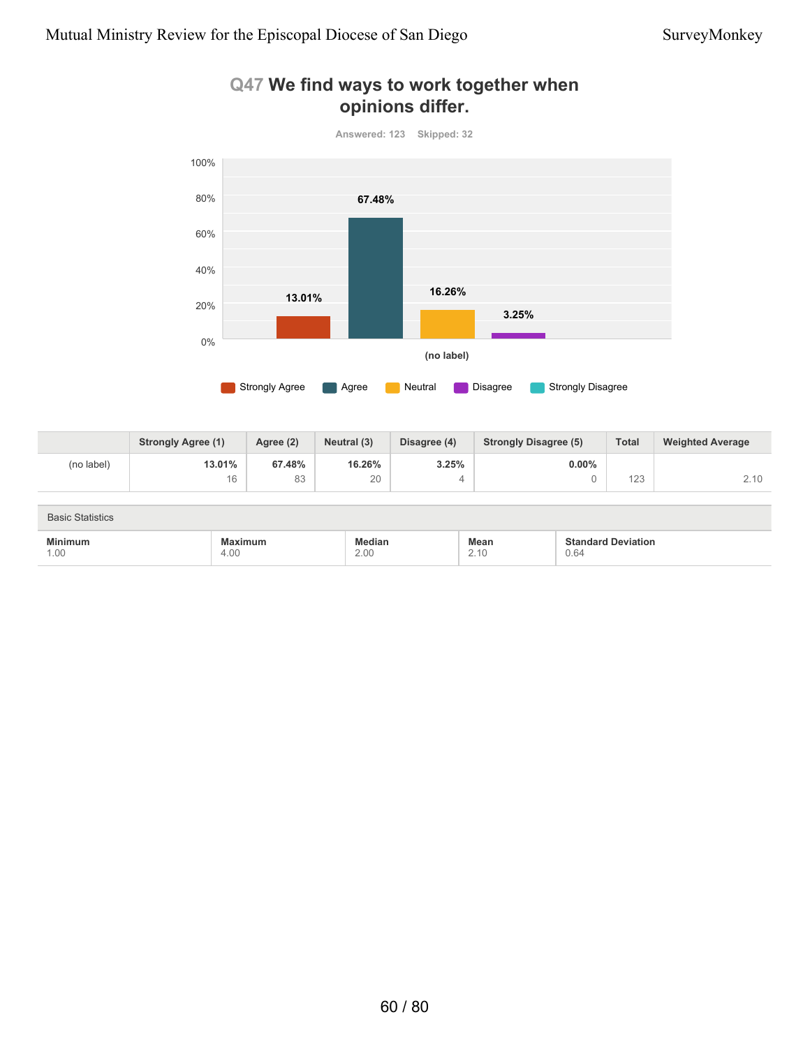## Q47 We find ways to work together when opinions differ.

Answered: 123 Skipped: 32

| | Strongly Agree (1) | Agree (2) | Neutral (3) | Disagree (4) | Strongly Disagree (5) | Total | Weighted Average |
|---|---|---|---|---|---|---|---|
| (no label) | 13.01% 16 | 67.48% 83 | 16.26% 20 | 3.25% 4 | 0.00% 0 | 123 | 2.10 |

Basic Statistics

| Minimum | Maximum | Median | Mean | Standard Deviation |
|---|---|---|---|---|
| 1.00 | 4.00 | 2.00 | 2.10 | 0.64 |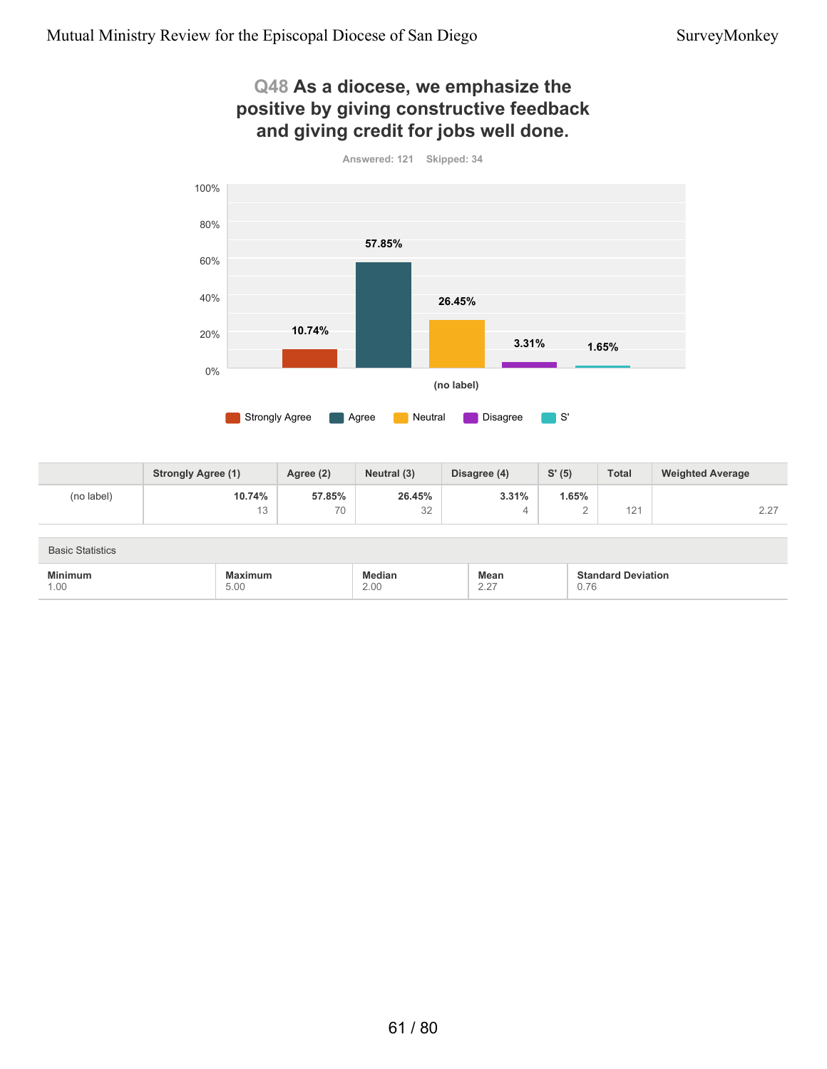## Q48 As a diocese, we emphasize the positive by giving constructive feedback and giving credit for jobs well done.

Answered: 121 Skipped: 34

| | Strongly Agree (1) | Agree (2) | Neutral (3) | Disagree (4) | S' (5) | Total | Weighted Average |
|---|---|---|---|---|---|---|---|
| (no label) | **10.74%** 13 | **57.85%** 70 | **26.45%** 32 | **3.31%** 4 | **1.65%** 2 | 121 | 2.27 |

Basic Statistics

| Minimum | Maximum | Median | Mean | Standard Deviation |
|---|---|---|---|---|
| 1.00 | 5.00 | 2.00 | 2.27 | 0.76 |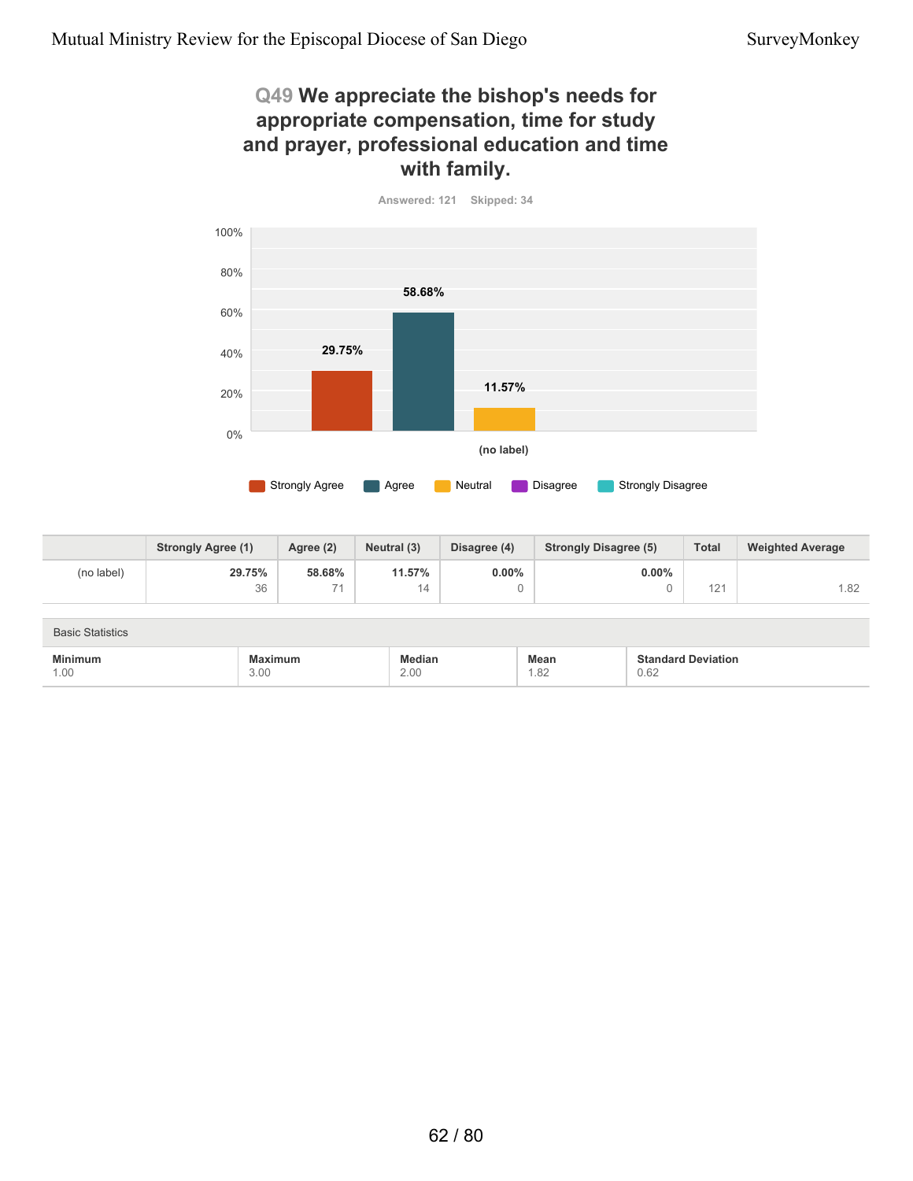## Q49 We appreciate the bishop's needs for appropriate compensation, time for study and prayer, professional education and time with family.

Answered: 121 Skipped: 34

| | Strongly Agree (1) | Agree (2) | Neutral (3) | Disagree (4) | Strongly Disagree (5) | Total | Weighted Average |
|---|---|---|---|---|---|---|---|
| (no label) | 29.75% 36 | 58.68% 71 | 11.57% 14 | 0.00% 0 | 0.00% 0 | 121 | 1.82 |

Basic Statistics

| Minimum | Maximum | Median | Mean | Standard Deviation |
|---|---|---|---|---|
| 1.00 | 3.00 | 2.00 | 1.82 | 0.62 |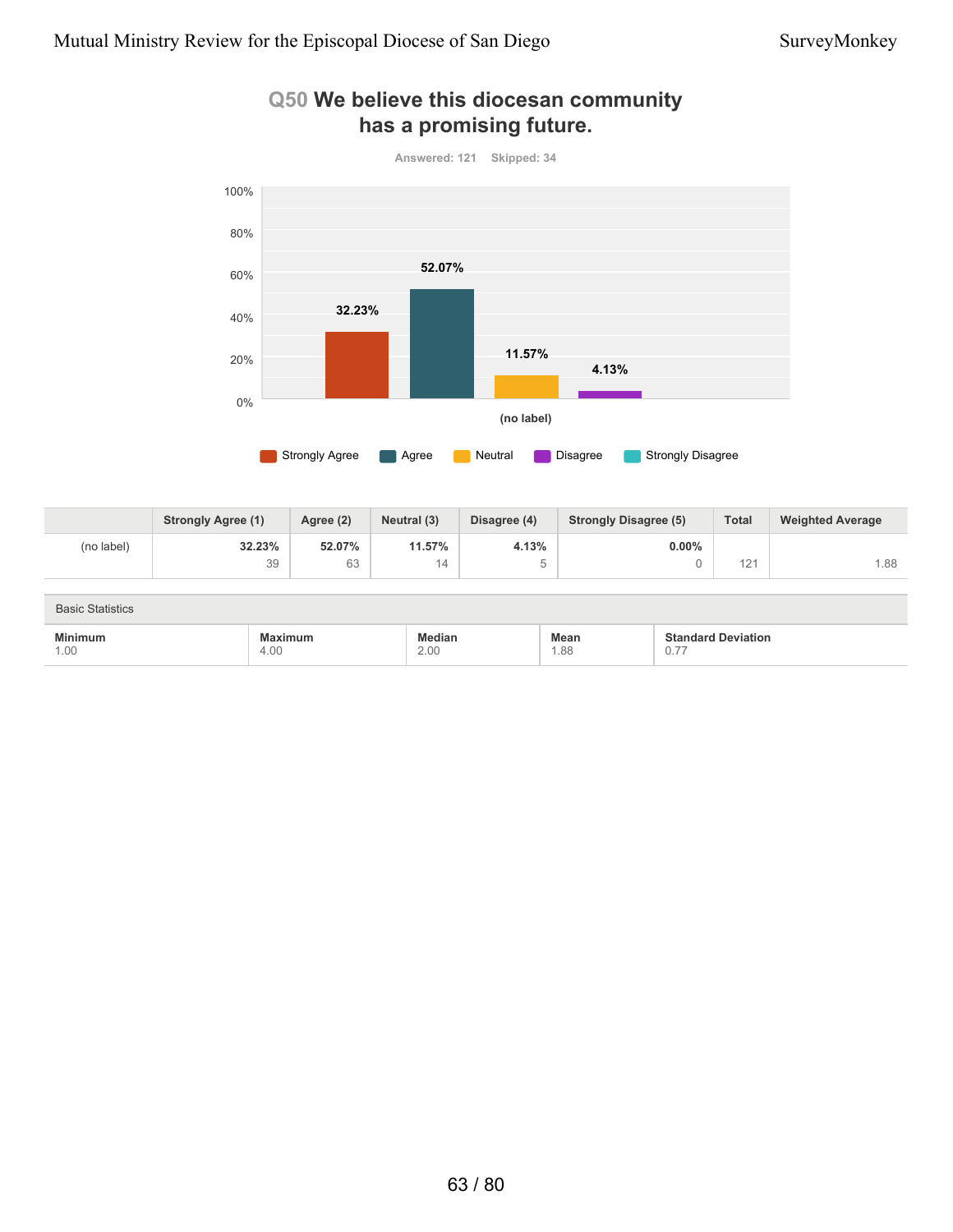## Q50 We believe this diocesan community has a promising future.

Answered: 121 Skipped: 34

| | Strongly Agree (1) | Agree (2) | Neutral (3) | Disagree (4) | Strongly Disagree (5) | Total | Weighted Average |
|---|---|---|---|---|---|---|---|
| (no label) | 32.23%<br>39 | 52.07%<br>63 | 11.57%<br>14 | 4.13%<br>5 | 0.00%<br>0 | 121 | 1.88 |

Basic Statistics

| Minimum | Maximum | Median | Mean | Standard Deviation |
|---|---|---|---|---|
| 1.00 | 4.00 | 2.00 | 1.88 | 0.77 |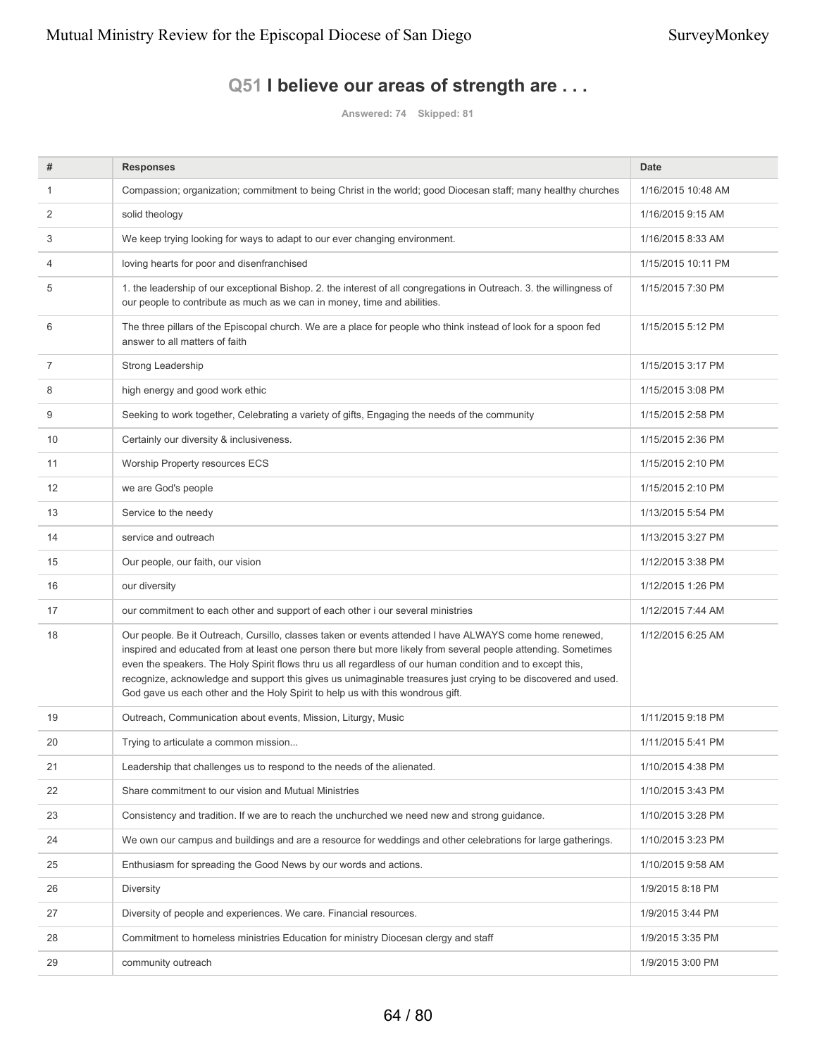## Q51 I believe our areas of strength are . . .

Answered: 74 Skipped: 81

| # | Responses | Date |
|---|---|---|
| 1 | Compassion; organization; commitment to being Christ in the world; good Diocesan staff; many healthy churches | 1/16/2015 10:48 AM |
| 2 | solid theology | 1/16/2015 9:15 AM |
| 3 | We keep trying looking for ways to adapt to our ever changing environment. | 1/16/2015 8:33 AM |
| 4 | loving hearts for poor and disenfranchised | 1/15/2015 10:11 PM |
| 5 | 1. the leadership of our exceptional Bishop. 2. the interest of all congregations in Outreach. 3. the willingness of our people to contribute as much as we can in money, time and abilities. | 1/15/2015 7:30 PM |
| 6 | The three pillars of the Episcopal church. We are a place for people who think instead of look for a spoon fed answer to all matters of faith | 1/15/2015 5:12 PM |
| 7 | Strong Leadership | 1/15/2015 3:17 PM |
| 8 | high energy and good work ethic | 1/15/2015 3:08 PM |
| 9 | Seeking to work together, Celebrating a variety of gifts, Engaging the needs of the community | 1/15/2015 2:58 PM |
| 10 | Certainly our diversity & inclusiveness. | 1/15/2015 2:36 PM |
| 11 | Worship Property resources ECS | 1/15/2015 2:10 PM |
| 12 | we are God's people | 1/15/2015 2:10 PM |
| 13 | Service to the needy | 1/13/2015 5:54 PM |
| 14 | service and outreach | 1/13/2015 3:27 PM |
| 15 | Our people, our faith, our vision | 1/12/2015 3:38 PM |
| 16 | our diversity | 1/12/2015 1:26 PM |
| 17 | our commitment to each other and support of each other i our several ministries | 1/12/2015 7:44 AM |
| 18 | Our people. Be it Outreach, Cursillo, classes taken or events attended I have ALWAYS come home renewed, inspired and educated from at least one person there but more likely from several people attending. Sometimes even the speakers. The Holy Spirit flows thru us all regardless of our human condition and to except this, recognize, acknowledge and support this gives us unimaginable treasures just crying to be discovered and used. God gave us each other and the Holy Spirit to help us with this wondrous gift. | 1/12/2015 6:25 AM |
| 19 | Outreach, Communication about events, Mission, Liturgy, Music | 1/11/2015 9:18 PM |
| 20 | Trying to articulate a common mission... | 1/11/2015 5:41 PM |
| 21 | Leadership that challenges us to respond to the needs of the alienated. | 1/10/2015 4:38 PM |
| 22 | Share commitment to our vision and Mutual Ministries | 1/10/2015 3:43 PM |
| 23 | Consistency and tradition. If we are to reach the unchurched we need new and strong guidance. | 1/10/2015 3:28 PM |
| 24 | We own our campus and buildings and are a resource for weddings and other celebrations for large gatherings. | 1/10/2015 3:23 PM |
| 25 | Enthusiasm for spreading the Good News by our words and actions. | 1/10/2015 9:58 AM |
| 26 | Diversity | 1/9/2015 8:18 PM |
| 27 | Diversity of people and experiences. We care. Financial resources. | 1/9/2015 3:44 PM |
| 28 | Commitment to homeless ministries Education for ministry Diocesan clergy and staff | 1/9/2015 3:35 PM |
| 29 | community outreach | 1/9/2015 3:00 PM |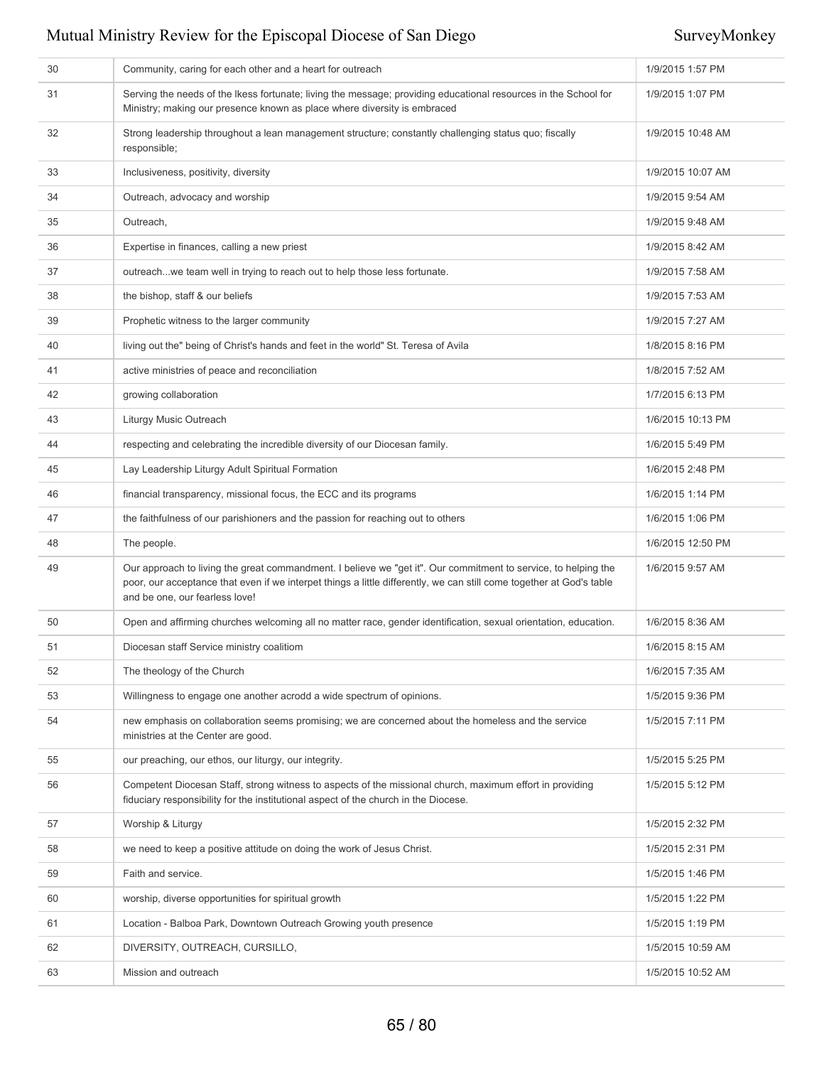| | | |
|---|---|---|
| 30 | Community, caring for each other and a heart for outreach | 1/9/2015 1:57 PM |
| 31 | Serving the needs of the lkess fortunate; living the message; providing educational resources in the School for Ministry; making our presence known as place where diversity is embraced | 1/9/2015 1:07 PM |
| 32 | Strong leadership throughout a lean management structure; constantly challenging status quo; fiscally responsible; | 1/9/2015 10:48 AM |
| 33 | Inclusiveness, positivity, diversity | 1/9/2015 10:07 AM |
| 34 | Outreach, advocacy and worship | 1/9/2015 9:54 AM |
| 35 | Outreach, | 1/9/2015 9:48 AM |
| 36 | Expertise in finances, calling a new priest | 1/9/2015 8:42 AM |
| 37 | outreach...we team well in trying to reach out to help those less fortunate. | 1/9/2015 7:58 AM |
| 38 | the bishop, staff & our beliefs | 1/9/2015 7:53 AM |
| 39 | Prophetic witness to the larger community | 1/9/2015 7:27 AM |
| 40 | living out the" being of Christ's hands and feet in the world" St. Teresa of Avila | 1/8/2015 8:16 PM |
| 41 | active ministries of peace and reconciliation | 1/8/2015 7:52 AM |
| 42 | growing collaboration | 1/7/2015 6:13 PM |
| 43 | Liturgy Music Outreach | 1/6/2015 10:13 PM |
| 44 | respecting and celebrating the incredible diversity of our Diocesan family. | 1/6/2015 5:49 PM |
| 45 | Lay Leadership Liturgy Adult Spiritual Formation | 1/6/2015 2:48 PM |
| 46 | financial transparency, missional focus, the ECC and its programs | 1/6/2015 1:14 PM |
| 47 | the faithfulness of our parishioners and the passion for reaching out to others | 1/6/2015 1:06 PM |
| 48 | The people. | 1/6/2015 12:50 PM |
| 49 | Our approach to living the great commandment. I believe we "get it". Our commitment to service, to helping the poor, our acceptance that even if we interpet things a little differently, we can still come together at God's table and be one, our fearless love! | 1/6/2015 9:57 AM |
| 50 | Open and affirming churches welcoming all no matter race, gender identification, sexual orientation, education. | 1/6/2015 8:36 AM |
| 51 | Diocesan staff Service ministry coalitiom | 1/6/2015 8:15 AM |
| 52 | The theology of the Church | 1/6/2015 7:35 AM |
| 53 | Willingness to engage one another acrodd a wide spectrum of opinions. | 1/5/2015 9:36 PM |
| 54 | new emphasis on collaboration seems promising; we are concerned about the homeless and the service ministries at the Center are good. | 1/5/2015 7:11 PM |
| 55 | our preaching, our ethos, our liturgy, our integrity. | 1/5/2015 5:25 PM |
| 56 | Competent Diocesan Staff, strong witness to aspects of the missional church, maximum effort in providing fiduciary responsibility for the institutional aspect of the church in the Diocese. | 1/5/2015 5:12 PM |
| 57 | Worship & Liturgy | 1/5/2015 2:32 PM |
| 58 | we need to keep a positive attitude on doing the work of Jesus Christ. | 1/5/2015 2:31 PM |
| 59 | Faith and service. | 1/5/2015 1:46 PM |
| 60 | worship, diverse opportunities for spiritual growth | 1/5/2015 1:22 PM |
| 61 | Location - Balboa Park, Downtown Outreach Growing youth presence | 1/5/2015 1:19 PM |
| 62 | DIVERSITY, OUTREACH, CURSILLO, | 1/5/2015 10:59 AM |
| 63 | Mission and outreach | 1/5/2015 10:52 AM |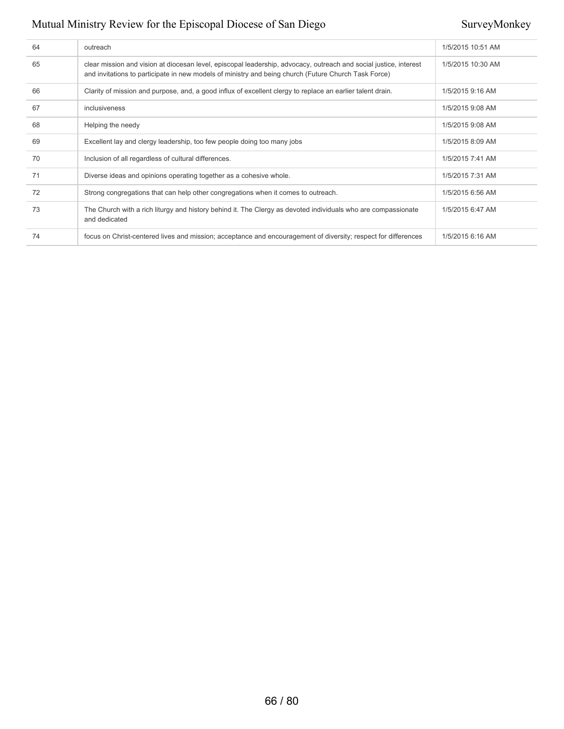| | | |
|---|---|---|
| 64 | outreach | 1/5/2015 10:51 AM |
| 65 | clear mission and vision at diocesan level, episcopal leadership, advocacy, outreach and social justice, interest and invitations to participate in new models of ministry and being church (Future Church Task Force) | 1/5/2015 10:30 AM |
| 66 | Clarity of mission and purpose, and, a good influx of excellent clergy to replace an earlier talent drain. | 1/5/2015 9:16 AM |
| 67 | inclusiveness | 1/5/2015 9:08 AM |
| 68 | Helping the needy | 1/5/2015 9:08 AM |
| 69 | Excellent lay and clergy leadership, too few people doing too many jobs | 1/5/2015 8:09 AM |
| 70 | Inclusion of all regardless of cultural differences. | 1/5/2015 7:41 AM |
| 71 | Diverse ideas and opinions operating together as a cohesive whole. | 1/5/2015 7:31 AM |
| 72 | Strong congregations that can help other congregations when it comes to outreach. | 1/5/2015 6:56 AM |
| 73 | The Church with a rich liturgy and history behind it. The Clergy as devoted individuals who are compassionate and dedicated | 1/5/2015 6:47 AM |
| 74 | focus on Christ-centered lives and mission; acceptance and encouragement of diversity; respect for differences | 1/5/2015 6:16 AM |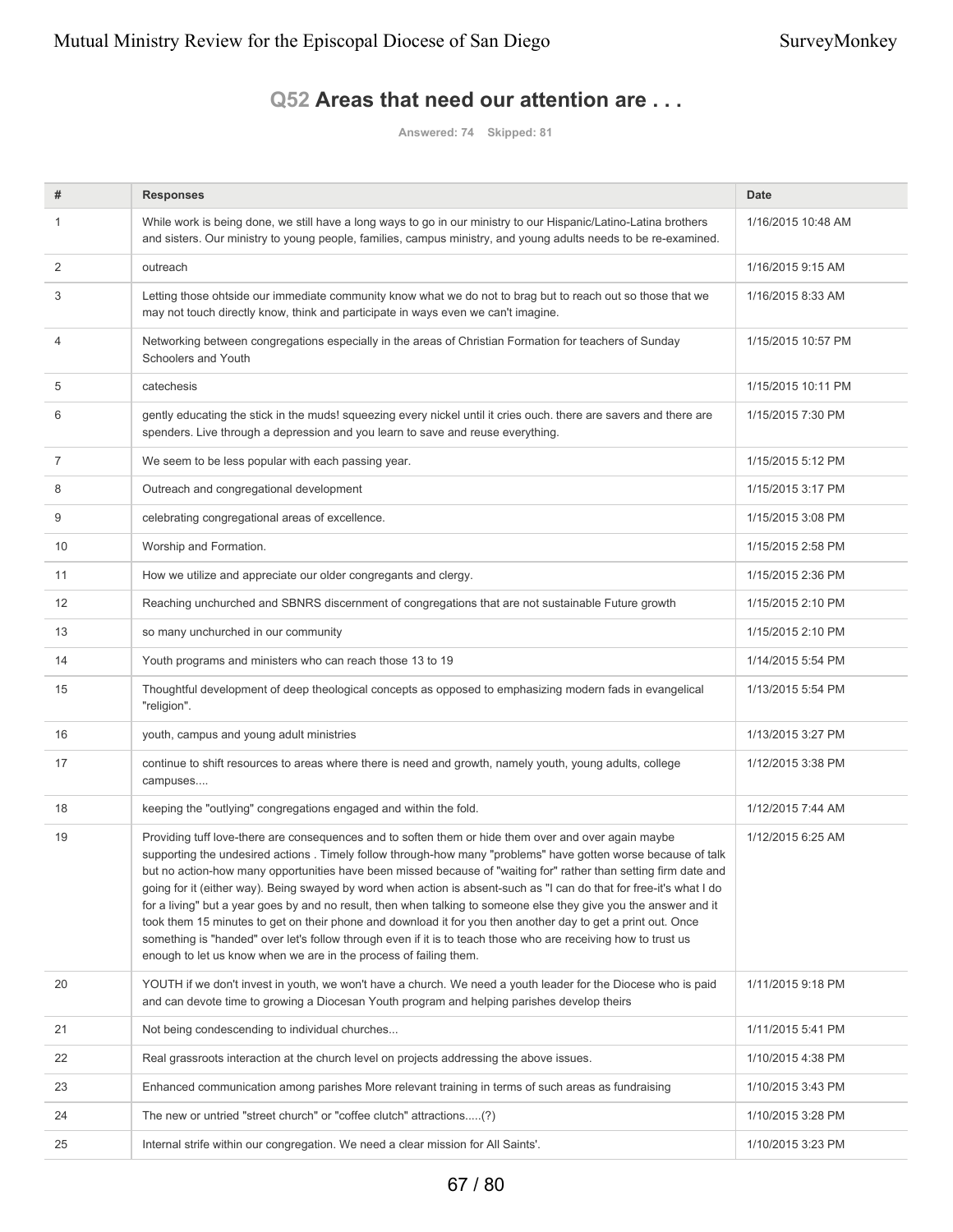## Q52 Areas that need our attention are . . .

Answered: 74 Skipped: 81

| # | Responses | Date |
|---|---|---|
| 1 | While work is being done, we still have a long ways to go in our ministry to our Hispanic/Latino-Latina brothers and sisters. Our ministry to young people, families, campus ministry, and young adults needs to be re-examined. | 1/16/2015 10:48 AM |
| 2 | outreach | 1/16/2015 9:15 AM |
| 3 | Letting those ohtside our immediate community know what we do not to brag but to reach out so those that we may not touch directly know, think and participate in ways even we can't imagine. | 1/16/2015 8:33 AM |
| 4 | Networking between congregations especially in the areas of Christian Formation for teachers of Sunday Schoolers and Youth | 1/15/2015 10:57 PM |
| 5 | catechesis | 1/15/2015 10:11 PM |
| 6 | gently educating the stick in the muds! squeezing every nickel until it cries ouch. there are savers and there are spenders. Live through a depression and you learn to save and reuse everything. | 1/15/2015 7:30 PM |
| 7 | We seem to be less popular with each passing year. | 1/15/2015 5:12 PM |
| 8 | Outreach and congregational development | 1/15/2015 3:17 PM |
| 9 | celebrating congregational areas of excellence. | 1/15/2015 3:08 PM |
| 10 | Worship and Formation. | 1/15/2015 2:58 PM |
| 11 | How we utilize and appreciate our older congregants and clergy. | 1/15/2015 2:36 PM |
| 12 | Reaching unchurched and SBNRS discernment of congregations that are not sustainable Future growth | 1/15/2015 2:10 PM |
| 13 | so many unchurched in our community | 1/15/2015 2:10 PM |
| 14 | Youth programs and ministers who can reach those 13 to 19 | 1/14/2015 5:54 PM |
| 15 | Thoughtful development of deep theological concepts as opposed to emphasizing modern fads in evangelical "religion". | 1/13/2015 5:54 PM |
| 16 | youth, campus and young adult ministries | 1/13/2015 3:27 PM |
| 17 | continue to shift resources to areas where there is need and growth, namely youth, young adults, college campuses.... | 1/12/2015 3:38 PM |
| 18 | keeping the "outlying" congregations engaged and within the fold. | 1/12/2015 7:44 AM |
| 19 | Providing tuff love-there are consequences and to soften them or hide them over and over again maybe supporting the undesired actions . Timely follow through-how many "problems" have gotten worse because of talk but no action-how many opportunities have been missed because of "waiting for" rather than setting firm date and going for it (either way). Being swayed by word when action is absent-such as "I can do that for free-it's what I do for a living" but a year goes by and no result, then when talking to someone else they give you the answer and it took them 15 minutes to get on their phone and download it for you then another day to get a print out. Once something is "handed" over let's follow through even if it is to teach those who are receiving how to trust us enough to let us know when we are in the process of failing them. | 1/12/2015 6:25 AM |
| 20 | YOUTH if we don't invest in youth, we won't have a church. We need a youth leader for the Diocese who is paid and can devote time to growing a Diocesan Youth program and helping parishes develop theirs | 1/11/2015 9:18 PM |
| 21 | Not being condescending to individual churches... | 1/11/2015 5:41 PM |
| 22 | Real grassroots interaction at the church level on projects addressing the above issues. | 1/10/2015 4:38 PM |
| 23 | Enhanced communication among parishes More relevant training in terms of such areas as fundraising | 1/10/2015 3:43 PM |
| 24 | The new or untried "street church" or "coffee clutch" attractions.....(?) | 1/10/2015 3:28 PM |
| 25 | Internal strife within our congregation. We need a clear mission for All Saints'. | 1/10/2015 3:23 PM |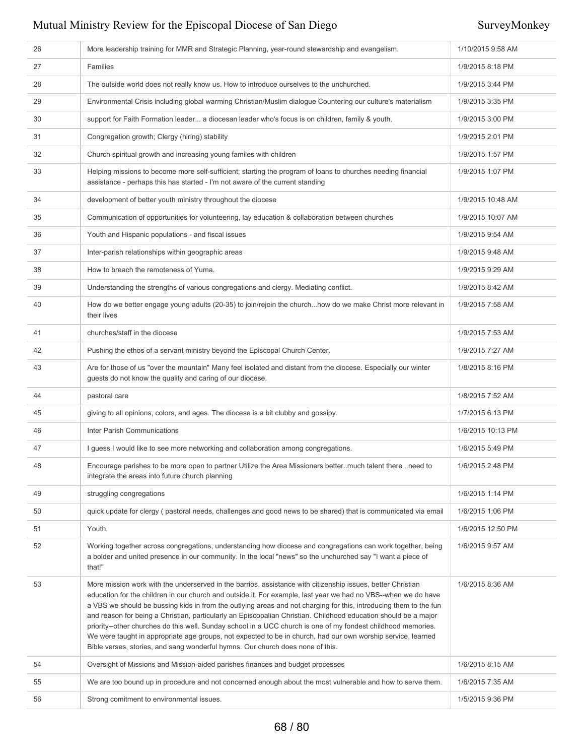| | | |
|---|---|---|
| 26 | More leadership training for MMR and Strategic Planning, year-round stewardship and evangelism. | 1/10/2015 9:58 AM |
| 27 | Families | 1/9/2015 8:18 PM |
| 28 | The outside world does not really know us. How to introduce ourselves to the unchurched. | 1/9/2015 3:44 PM |
| 29 | Environmental Crisis including global warming Christian/Muslim dialogue Countering our culture's materialism | 1/9/2015 3:35 PM |
| 30 | support for Faith Formation leader... a diocesan leader who's focus is on children, family & youth. | 1/9/2015 3:00 PM |
| 31 | Congregation growth; Clergy (hiring) stability | 1/9/2015 2:01 PM |
| 32 | Church spiritual growth and increasing young familes with children | 1/9/2015 1:57 PM |
| 33 | Helping missions to become more self-sufficient; starting the program of loans to churches needing financial assistance - perhaps this has started - I'm not aware of the current standing | 1/9/2015 1:07 PM |
| 34 | development of better youth ministry throughout the diocese | 1/9/2015 10:48 AM |
| 35 | Communication of opportunities for volunteering, lay education & collaboration between churches | 1/9/2015 10:07 AM |
| 36 | Youth and Hispanic populations - and fiscal issues | 1/9/2015 9:54 AM |
| 37 | Inter-parish relationships within geographic areas | 1/9/2015 9:48 AM |
| 38 | How to breach the remoteness of Yuma. | 1/9/2015 9:29 AM |
| 39 | Understanding the strengths of various congregations and clergy. Mediating conflict. | 1/9/2015 8:42 AM |
| 40 | How do we better engage young adults (20-35) to join/rejoin the church...how do we make Christ more relevant in their lives | 1/9/2015 7:58 AM |
| 41 | churches/staff in the diocese | 1/9/2015 7:53 AM |
| 42 | Pushing the ethos of a servant ministry beyond the Episcopal Church Center. | 1/9/2015 7:27 AM |
| 43 | Are for those of us "over the mountain" Many feel isolated and distant from the diocese. Especially our winter guests do not know the quality and caring of our diocese. | 1/8/2015 8:16 PM |
| 44 | pastoral care | 1/8/2015 7:52 AM |
| 45 | giving to all opinions, colors, and ages. The diocese is a bit clubby and gossipy. | 1/7/2015 6:13 PM |
| 46 | Inter Parish Communications | 1/6/2015 10:13 PM |
| 47 | I guess I would like to see more networking and collaboration among congregations. | 1/6/2015 5:49 PM |
| 48 | Encourage parishes to be more open to partner Utilize the Area Missioners better..much talent there ..need to integrate the areas into future church planning | 1/6/2015 2:48 PM |
| 49 | struggling congregations | 1/6/2015 1:14 PM |
| 50 | quick update for clergy ( pastoral needs, challenges and good news to be shared) that is communicated via email | 1/6/2015 1:06 PM |
| 51 | Youth. | 1/6/2015 12:50 PM |
| 52 | Working together across congregations, understanding how diocese and congregations can work together, being a bolder and united presence in our community. In the local "news" so the unchurched say "I want a piece of that!" | 1/6/2015 9:57 AM |
| 53 | More mission work with the underserved in the barrios, assistance with citizenship issues, better Christian education for the children in our church and outside it. For example, last year we had no VBS--when we do have a VBS we should be bussing kids in from the outlying areas and not charging for this, introducing them to the fun and reason for being a Christian, particularly an Episcopalian Christian. Childhood education should be a major priority--other churches do this well. Sunday school in a UCC church is one of my fondest childhood memories. We were taught in appropriate age groups, not expected to be in church, had our own worship service, learned Bible verses, stories, and sang wonderful hymns. Our church does none of this. | 1/6/2015 8:36 AM |
| 54 | Oversight of Missions and Mission-aided parishes finances and budget processes | 1/6/2015 8:15 AM |
| 55 | We are too bound up in procedure and not concerned enough about the most vulnerable and how to serve them. | 1/6/2015 7:35 AM |
| 56 | Strong comitment to environmental issues. | 1/5/2015 9:36 PM |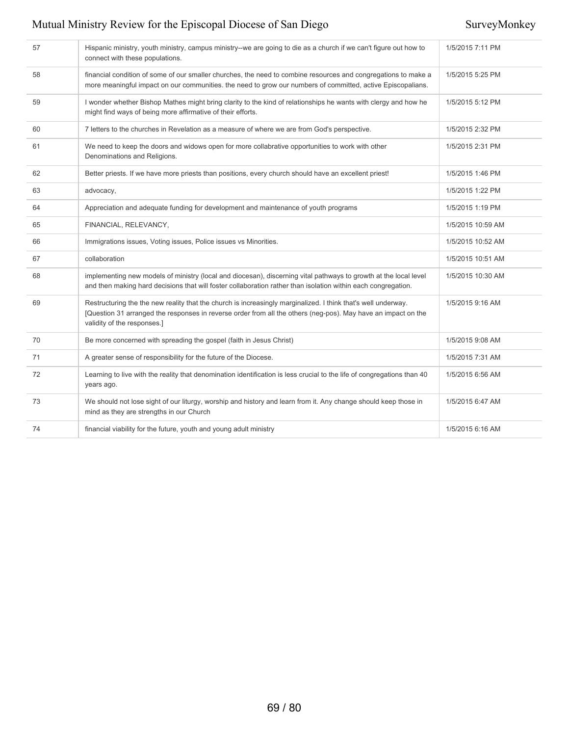| | | |
|---|---|---|
| 57 | Hispanic ministry, youth ministry, campus ministry--we are going to die as a church if we can't figure out how to connect with these populations. | 1/5/2015 7:11 PM |
| 58 | financial condition of some of our smaller churches, the need to combine resources and congregations to make a more meaningful impact on our communities. the need to grow our numbers of committed, active Episcopalians. | 1/5/2015 5:25 PM |
| 59 | I wonder whether Bishop Mathes might bring clarity to the kind of relationships he wants with clergy and how he might find ways of being more affirmative of their efforts. | 1/5/2015 5:12 PM |
| 60 | 7 letters to the churches in Revelation as a measure of where we are from God's perspective. | 1/5/2015 2:32 PM |
| 61 | We need to keep the doors and widows open for more collabrative opportunities to work with other Denominations and Religions. | 1/5/2015 2:31 PM |
| 62 | Better priests. If we have more priests than positions, every church should have an excellent priest! | 1/5/2015 1:46 PM |
| 63 | advocacy, | 1/5/2015 1:22 PM |
| 64 | Appreciation and adequate funding for development and maintenance of youth programs | 1/5/2015 1:19 PM |
| 65 | FINANCIAL, RELEVANCY, | 1/5/2015 10:59 AM |
| 66 | Immigrations issues, Voting issues, Police issues vs Minorities. | 1/5/2015 10:52 AM |
| 67 | collaboration | 1/5/2015 10:51 AM |
| 68 | implementing new models of ministry (local and diocesan), discerning vital pathways to growth at the local level and then making hard decisions that will foster collaboration rather than isolation within each congregation. | 1/5/2015 10:30 AM |
| 69 | Restructuring the the new reality that the church is increasingly marginalized. I think that's well underway. [Question 31 arranged the responses in reverse order from all the others (neg-pos). May have an impact on the validity of the responses.] | 1/5/2015 9:16 AM |
| 70 | Be more concerned with spreading the gospel (faith in Jesus Christ) | 1/5/2015 9:08 AM |
| 71 | A greater sense of responsibility for the future of the Diocese. | 1/5/2015 7:31 AM |
| 72 | Learning to live with the reality that denomination identification is less crucial to the life of congregations than 40 years ago. | 1/5/2015 6:56 AM |
| 73 | We should not lose sight of our liturgy, worship and history and learn from it. Any change should keep those in mind as they are strengths in our Church | 1/5/2015 6:47 AM |
| 74 | financial viability for the future, youth and young adult ministry | 1/5/2015 6:16 AM |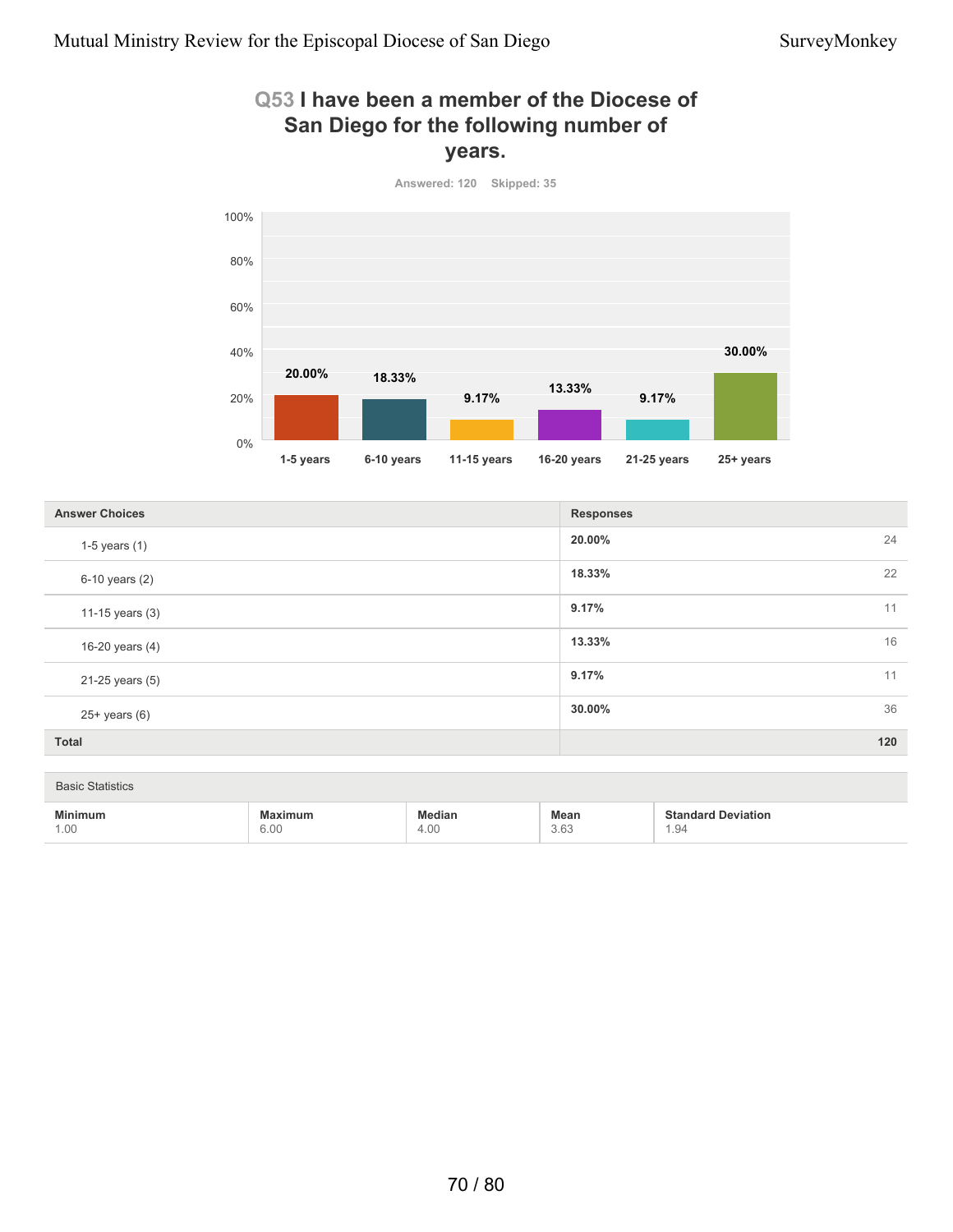## Q53 I have been a member of the Diocese of San Diego for the following number of years.

Answered: 120 Skipped: 35

| Answer Choices | Responses | |
|---|---|---|
| 1-5 years (1) | 20.00% | 24 |
| 6-10 years (2) | 18.33% | 22 |
| 11-15 years (3) | 9.17% | 11 |
| 16-20 years (4) | 13.33% | 16 |
| 21-25 years (5) | 9.17% | 11 |
| 25+ years (6) | 30.00% | 36 |
| **Total** | | **120** |

Basic Statistics

| Minimum | Maximum | Median | Mean | Standard Deviation |
|---|---|---|---|---|
| 1.00 | 6.00 | 4.00 | 3.63 | 1.94 |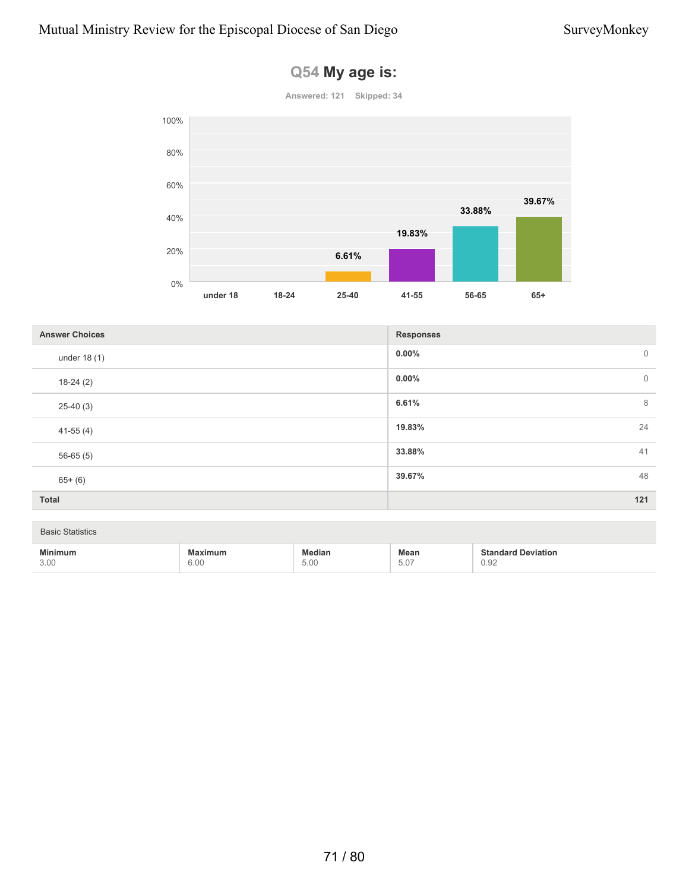## Q54 My age is:

Answered: 121 Skipped: 34

| Answer Choices | Responses | |
|---|---|---|
| under 18 (1) | 0.00% | 0 |
| 18-24 (2) | 0.00% | 0 |
| 25-40 (3) | 6.61% | 8 |
| 41-55 (4) | 19.83% | 24 |
| 56-65 (5) | 33.88% | 41 |
| 65+ (6) | 39.67% | 48 |
| **Total** | | **121** |

Basic Statistics

| Minimum | Maximum | Median | Mean | Standard Deviation |
|---|---|---|---|---|
| 3.00 | 6.00 | 5.00 | 5.07 | 0.92 |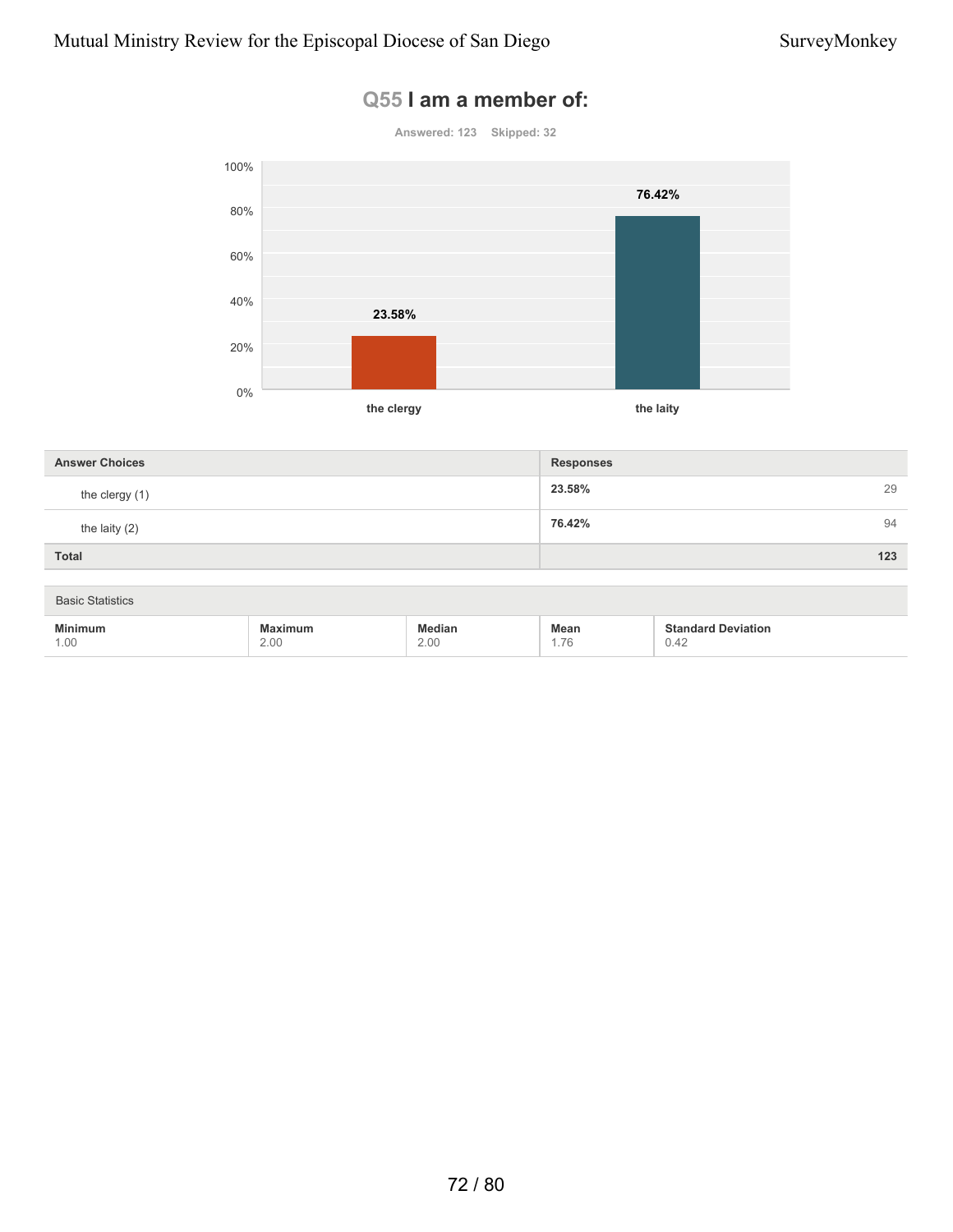## Q55 I am a member of:

Answered: 123    Skipped: 32

| Answer Choices | Responses | |
|---|---|---|
| the clergy (1) | 23.58% | 29 |
| the laity (2) | 76.42% | 94 |
| Total | | 123 |

| Basic Statistics | | | | |
|---|---|---|---|---|
| Minimum | Maximum | Median | Mean | Standard Deviation |
| 1.00 | 2.00 | 2.00 | 1.76 | 0.42 |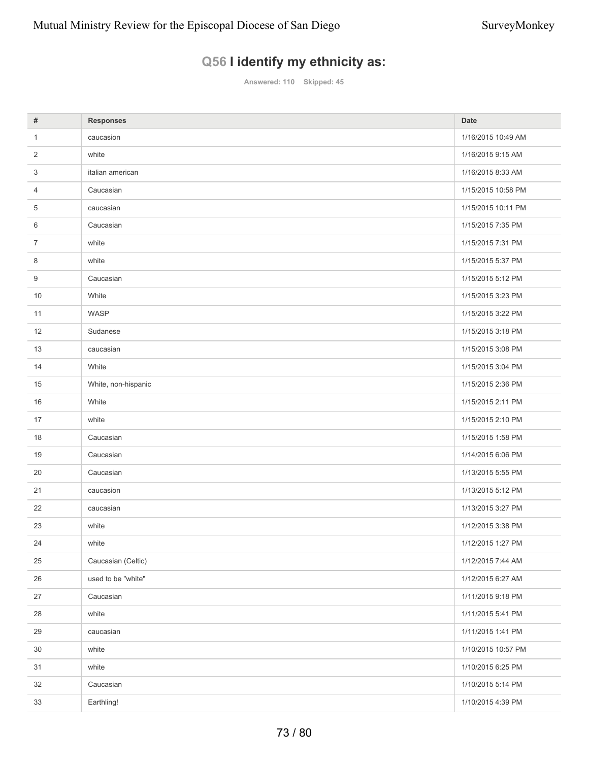## Q56 I identify my ethnicity as:

Answered: 110 Skipped: 45

| # | Responses | Date |
|---|---|---|
| 1 | caucasion | 1/16/2015 10:49 AM |
| 2 | white | 1/16/2015 9:15 AM |
| 3 | italian american | 1/16/2015 8:33 AM |
| 4 | Caucasian | 1/15/2015 10:58 PM |
| 5 | caucasian | 1/15/2015 10:11 PM |
| 6 | Caucasian | 1/15/2015 7:35 PM |
| 7 | white | 1/15/2015 7:31 PM |
| 8 | white | 1/15/2015 5:37 PM |
| 9 | Caucasian | 1/15/2015 5:12 PM |
| 10 | White | 1/15/2015 3:23 PM |
| 11 | WASP | 1/15/2015 3:22 PM |
| 12 | Sudanese | 1/15/2015 3:18 PM |
| 13 | caucasian | 1/15/2015 3:08 PM |
| 14 | White | 1/15/2015 3:04 PM |
| 15 | White, non-hispanic | 1/15/2015 2:36 PM |
| 16 | White | 1/15/2015 2:11 PM |
| 17 | white | 1/15/2015 2:10 PM |
| 18 | Caucasian | 1/15/2015 1:58 PM |
| 19 | Caucasian | 1/14/2015 6:06 PM |
| 20 | Caucasian | 1/13/2015 5:55 PM |
| 21 | caucasion | 1/13/2015 5:12 PM |
| 22 | caucasian | 1/13/2015 3:27 PM |
| 23 | white | 1/12/2015 3:38 PM |
| 24 | white | 1/12/2015 1:27 PM |
| 25 | Caucasian (Celtic) | 1/12/2015 7:44 AM |
| 26 | used to be "white" | 1/12/2015 6:27 AM |
| 27 | Caucasian | 1/11/2015 9:18 PM |
| 28 | white | 1/11/2015 5:41 PM |
| 29 | caucasian | 1/11/2015 1:41 PM |
| 30 | white | 1/10/2015 10:57 PM |
| 31 | white | 1/10/2015 6:25 PM |
| 32 | Caucasian | 1/10/2015 5:14 PM |
| 33 | Earthling! | 1/10/2015 4:39 PM |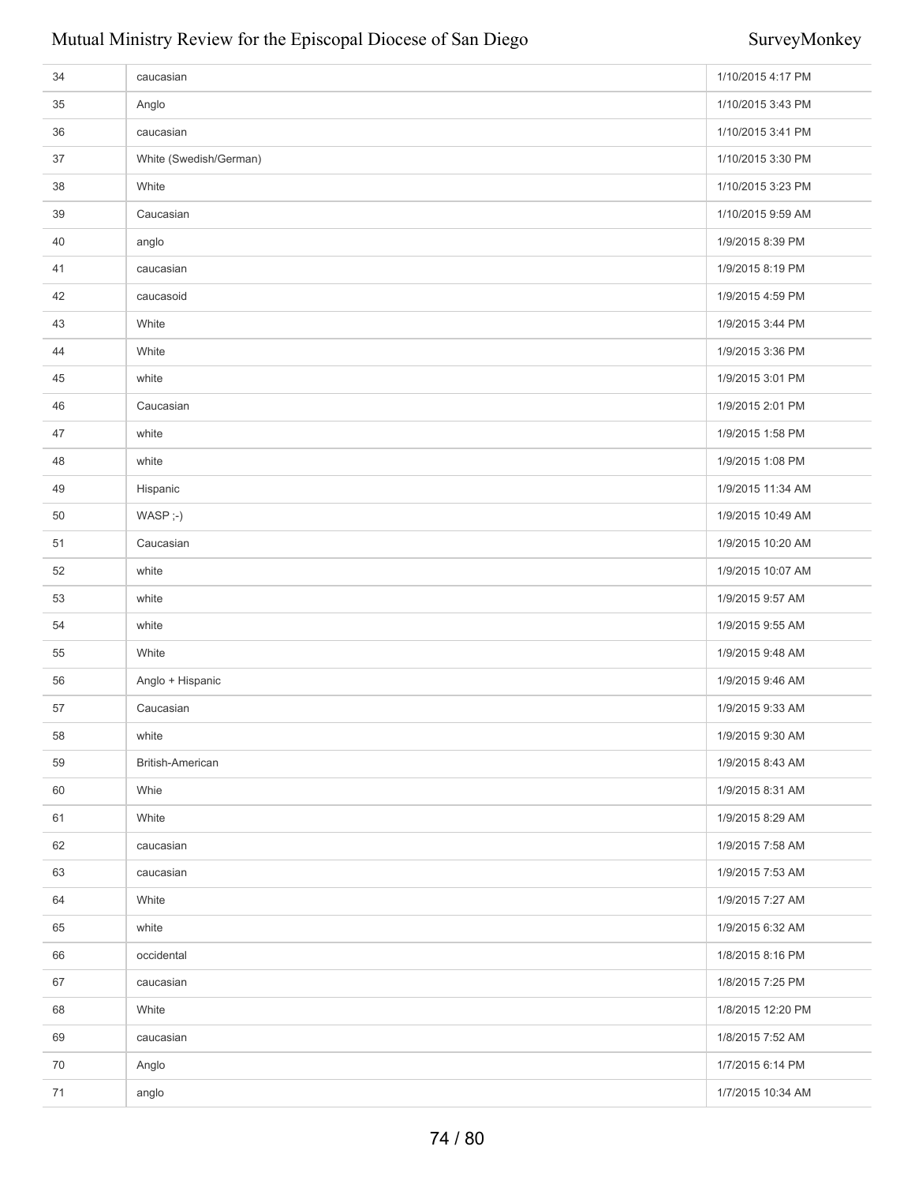| | | |
|---|---|---|
| 34 | caucasian | 1/10/2015 4:17 PM |
| 35 | Anglo | 1/10/2015 3:43 PM |
| 36 | caucasian | 1/10/2015 3:41 PM |
| 37 | White (Swedish/German) | 1/10/2015 3:30 PM |
| 38 | White | 1/10/2015 3:23 PM |
| 39 | Caucasian | 1/10/2015 9:59 AM |
| 40 | anglo | 1/9/2015 8:39 PM |
| 41 | caucasian | 1/9/2015 8:19 PM |
| 42 | caucasoid | 1/9/2015 4:59 PM |
| 43 | White | 1/9/2015 3:44 PM |
| 44 | White | 1/9/2015 3:36 PM |
| 45 | white | 1/9/2015 3:01 PM |
| 46 | Caucasian | 1/9/2015 2:01 PM |
| 47 | white | 1/9/2015 1:58 PM |
| 48 | white | 1/9/2015 1:08 PM |
| 49 | Hispanic | 1/9/2015 11:34 AM |
| 50 | WASP ;-) | 1/9/2015 10:49 AM |
| 51 | Caucasian | 1/9/2015 10:20 AM |
| 52 | white | 1/9/2015 10:07 AM |
| 53 | white | 1/9/2015 9:57 AM |
| 54 | white | 1/9/2015 9:55 AM |
| 55 | White | 1/9/2015 9:48 AM |
| 56 | Anglo + Hispanic | 1/9/2015 9:46 AM |
| 57 | Caucasian | 1/9/2015 9:33 AM |
| 58 | white | 1/9/2015 9:30 AM |
| 59 | British-American | 1/9/2015 8:43 AM |
| 60 | Whie | 1/9/2015 8:31 AM |
| 61 | White | 1/9/2015 8:29 AM |
| 62 | caucasian | 1/9/2015 7:58 AM |
| 63 | caucasian | 1/9/2015 7:53 AM |
| 64 | White | 1/9/2015 7:27 AM |
| 65 | white | 1/9/2015 6:32 AM |
| 66 | occidental | 1/8/2015 8:16 PM |
| 67 | caucasian | 1/8/2015 7:25 PM |
| 68 | White | 1/8/2015 12:20 PM |
| 69 | caucasian | 1/8/2015 7:52 AM |
| 70 | Anglo | 1/7/2015 6:14 PM |
| 71 | anglo | 1/7/2015 10:34 AM |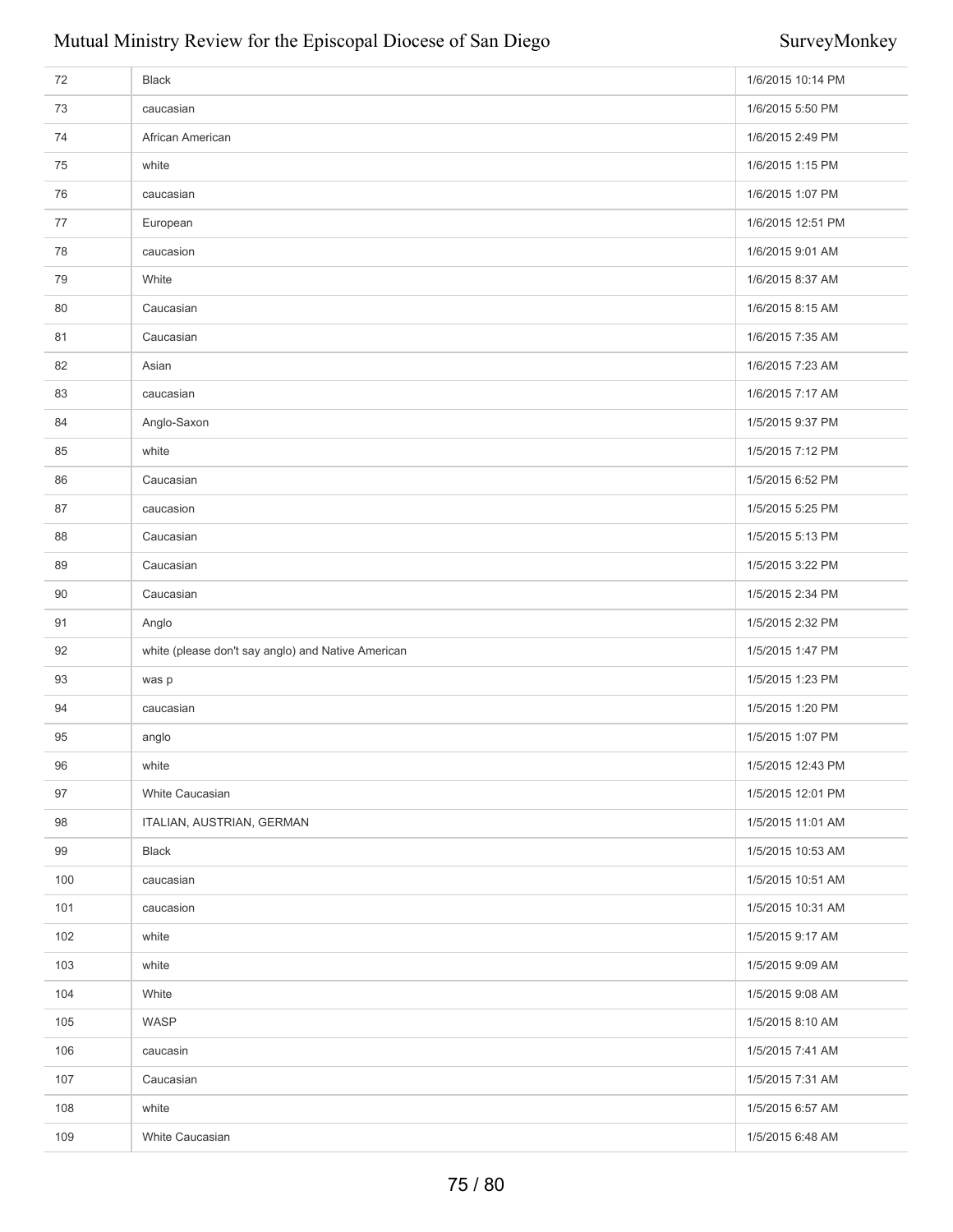| | | |
|---|---|---|
| 72 | Black | 1/6/2015 10:14 PM |
| 73 | caucasian | 1/6/2015 5:50 PM |
| 74 | African American | 1/6/2015 2:49 PM |
| 75 | white | 1/6/2015 1:15 PM |
| 76 | caucasian | 1/6/2015 1:07 PM |
| 77 | European | 1/6/2015 12:51 PM |
| 78 | caucasion | 1/6/2015 9:01 AM |
| 79 | White | 1/6/2015 8:37 AM |
| 80 | Caucasian | 1/6/2015 8:15 AM |
| 81 | Caucasian | 1/6/2015 7:35 AM |
| 82 | Asian | 1/6/2015 7:23 AM |
| 83 | caucasian | 1/6/2015 7:17 AM |
| 84 | Anglo-Saxon | 1/5/2015 9:37 PM |
| 85 | white | 1/5/2015 7:12 PM |
| 86 | Caucasian | 1/5/2015 6:52 PM |
| 87 | caucasion | 1/5/2015 5:25 PM |
| 88 | Caucasian | 1/5/2015 5:13 PM |
| 89 | Caucasian | 1/5/2015 3:22 PM |
| 90 | Caucasian | 1/5/2015 2:34 PM |
| 91 | Anglo | 1/5/2015 2:32 PM |
| 92 | white (please don't say anglo) and Native American | 1/5/2015 1:47 PM |
| 93 | was p | 1/5/2015 1:23 PM |
| 94 | caucasian | 1/5/2015 1:20 PM |
| 95 | anglo | 1/5/2015 1:07 PM |
| 96 | white | 1/5/2015 12:43 PM |
| 97 | White Caucasian | 1/5/2015 12:01 PM |
| 98 | ITALIAN, AUSTRIAN, GERMAN | 1/5/2015 11:01 AM |
| 99 | Black | 1/5/2015 10:53 AM |
| 100 | caucasian | 1/5/2015 10:51 AM |
| 101 | caucasion | 1/5/2015 10:31 AM |
| 102 | white | 1/5/2015 9:17 AM |
| 103 | white | 1/5/2015 9:09 AM |
| 104 | White | 1/5/2015 9:08 AM |
| 105 | WASP | 1/5/2015 8:10 AM |
| 106 | caucasin | 1/5/2015 7:41 AM |
| 107 | Caucasian | 1/5/2015 7:31 AM |
| 108 | white | 1/5/2015 6:57 AM |
| 109 | White Caucasian | 1/5/2015 6:48 AM |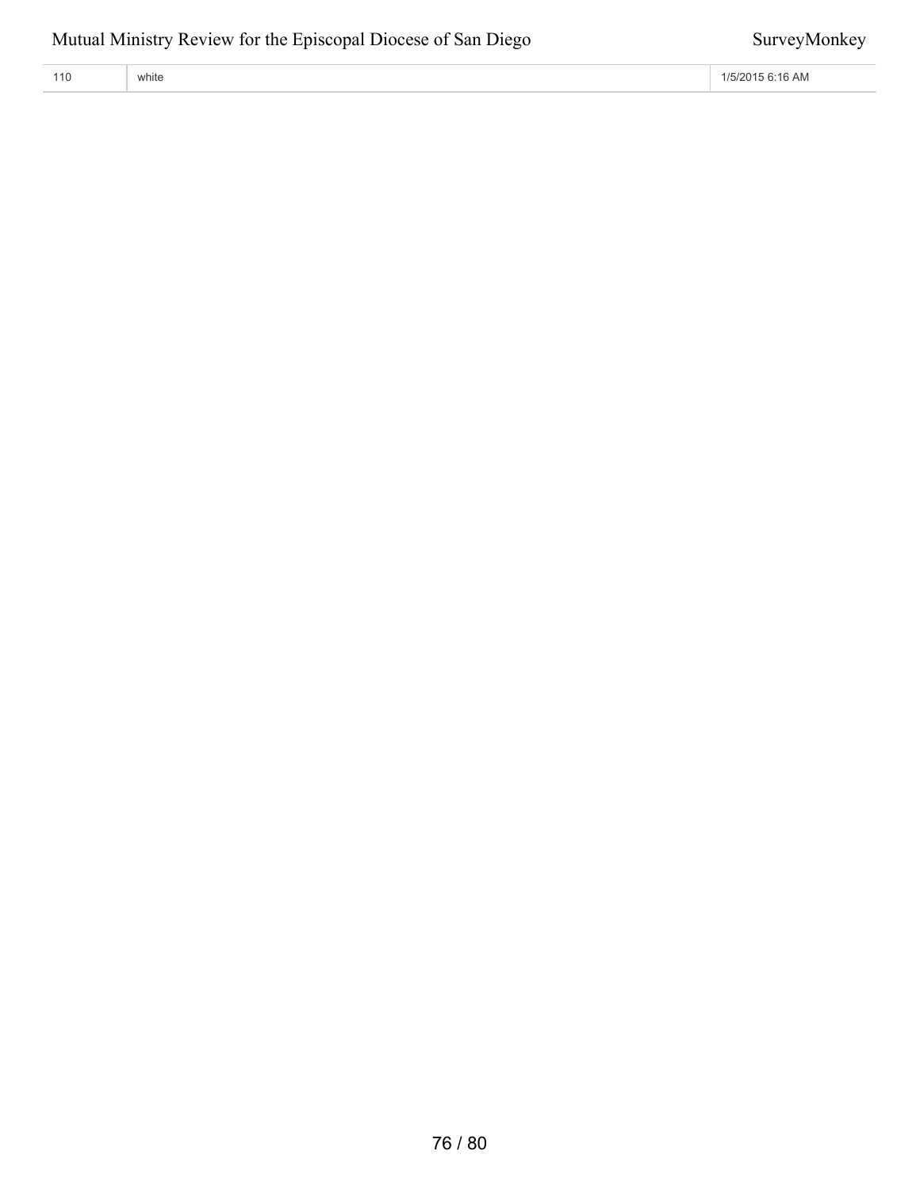| | | |
|---|---|---|
| 110 | white | 1/5/2015 6:16 AM |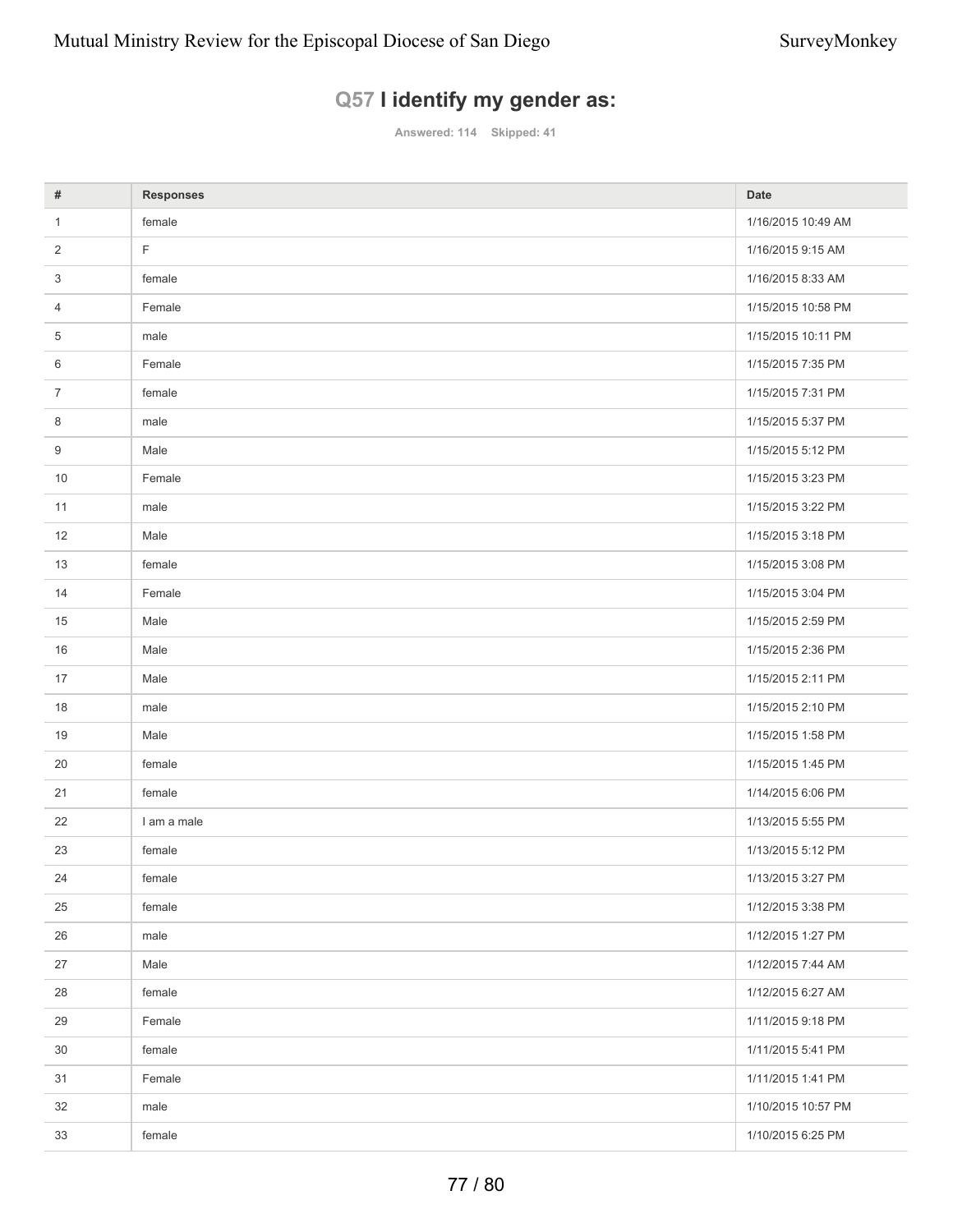## Q57 I identify my gender as:

Answered: 114 Skipped: 41

| # | Responses | Date |
|---|---|---|
| 1 | female | 1/16/2015 10:49 AM |
| 2 | F | 1/16/2015 9:15 AM |
| 3 | female | 1/16/2015 8:33 AM |
| 4 | Female | 1/15/2015 10:58 PM |
| 5 | male | 1/15/2015 10:11 PM |
| 6 | Female | 1/15/2015 7:35 PM |
| 7 | female | 1/15/2015 7:31 PM |
| 8 | male | 1/15/2015 5:37 PM |
| 9 | Male | 1/15/2015 5:12 PM |
| 10 | Female | 1/15/2015 3:23 PM |
| 11 | male | 1/15/2015 3:22 PM |
| 12 | Male | 1/15/2015 3:18 PM |
| 13 | female | 1/15/2015 3:08 PM |
| 14 | Female | 1/15/2015 3:04 PM |
| 15 | Male | 1/15/2015 2:59 PM |
| 16 | Male | 1/15/2015 2:36 PM |
| 17 | Male | 1/15/2015 2:11 PM |
| 18 | male | 1/15/2015 2:10 PM |
| 19 | Male | 1/15/2015 1:58 PM |
| 20 | female | 1/15/2015 1:45 PM |
| 21 | female | 1/14/2015 6:06 PM |
| 22 | I am a male | 1/13/2015 5:55 PM |
| 23 | female | 1/13/2015 5:12 PM |
| 24 | female | 1/13/2015 3:27 PM |
| 25 | female | 1/12/2015 3:38 PM |
| 26 | male | 1/12/2015 1:27 PM |
| 27 | Male | 1/12/2015 7:44 AM |
| 28 | female | 1/12/2015 6:27 AM |
| 29 | Female | 1/11/2015 9:18 PM |
| 30 | female | 1/11/2015 5:41 PM |
| 31 | Female | 1/11/2015 1:41 PM |
| 32 | male | 1/10/2015 10:57 PM |
| 33 | female | 1/10/2015 6:25 PM |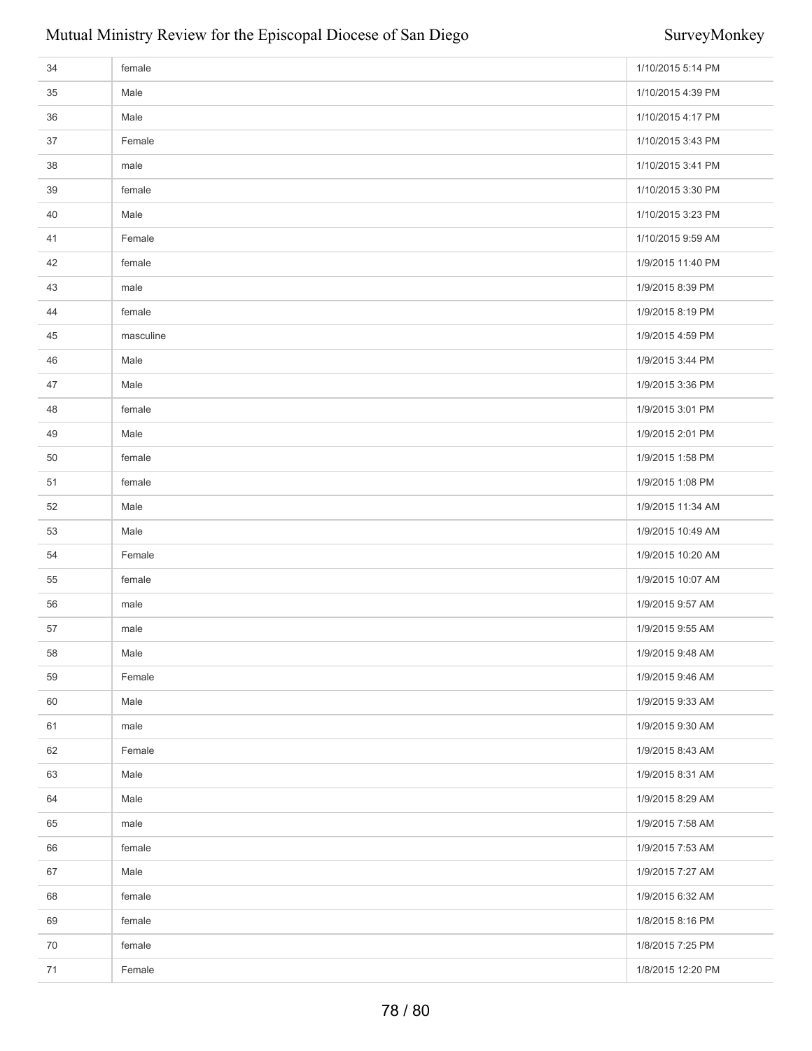| | | |
|---|---|---|
| 34 | female | 1/10/2015 5:14 PM |
| 35 | Male | 1/10/2015 4:39 PM |
| 36 | Male | 1/10/2015 4:17 PM |
| 37 | Female | 1/10/2015 3:43 PM |
| 38 | male | 1/10/2015 3:41 PM |
| 39 | female | 1/10/2015 3:30 PM |
| 40 | Male | 1/10/2015 3:23 PM |
| 41 | Female | 1/10/2015 9:59 AM |
| 42 | female | 1/9/2015 11:40 PM |
| 43 | male | 1/9/2015 8:39 PM |
| 44 | female | 1/9/2015 8:19 PM |
| 45 | masculine | 1/9/2015 4:59 PM |
| 46 | Male | 1/9/2015 3:44 PM |
| 47 | Male | 1/9/2015 3:36 PM |
| 48 | female | 1/9/2015 3:01 PM |
| 49 | Male | 1/9/2015 2:01 PM |
| 50 | female | 1/9/2015 1:58 PM |
| 51 | female | 1/9/2015 1:08 PM |
| 52 | Male | 1/9/2015 11:34 AM |
| 53 | Male | 1/9/2015 10:49 AM |
| 54 | Female | 1/9/2015 10:20 AM |
| 55 | female | 1/9/2015 10:07 AM |
| 56 | male | 1/9/2015 9:57 AM |
| 57 | male | 1/9/2015 9:55 AM |
| 58 | Male | 1/9/2015 9:48 AM |
| 59 | Female | 1/9/2015 9:46 AM |
| 60 | Male | 1/9/2015 9:33 AM |
| 61 | male | 1/9/2015 9:30 AM |
| 62 | Female | 1/9/2015 8:43 AM |
| 63 | Male | 1/9/2015 8:31 AM |
| 64 | Male | 1/9/2015 8:29 AM |
| 65 | male | 1/9/2015 7:58 AM |
| 66 | female | 1/9/2015 7:53 AM |
| 67 | Male | 1/9/2015 7:27 AM |
| 68 | female | 1/9/2015 6:32 AM |
| 69 | female | 1/8/2015 8:16 PM |
| 70 | female | 1/8/2015 7:25 PM |
| 71 | Female | 1/8/2015 12:20 PM |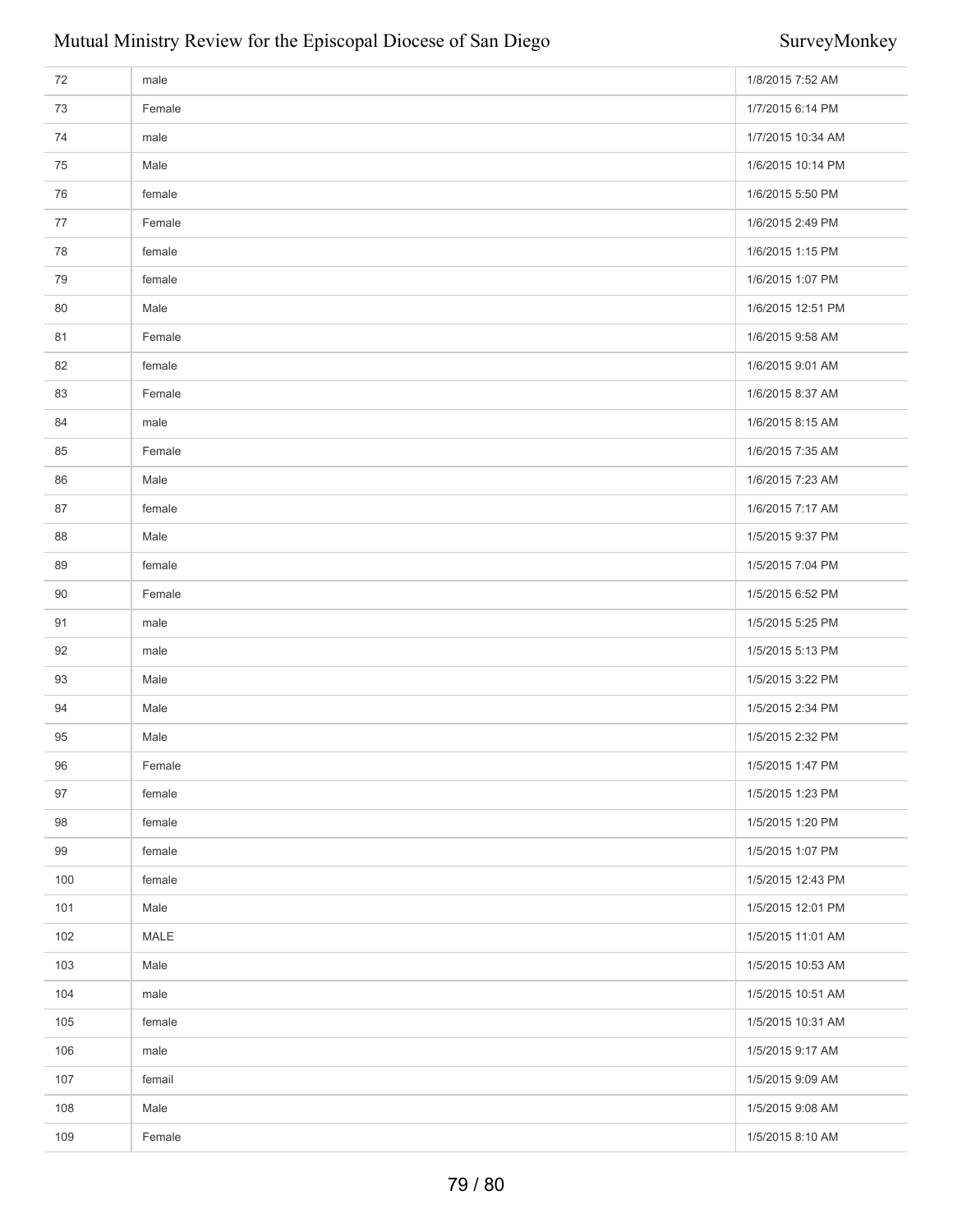| | | |
|---|---|---|
| 72 | male | 1/8/2015 7:52 AM |
| 73 | Female | 1/7/2015 6:14 PM |
| 74 | male | 1/7/2015 10:34 AM |
| 75 | Male | 1/6/2015 10:14 PM |
| 76 | female | 1/6/2015 5:50 PM |
| 77 | Female | 1/6/2015 2:49 PM |
| 78 | female | 1/6/2015 1:15 PM |
| 79 | female | 1/6/2015 1:07 PM |
| 80 | Male | 1/6/2015 12:51 PM |
| 81 | Female | 1/6/2015 9:58 AM |
| 82 | female | 1/6/2015 9:01 AM |
| 83 | Female | 1/6/2015 8:37 AM |
| 84 | male | 1/6/2015 8:15 AM |
| 85 | Female | 1/6/2015 7:35 AM |
| 86 | Male | 1/6/2015 7:23 AM |
| 87 | female | 1/6/2015 7:17 AM |
| 88 | Male | 1/5/2015 9:37 PM |
| 89 | female | 1/5/2015 7:04 PM |
| 90 | Female | 1/5/2015 6:52 PM |
| 91 | male | 1/5/2015 5:25 PM |
| 92 | male | 1/5/2015 5:13 PM |
| 93 | Male | 1/5/2015 3:22 PM |
| 94 | Male | 1/5/2015 2:34 PM |
| 95 | Male | 1/5/2015 2:32 PM |
| 96 | Female | 1/5/2015 1:47 PM |
| 97 | female | 1/5/2015 1:23 PM |
| 98 | female | 1/5/2015 1:20 PM |
| 99 | female | 1/5/2015 1:07 PM |
| 100 | female | 1/5/2015 12:43 PM |
| 101 | Male | 1/5/2015 12:01 PM |
| 102 | MALE | 1/5/2015 11:01 AM |
| 103 | Male | 1/5/2015 10:53 AM |
| 104 | male | 1/5/2015 10:51 AM |
| 105 | female | 1/5/2015 10:31 AM |
| 106 | male | 1/5/2015 9:17 AM |
| 107 | femail | 1/5/2015 9:09 AM |
| 108 | Male | 1/5/2015 9:08 AM |
| 109 | Female | 1/5/2015 8:10 AM |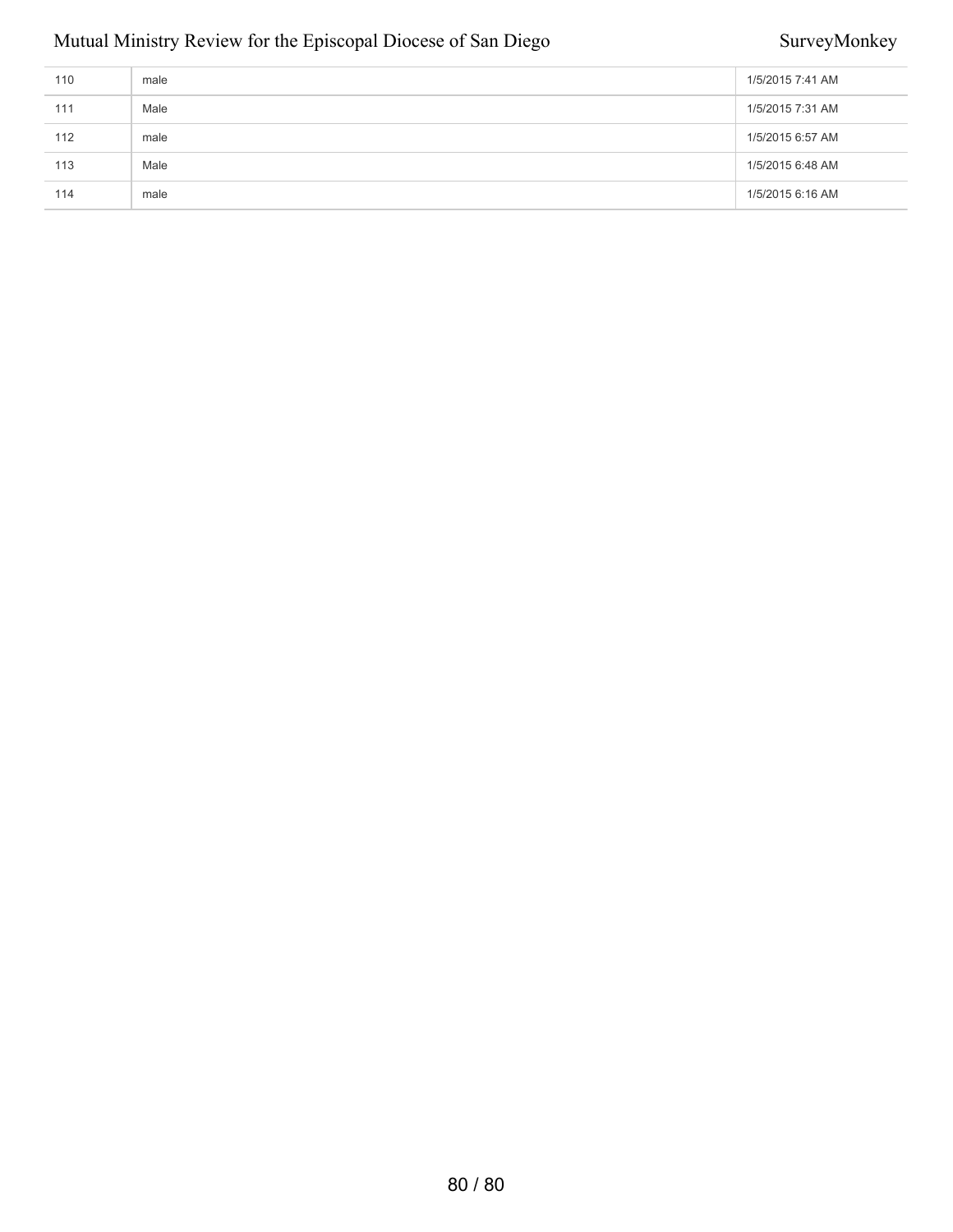| | | |
|---|---|---|
| 110 | male | 1/5/2015 7:41 AM |
| 111 | Male | 1/5/2015 7:31 AM |
| 112 | male | 1/5/2015 6:57 AM |
| 113 | Male | 1/5/2015 6:48 AM |
| 114 | male | 1/5/2015 6:16 AM |